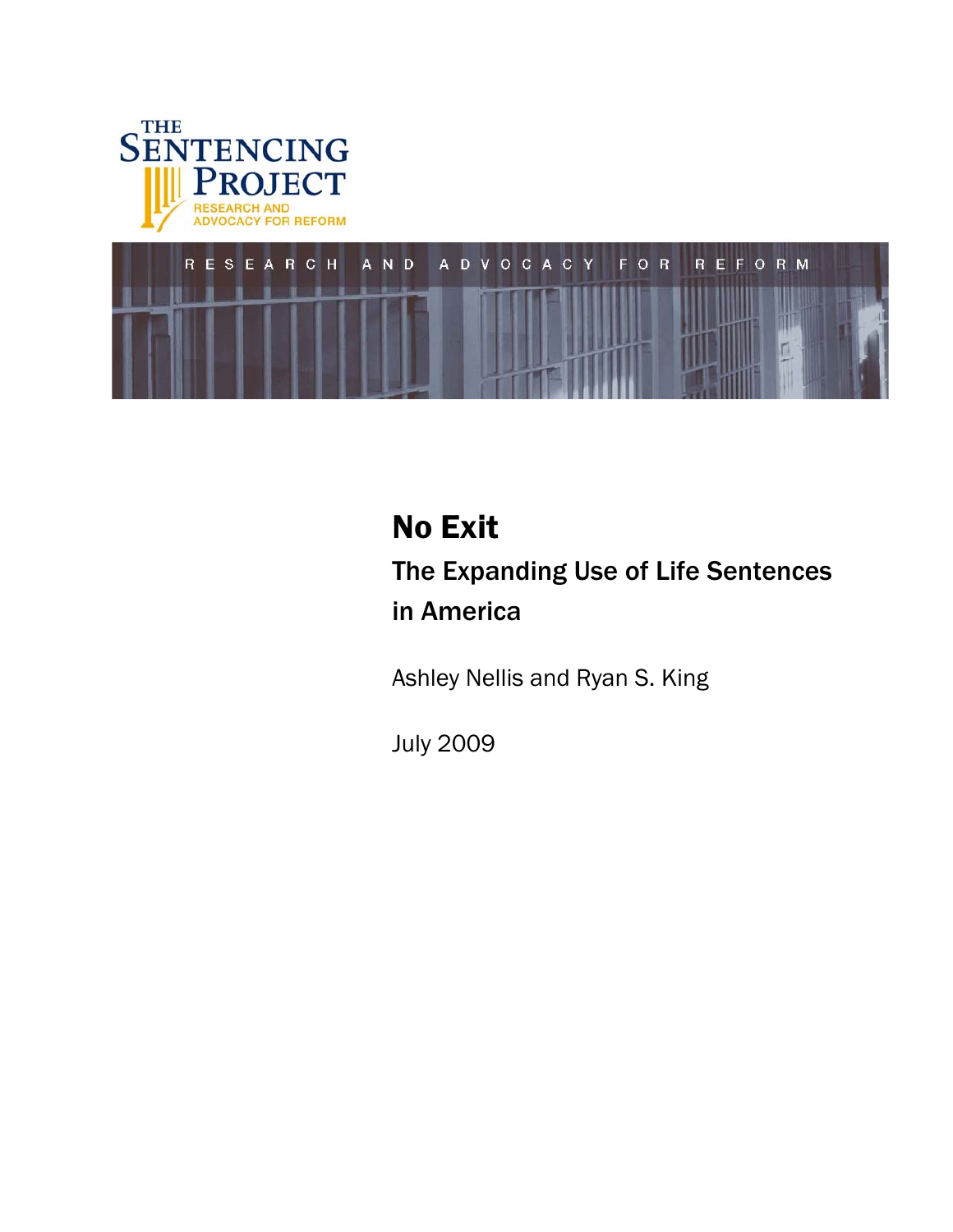THE SENTENCING PROJECT

RESEARCH AND ADVOCACY FOR REFORM

# No Exit

## The Expanding Use of Life Sentences in America

Ashley Nellis and Ryan S. King

July 2009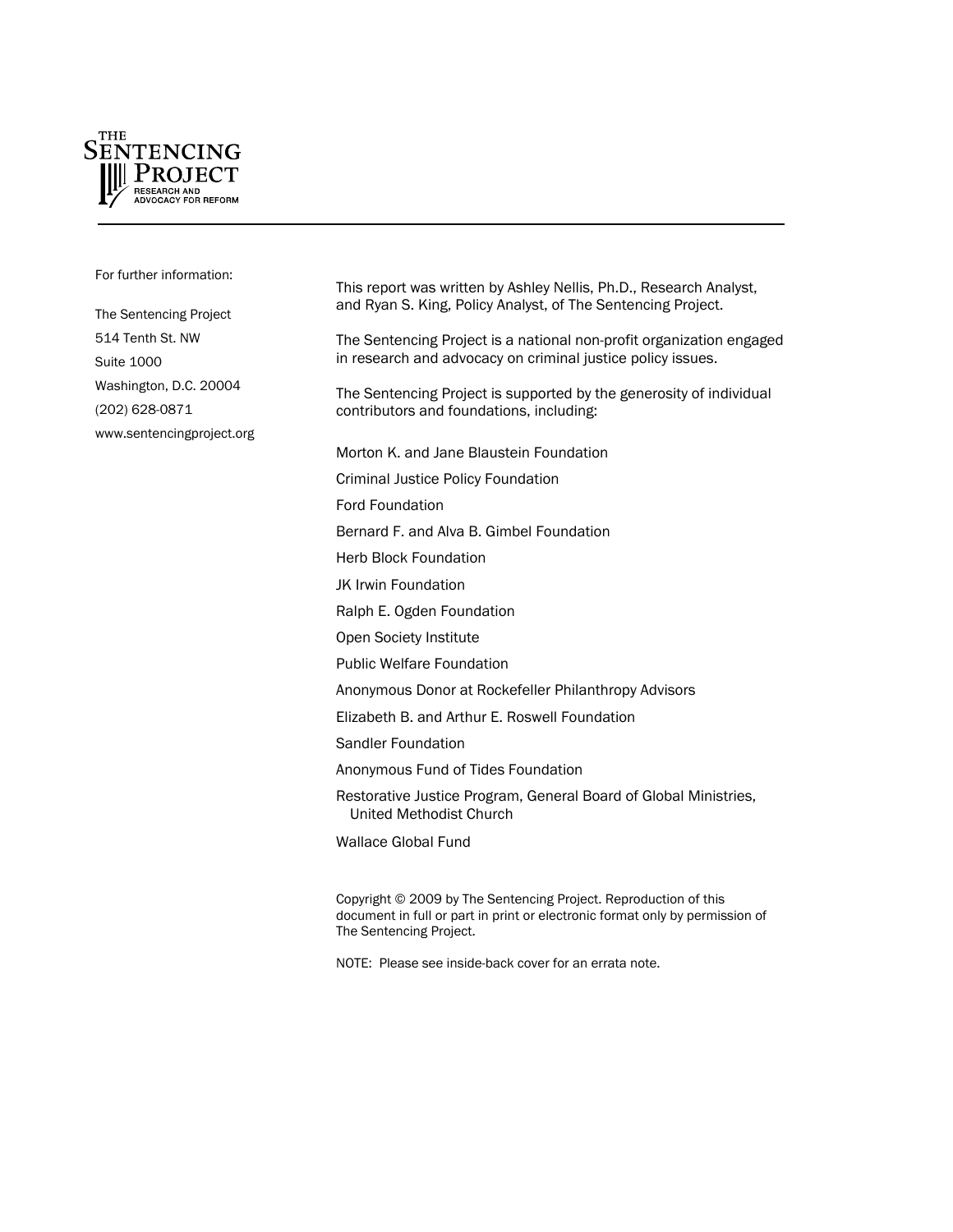**THE SENTENCING PROJECT**
RESEARCH AND ADVOCACY FOR REFORM

For further information:

The Sentencing Project
514 Tenth St. NW
Suite 1000
Washington, D.C. 20004
(202) 628-0871
www.sentencingproject.org

This report was written by Ashley Nellis, Ph.D., Research Analyst, and Ryan S. King, Policy Analyst, of The Sentencing Project.

The Sentencing Project is a national non-profit organization engaged in research and advocacy on criminal justice policy issues.

The Sentencing Project is supported by the generosity of individual contributors and foundations, including:

Morton K. and Jane Blaustein Foundation

Criminal Justice Policy Foundation

Ford Foundation

Bernard F. and Alva B. Gimbel Foundation

Herb Block Foundation

JK Irwin Foundation

Ralph E. Ogden Foundation

Open Society Institute

Public Welfare Foundation

Anonymous Donor at Rockefeller Philanthropy Advisors

Elizabeth B. and Arthur E. Roswell Foundation

Sandler Foundation

Anonymous Fund of Tides Foundation

Restorative Justice Program, General Board of Global Ministries, United Methodist Church

Wallace Global Fund

Copyright © 2009 by The Sentencing Project. Reproduction of this document in full or part in print or electronic format only by permission of The Sentencing Project.

NOTE: Please see inside-back cover for an errata note.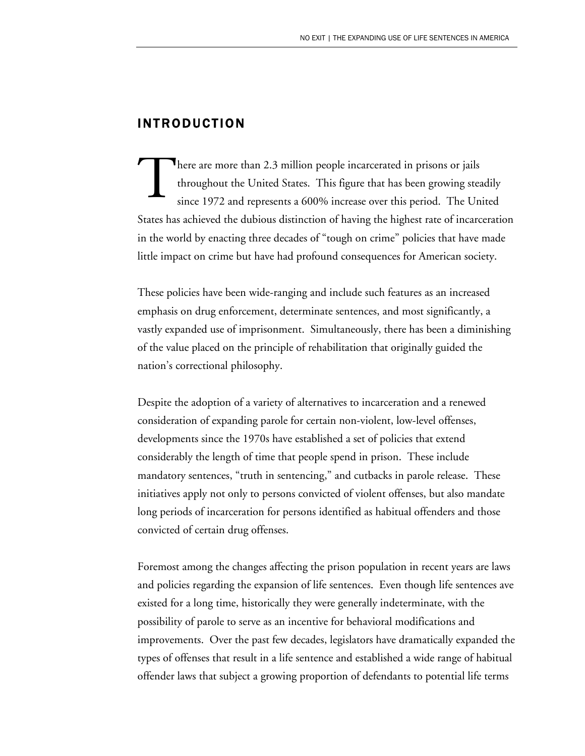## INTRODUCTION

There are more than 2.3 million people incarcerated in prisons or jails throughout the United States. This figure that has been growing steadily since 1972 and represents a 600% increase over this period. The United States has achieved the dubious distinction of having the highest rate of incarceration in the world by enacting three decades of "tough on crime" policies that have made little impact on crime but have had profound consequences for American society.

These policies have been wide-ranging and include such features as an increased emphasis on drug enforcement, determinate sentences, and most significantly, a vastly expanded use of imprisonment. Simultaneously, there has been a diminishing of the value placed on the principle of rehabilitation that originally guided the nation's correctional philosophy.

Despite the adoption of a variety of alternatives to incarceration and a renewed consideration of expanding parole for certain non-violent, low-level offenses, developments since the 1970s have established a set of policies that extend considerably the length of time that people spend in prison. These include mandatory sentences, "truth in sentencing," and cutbacks in parole release. These initiatives apply not only to persons convicted of violent offenses, but also mandate long periods of incarceration for persons identified as habitual offenders and those convicted of certain drug offenses.

Foremost among the changes affecting the prison population in recent years are laws and policies regarding the expansion of life sentences. Even though life sentences ave existed for a long time, historically they were generally indeterminate, with the possibility of parole to serve as an incentive for behavioral modifications and improvements. Over the past few decades, legislators have dramatically expanded the types of offenses that result in a life sentence and established a wide range of habitual offender laws that subject a growing proportion of defendants to potential life terms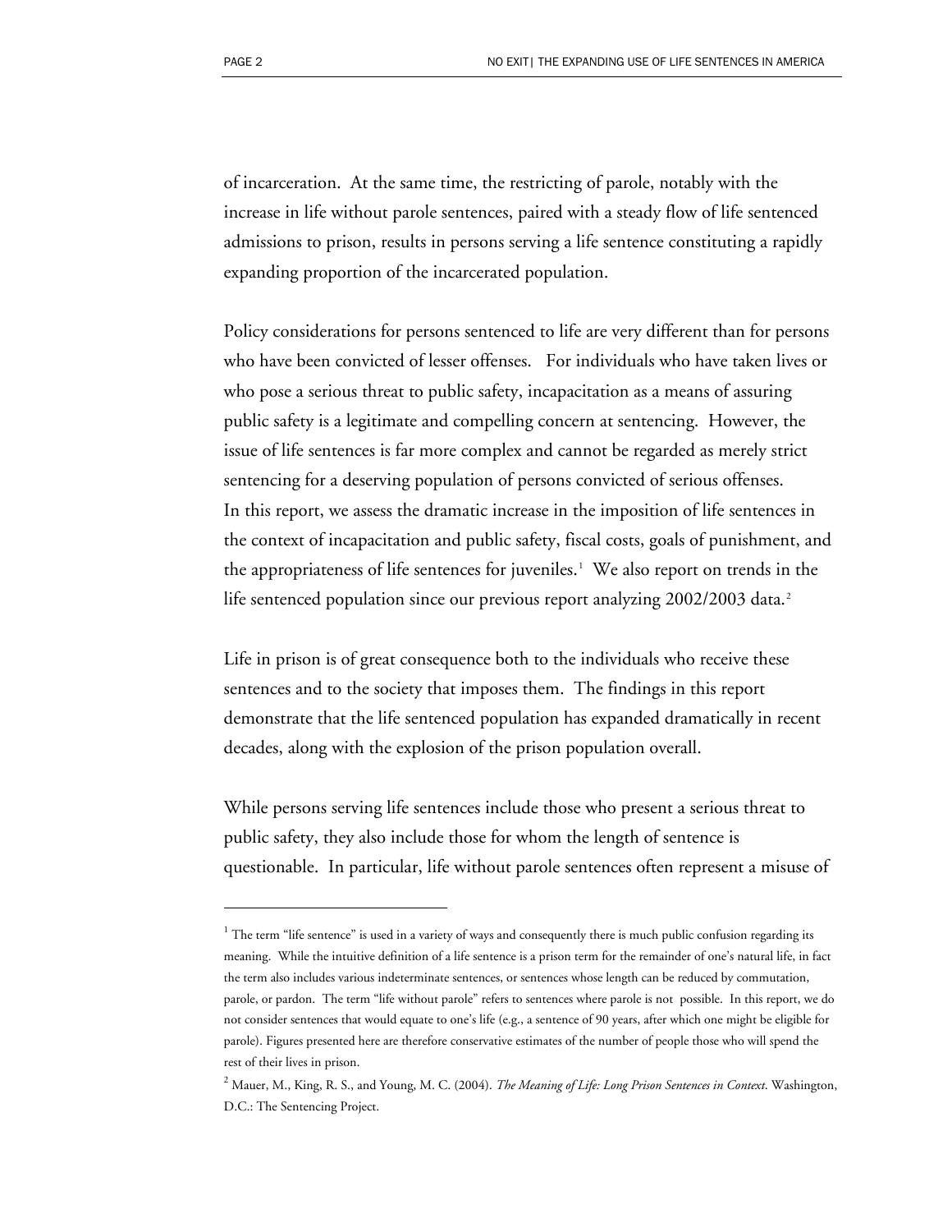of incarceration. At the same time, the restricting of parole, notably with the increase in life without parole sentences, paired with a steady flow of life sentenced admissions to prison, results in persons serving a life sentence constituting a rapidly expanding proportion of the incarcerated population.

Policy considerations for persons sentenced to life are very different than for persons who have been convicted of lesser offenses. For individuals who have taken lives or who pose a serious threat to public safety, incapacitation as a means of assuring public safety is a legitimate and compelling concern at sentencing. However, the issue of life sentences is far more complex and cannot be regarded as merely strict sentencing for a deserving population of persons convicted of serious offenses. In this report, we assess the dramatic increase in the imposition of life sentences in the context of incapacitation and public safety, fiscal costs, goals of punishment, and the appropriateness of life sentences for juveniles.[1] We also report on trends in the life sentenced population since our previous report analyzing 2002/2003 data.[2]

Life in prison is of great consequence both to the individuals who receive these sentences and to the society that imposes them. The findings in this report demonstrate that the life sentenced population has expanded dramatically in recent decades, along with the explosion of the prison population overall.

While persons serving life sentences include those who present a serious threat to public safety, they also include those for whom the length of sentence is questionable. In particular, life without parole sentences often represent a misuse of

---

[1] The term "life sentence" is used in a variety of ways and consequently there is much public confusion regarding its meaning. While the intuitive definition of a life sentence is a prison term for the remainder of one's natural life, in fact the term also includes various indeterminate sentences, or sentences whose length can be reduced by commutation, parole, or pardon. The term "life without parole" refers to sentences where parole is not possible. In this report, we do not consider sentences that would equate to one's life (e.g., a sentence of 90 years, after which one might be eligible for parole). Figures presented here are therefore conservative estimates of the number of people those who will spend the rest of their lives in prison.

[2] Mauer, M., King, R. S., and Young, M. C. (2004). *The Meaning of Life: Long Prison Sentences in Context*. Washington, D.C.: The Sentencing Project.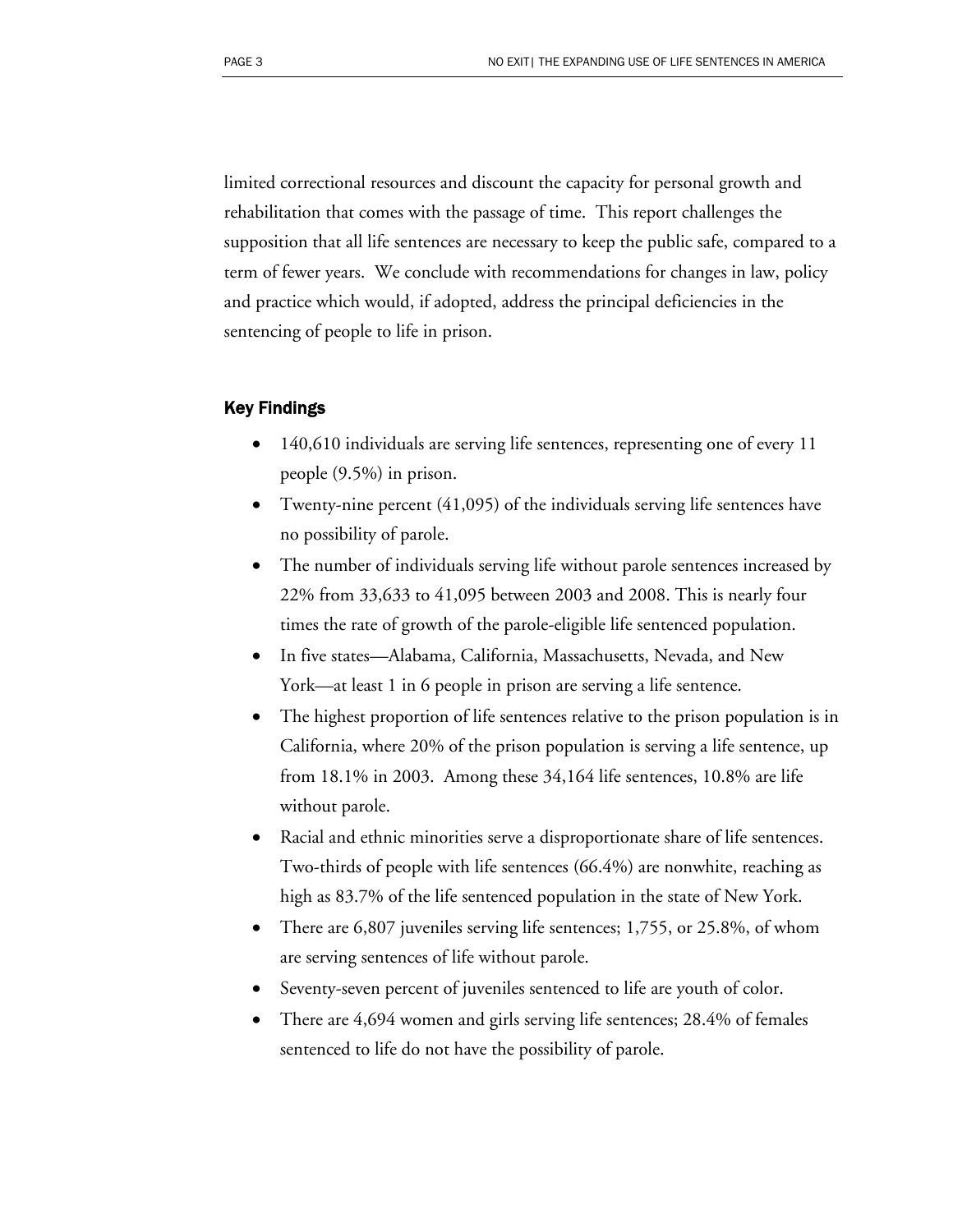limited correctional resources and discount the capacity for personal growth and rehabilitation that comes with the passage of time. This report challenges the supposition that all life sentences are necessary to keep the public safe, compared to a term of fewer years. We conclude with recommendations for changes in law, policy and practice which would, if adopted, address the principal deficiencies in the sentencing of people to life in prison.

### Key Findings

- 140,610 individuals are serving life sentences, representing one of every 11 people (9.5%) in prison.
- Twenty-nine percent (41,095) of the individuals serving life sentences have no possibility of parole.
- The number of individuals serving life without parole sentences increased by 22% from 33,633 to 41,095 between 2003 and 2008. This is nearly four times the rate of growth of the parole-eligible life sentenced population.
- In five states—Alabama, California, Massachusetts, Nevada, and New York—at least 1 in 6 people in prison are serving a life sentence.
- The highest proportion of life sentences relative to the prison population is in California, where 20% of the prison population is serving a life sentence, up from 18.1% in 2003. Among these 34,164 life sentences, 10.8% are life without parole.
- Racial and ethnic minorities serve a disproportionate share of life sentences. Two-thirds of people with life sentences (66.4%) are nonwhite, reaching as high as 83.7% of the life sentenced population in the state of New York.
- There are 6,807 juveniles serving life sentences; 1,755, or 25.8%, of whom are serving sentences of life without parole.
- Seventy-seven percent of juveniles sentenced to life are youth of color.
- There are 4,694 women and girls serving life sentences; 28.4% of females sentenced to life do not have the possibility of parole.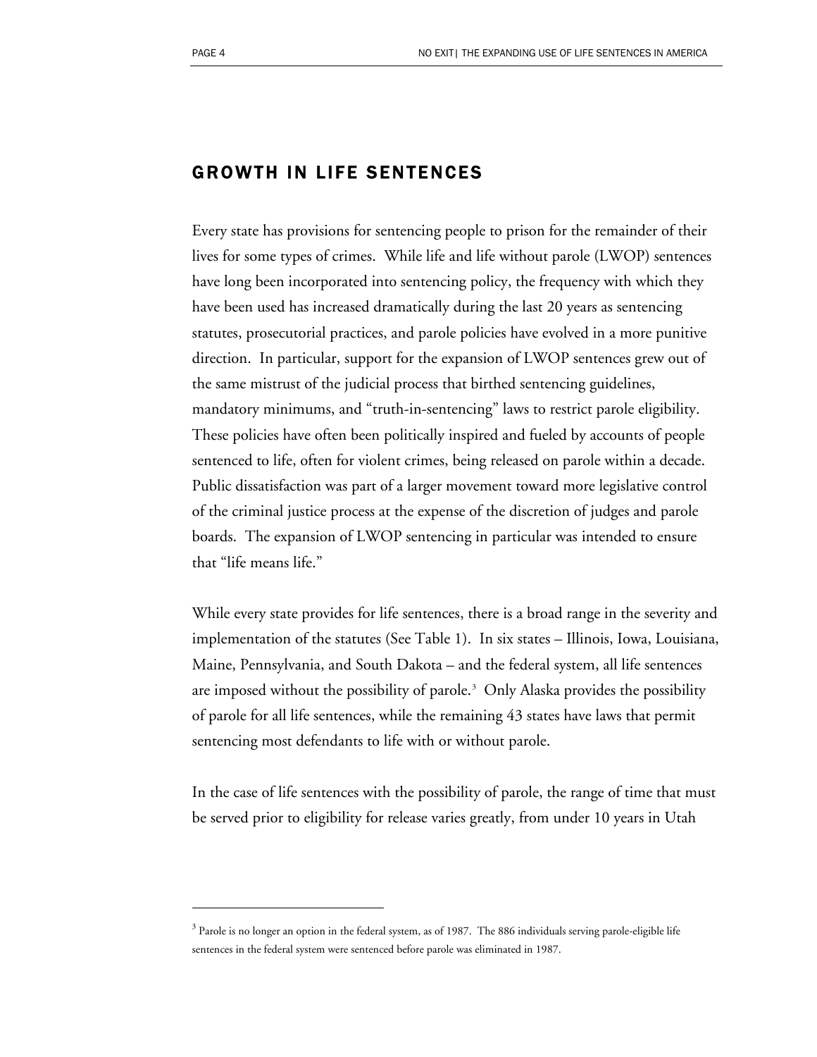## GROWTH IN LIFE SENTENCES

Every state has provisions for sentencing people to prison for the remainder of their lives for some types of crimes. While life and life without parole (LWOP) sentences have long been incorporated into sentencing policy, the frequency with which they have been used has increased dramatically during the last 20 years as sentencing statutes, prosecutorial practices, and parole policies have evolved in a more punitive direction. In particular, support for the expansion of LWOP sentences grew out of the same mistrust of the judicial process that birthed sentencing guidelines, mandatory minimums, and "truth-in-sentencing" laws to restrict parole eligibility. These policies have often been politically inspired and fueled by accounts of people sentenced to life, often for violent crimes, being released on parole within a decade. Public dissatisfaction was part of a larger movement toward more legislative control of the criminal justice process at the expense of the discretion of judges and parole boards. The expansion of LWOP sentencing in particular was intended to ensure that "life means life."

While every state provides for life sentences, there is a broad range in the severity and implementation of the statutes (See Table 1). In six states – Illinois, Iowa, Louisiana, Maine, Pennsylvania, and South Dakota – and the federal system, all life sentences are imposed without the possibility of parole.[3] Only Alaska provides the possibility of parole for all life sentences, while the remaining 43 states have laws that permit sentencing most defendants to life with or without parole.

In the case of life sentences with the possibility of parole, the range of time that must be served prior to eligibility for release varies greatly, from under 10 years in Utah

[3] Parole is no longer an option in the federal system, as of 1987. The 886 individuals serving parole-eligible life sentences in the federal system were sentenced before parole was eliminated in 1987.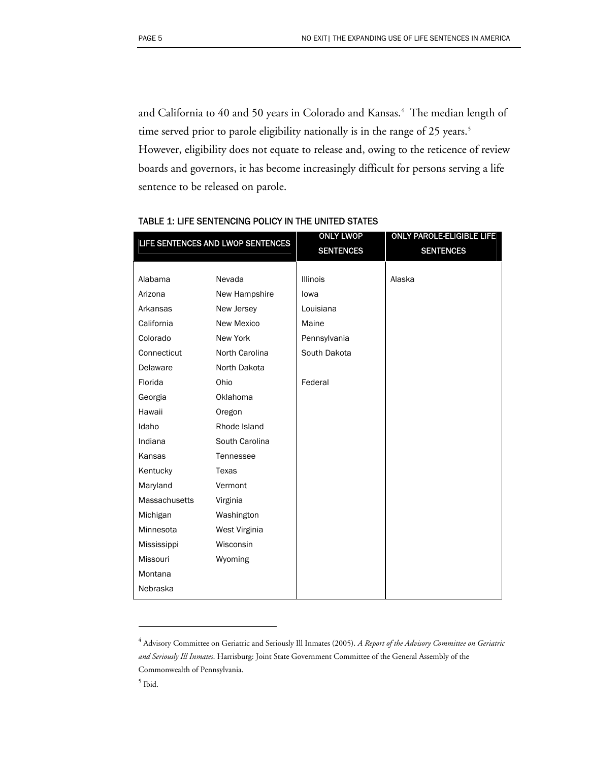and California to 40 and 50 years in Colorado and Kansas.[4] The median length of time served prior to parole eligibility nationally is in the range of 25 years.[5] However, eligibility does not equate to release and, owing to the reticence of review boards and governors, it has become increasingly difficult for persons serving a life sentence to be released on parole.

TABLE 1: LIFE SENTENCING POLICY IN THE UNITED STATES

| LIFE SENTENCES AND LWOP SENTENCES | | ONLY LWOP SENTENCES | ONLY PAROLE-ELIGIBLE LIFE SENTENCES |
|---|---|---|---|
| Alabama | Nevada | Illinois | Alaska |
| Arizona | New Hampshire | Iowa | |
| Arkansas | New Jersey | Louisiana | |
| California | New Mexico | Maine | |
| Colorado | New York | Pennsylvania | |
| Connecticut | North Carolina | South Dakota | |
| Delaware | North Dakota | | |
| Florida | Ohio | Federal | |
| Georgia | Oklahoma | | |
| Hawaii | Oregon | | |
| Idaho | Rhode Island | | |
| Indiana | South Carolina | | |
| Kansas | Tennessee | | |
| Kentucky | Texas | | |
| Maryland | Vermont | | |
| Massachusetts | Virginia | | |
| Michigan | Washington | | |
| Minnesota | West Virginia | | |
| Mississippi | Wisconsin | | |
| Missouri | Wyoming | | |
| Montana | | | |
| Nebraska | | | |

[4] Advisory Committee on Geriatric and Seriously Ill Inmates (2005). *A Report of the Advisory Committee on Geriatric and Seriously Ill Inmates*. Harrisburg: Joint State Government Committee of the General Assembly of the Commonwealth of Pennsylvania.

[5] Ibid.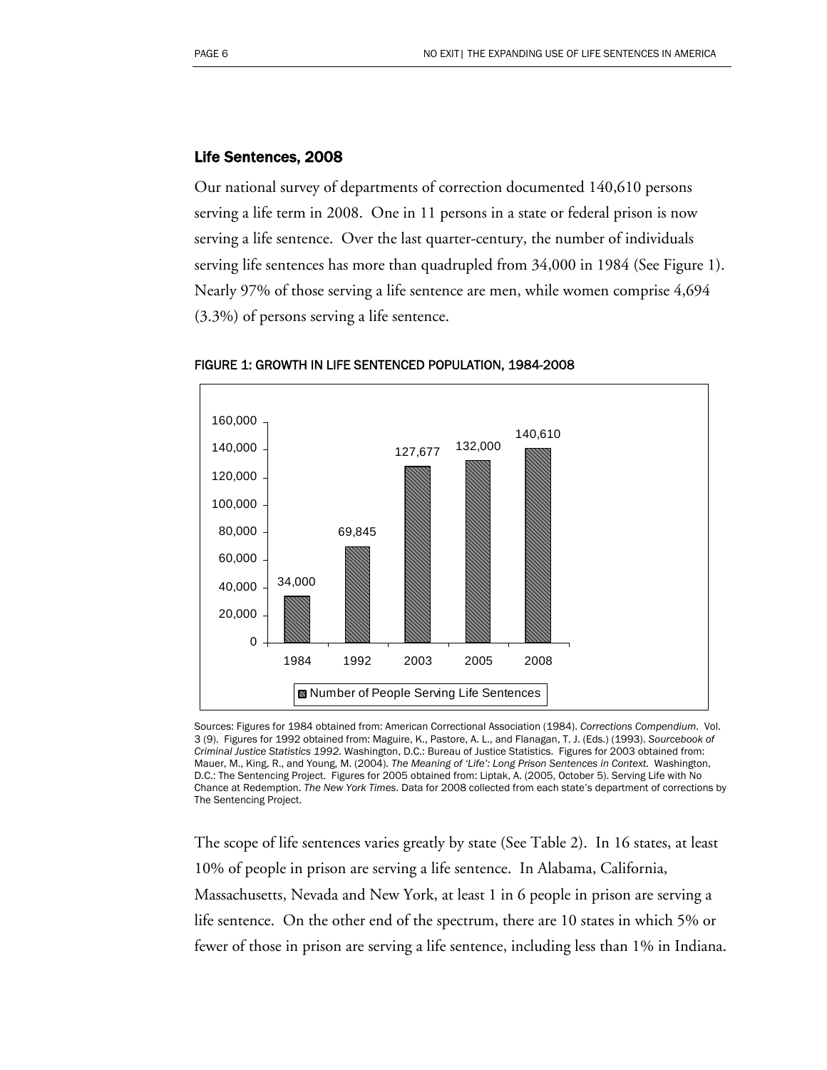### Life Sentences, 2008

Our national survey of departments of correction documented 140,610 persons serving a life term in 2008. One in 11 persons in a state or federal prison is now serving a life sentence. Over the last quarter-century, the number of individuals serving life sentences has more than quadrupled from 34,000 in 1984 (See Figure 1). Nearly 97% of those serving a life sentence are men, while women comprise 4,694 (3.3%) of persons serving a life sentence.

**FIGURE 1: GROWTH IN LIFE SENTENCED POPULATION, 1984-2008**

| Year | Number of People Serving Life Sentences |
|---|---|
| 1984 | 34,000 |
| 1992 | 69,845 |
| 2003 | 127,677 |
| 2005 | 132,000 |
| 2008 | 140,610 |

Sources: Figures for 1984 obtained from: American Correctional Association (1984). *Corrections Compendium*. Vol. 3 (9). Figures for 1992 obtained from: Maguire, K., Pastore, A. L., and Flanagan, T. J. (Eds.) (1993). *Sourcebook of Criminal Justice Statistics 1992*. Washington, D.C.: Bureau of Justice Statistics. Figures for 2003 obtained from: Mauer, M., King, R., and Young, M. (2004). *The Meaning of 'Life': Long Prison Sentences in Context*. Washington, D.C.: The Sentencing Project. Figures for 2005 obtained from: Liptak, A. (2005, October 5). Serving Life with No Chance at Redemption. *The New York Times*. Data for 2008 collected from each state's department of corrections by The Sentencing Project.

The scope of life sentences varies greatly by state (See Table 2). In 16 states, at least 10% of people in prison are serving a life sentence. In Alabama, California, Massachusetts, Nevada and New York, at least 1 in 6 people in prison are serving a life sentence. On the other end of the spectrum, there are 10 states in which 5% or fewer of those in prison are serving a life sentence, including less than 1% in Indiana.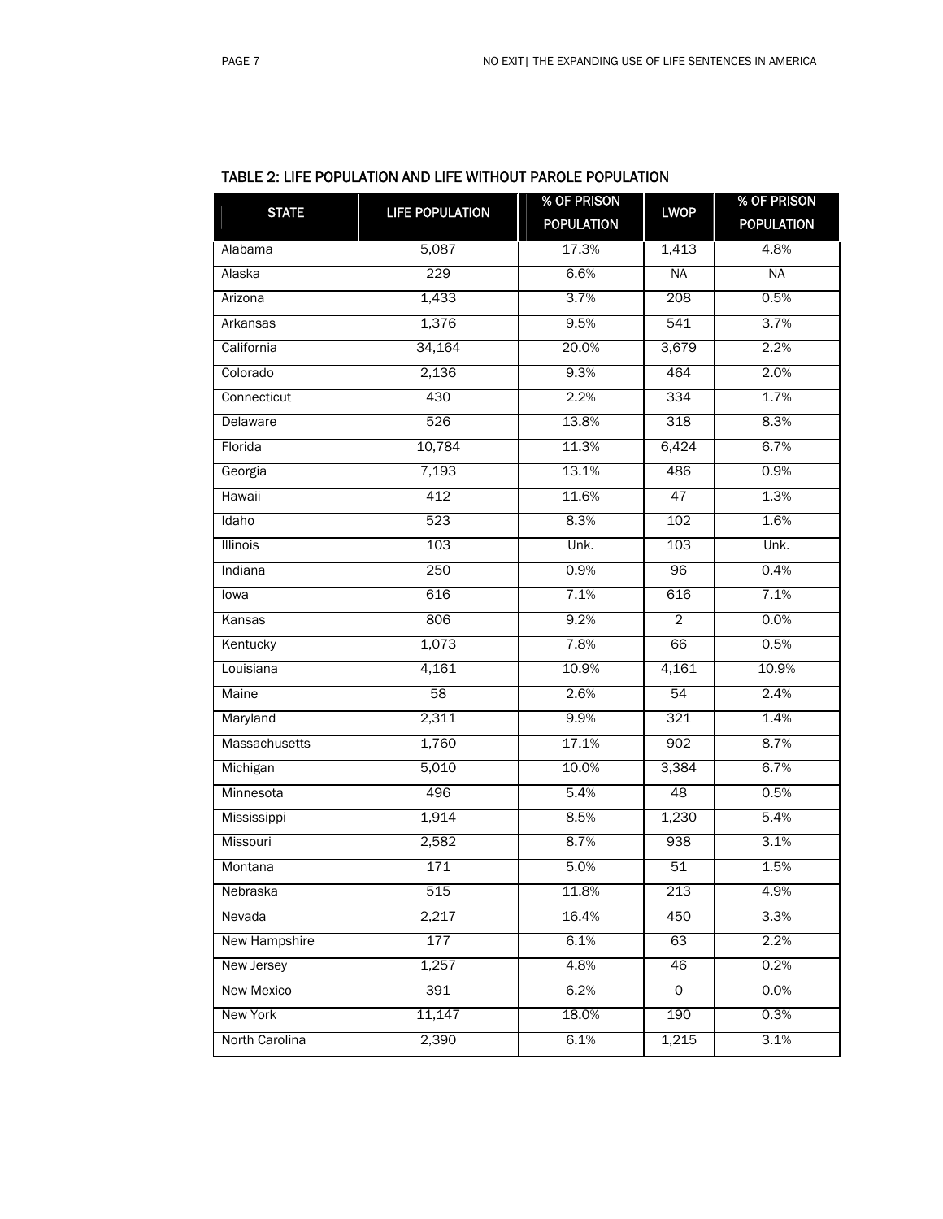## TABLE 2: LIFE POPULATION AND LIFE WITHOUT PAROLE POPULATION

| STATE | LIFE POPULATION | % OF PRISON POPULATION | LWOP | % OF PRISON POPULATION |
|---|---|---|---|---|
| Alabama | 5,087 | 17.3% | 1,413 | 4.8% |
| Alaska | 229 | 6.6% | NA | NA |
| Arizona | 1,433 | 3.7% | 208 | 0.5% |
| Arkansas | 1,376 | 9.5% | 541 | 3.7% |
| California | 34,164 | 20.0% | 3,679 | 2.2% |
| Colorado | 2,136 | 9.3% | 464 | 2.0% |
| Connecticut | 430 | 2.2% | 334 | 1.7% |
| Delaware | 526 | 13.8% | 318 | 8.3% |
| Florida | 10,784 | 11.3% | 6,424 | 6.7% |
| Georgia | 7,193 | 13.1% | 486 | 0.9% |
| Hawaii | 412 | 11.6% | 47 | 1.3% |
| Idaho | 523 | 8.3% | 102 | 1.6% |
| Illinois | 103 | Unk. | 103 | Unk. |
| Indiana | 250 | 0.9% | 96 | 0.4% |
| Iowa | 616 | 7.1% | 616 | 7.1% |
| Kansas | 806 | 9.2% | 2 | 0.0% |
| Kentucky | 1,073 | 7.8% | 66 | 0.5% |
| Louisiana | 4,161 | 10.9% | 4,161 | 10.9% |
| Maine | 58 | 2.6% | 54 | 2.4% |
| Maryland | 2,311 | 9.9% | 321 | 1.4% |
| Massachusetts | 1,760 | 17.1% | 902 | 8.7% |
| Michigan | 5,010 | 10.0% | 3,384 | 6.7% |
| Minnesota | 496 | 5.4% | 48 | 0.5% |
| Mississippi | 1,914 | 8.5% | 1,230 | 5.4% |
| Missouri | 2,582 | 8.7% | 938 | 3.1% |
| Montana | 171 | 5.0% | 51 | 1.5% |
| Nebraska | 515 | 11.8% | 213 | 4.9% |
| Nevada | 2,217 | 16.4% | 450 | 3.3% |
| New Hampshire | 177 | 6.1% | 63 | 2.2% |
| New Jersey | 1,257 | 4.8% | 46 | 0.2% |
| New Mexico | 391 | 6.2% | 0 | 0.0% |
| New York | 11,147 | 18.0% | 190 | 0.3% |
| North Carolina | 2,390 | 6.1% | 1,215 | 3.1% |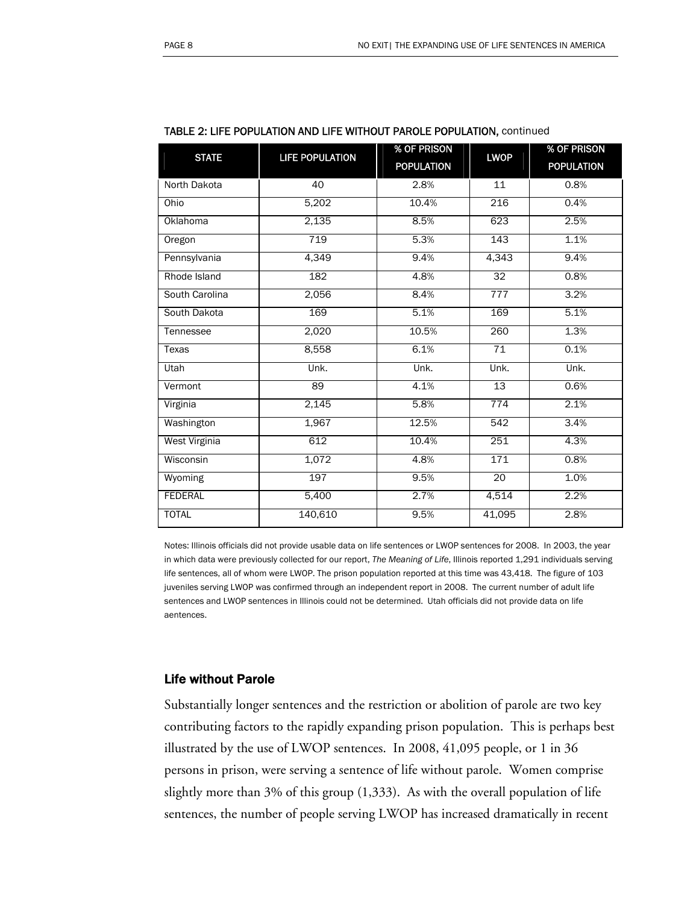**TABLE 2: LIFE POPULATION AND LIFE WITHOUT PAROLE POPULATION,** continued

| STATE | LIFE POPULATION | % OF PRISON POPULATION | LWOP | % OF PRISON POPULATION |
|---|---|---|---|---|
| North Dakota | 40 | 2.8% | 11 | 0.8% |
| Ohio | 5,202 | 10.4% | 216 | 0.4% |
| Oklahoma | 2,135 | 8.5% | 623 | 2.5% |
| Oregon | 719 | 5.3% | 143 | 1.1% |
| Pennsylvania | 4,349 | 9.4% | 4,343 | 9.4% |
| Rhode Island | 182 | 4.8% | 32 | 0.8% |
| South Carolina | 2,056 | 8.4% | 777 | 3.2% |
| South Dakota | 169 | 5.1% | 169 | 5.1% |
| Tennessee | 2,020 | 10.5% | 260 | 1.3% |
| Texas | 8,558 | 6.1% | 71 | 0.1% |
| Utah | Unk. | Unk. | Unk. | Unk. |
| Vermont | 89 | 4.1% | 13 | 0.6% |
| Virginia | 2,145 | 5.8% | 774 | 2.1% |
| Washington | 1,967 | 12.5% | 542 | 3.4% |
| West Virginia | 612 | 10.4% | 251 | 4.3% |
| Wisconsin | 1,072 | 4.8% | 171 | 0.8% |
| Wyoming | 197 | 9.5% | 20 | 1.0% |
| FEDERAL | 5,400 | 2.7% | 4,514 | 2.2% |
| TOTAL | 140,610 | 9.5% | 41,095 | 2.8% |

Notes: Illinois officials did not provide usable data on life sentences or LWOP sentences for 2008. In 2003, the year in which data were previously collected for our report, *The Meaning of Life*, Illinois reported 1,291 individuals serving life sentences, all of whom were LWOP. The prison population reported at this time was 43,418. The figure of 103 juveniles serving LWOP was confirmed through an independent report in 2008. The current number of adult life sentences and LWOP sentences in Illinois could not be determined. Utah officials did not provide data on life aentences.

### Life without Parole

Substantially longer sentences and the restriction or abolition of parole are two key contributing factors to the rapidly expanding prison population. This is perhaps best illustrated by the use of LWOP sentences. In 2008, 41,095 people, or 1 in 36 persons in prison, were serving a sentence of life without parole. Women comprise slightly more than 3% of this group (1,333). As with the overall population of life sentences, the number of people serving LWOP has increased dramatically in recent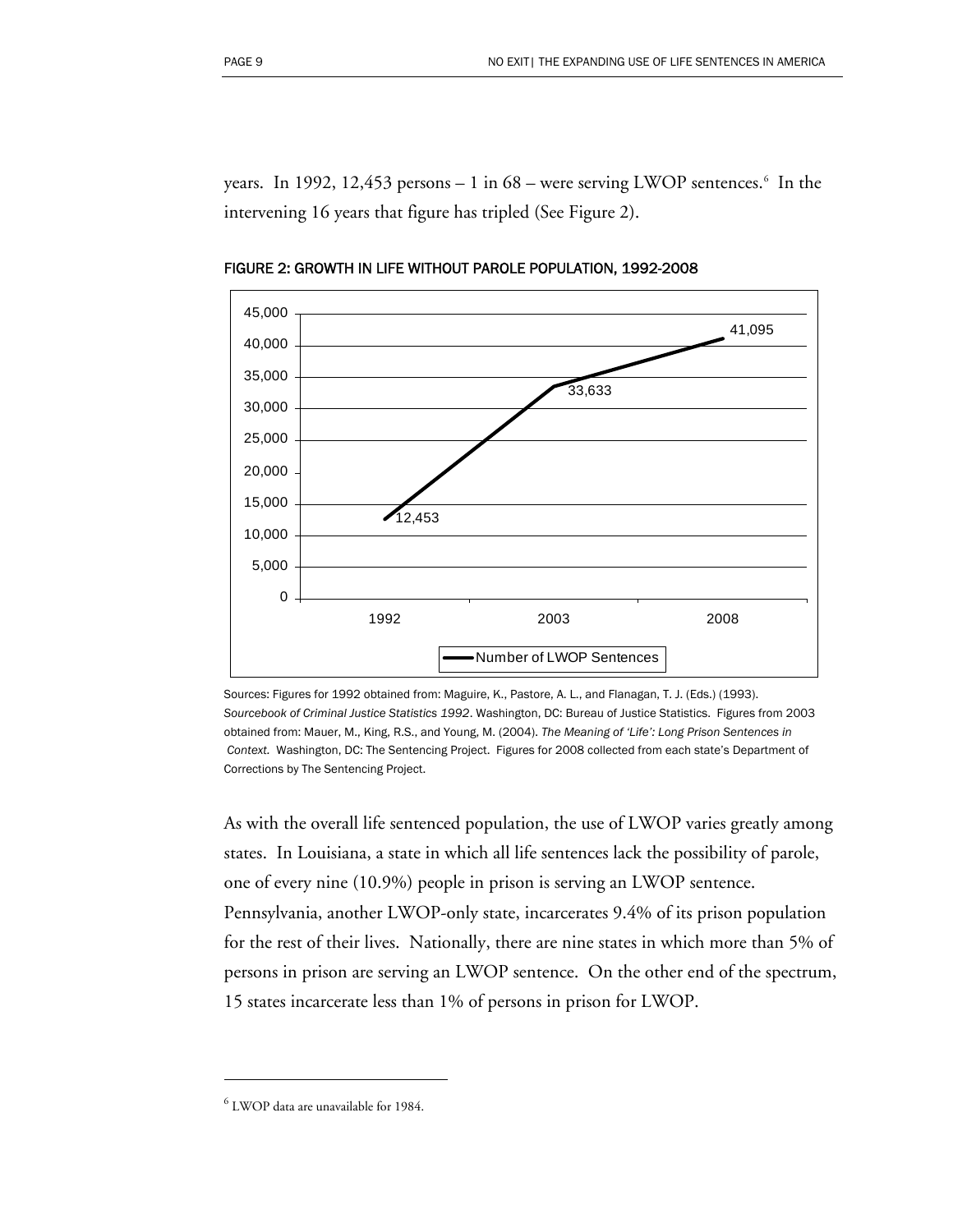years. In 1992, 12,453 persons – 1 in 68 – were serving LWOP sentences.[6] In the intervening 16 years that figure has tripled (See Figure 2).

FIGURE 2: GROWTH IN LIFE WITHOUT PAROLE POPULATION, 1992-2008

| Year | Number of LWOP Sentences |
|---|---|
| 1992 | 12,453 |
| 2003 | 33,633 |
| 2008 | 41,095 |

Sources: Figures for 1992 obtained from: Maguire, K., Pastore, A. L., and Flanagan, T. J. (Eds.) (1993). *Sourcebook of Criminal Justice Statistics 1992*. Washington, DC: Bureau of Justice Statistics. Figures from 2003 obtained from: Mauer, M., King, R.S., and Young, M. (2004). *The Meaning of 'Life': Long Prison Sentences in Context.* Washington, DC: The Sentencing Project. Figures for 2008 collected from each state's Department of Corrections by The Sentencing Project.

As with the overall life sentenced population, the use of LWOP varies greatly among states. In Louisiana, a state in which all life sentences lack the possibility of parole, one of every nine (10.9%) people in prison is serving an LWOP sentence. Pennsylvania, another LWOP-only state, incarcerates 9.4% of its prison population for the rest of their lives. Nationally, there are nine states in which more than 5% of persons in prison are serving an LWOP sentence. On the other end of the spectrum, 15 states incarcerate less than 1% of persons in prison for LWOP.

[6] LWOP data are unavailable for 1984.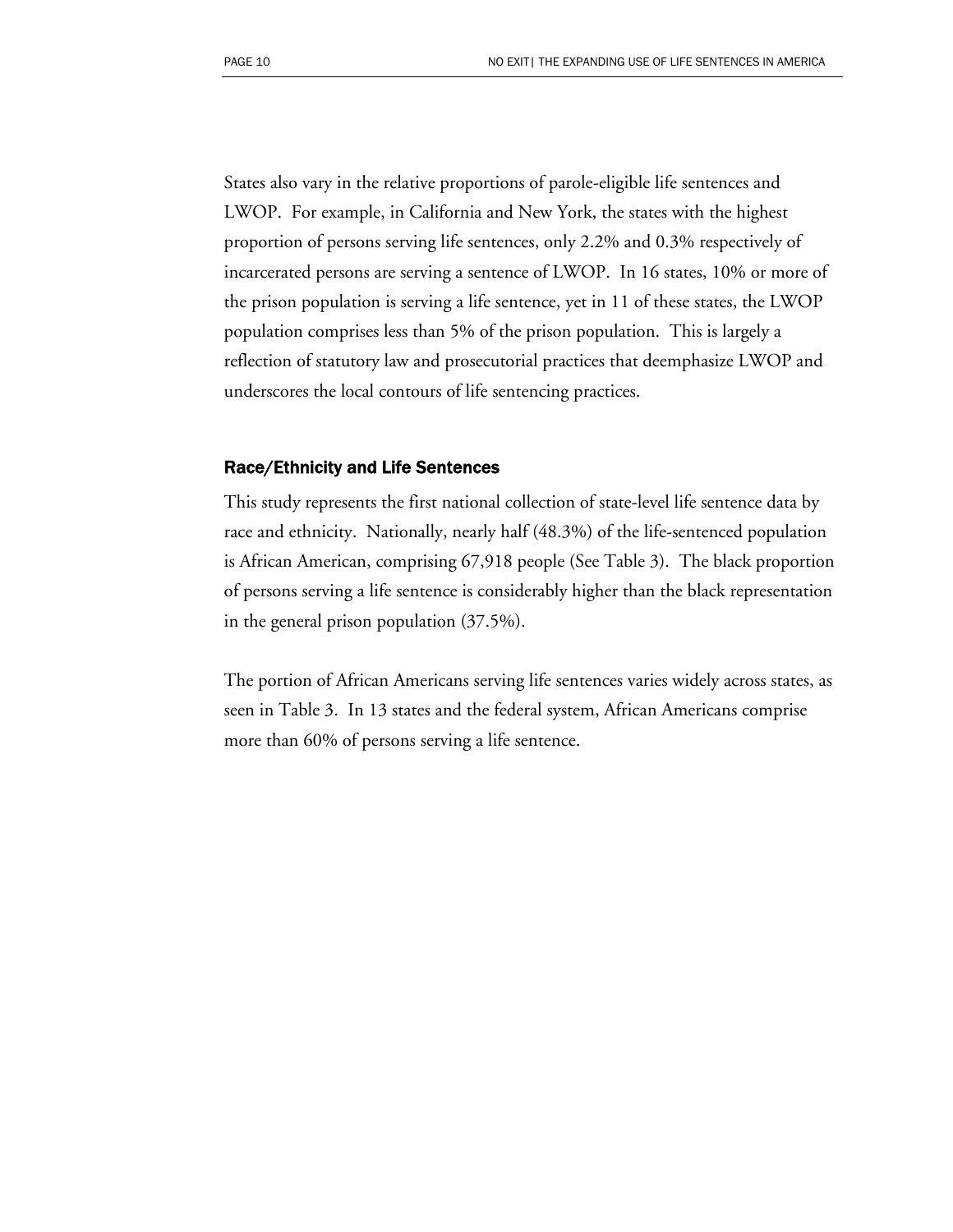States also vary in the relative proportions of parole-eligible life sentences and LWOP. For example, in California and New York, the states with the highest proportion of persons serving life sentences, only 2.2% and 0.3% respectively of incarcerated persons are serving a sentence of LWOP. In 16 states, 10% or more of the prison population is serving a life sentence, yet in 11 of these states, the LWOP population comprises less than 5% of the prison population. This is largely a reflection of statutory law and prosecutorial practices that deemphasize LWOP and underscores the local contours of life sentencing practices.

### Race/Ethnicity and Life Sentences

This study represents the first national collection of state-level life sentence data by race and ethnicity. Nationally, nearly half (48.3%) of the life-sentenced population is African American, comprising 67,918 people (See Table 3). The black proportion of persons serving a life sentence is considerably higher than the black representation in the general prison population (37.5%).

The portion of African Americans serving life sentences varies widely across states, as seen in Table 3. In 13 states and the federal system, African Americans comprise more than 60% of persons serving a life sentence.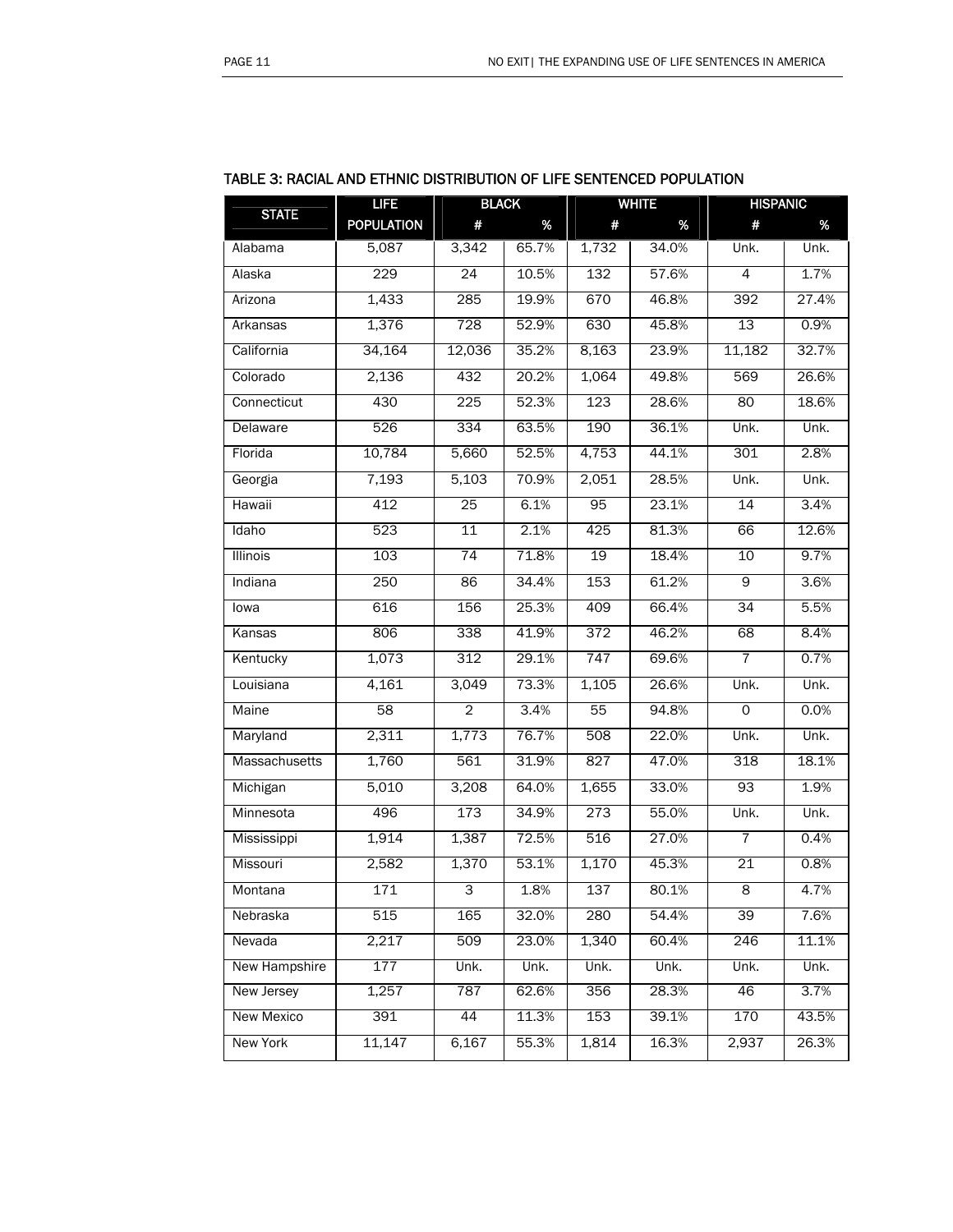TABLE 3: RACIAL AND ETHNIC DISTRIBUTION OF LIFE SENTENCED POPULATION

| STATE | LIFE POPULATION | BLACK | | WHITE | | HISPANIC | |
|---|---|---|---|---|---|---|---|
| | | # | % | # | % | # | % |
| Alabama | 5,087 | 3,342 | 65.7% | 1,732 | 34.0% | Unk. | Unk. |
| Alaska | 229 | 24 | 10.5% | 132 | 57.6% | 4 | 1.7% |
| Arizona | 1,433 | 285 | 19.9% | 670 | 46.8% | 392 | 27.4% |
| Arkansas | 1,376 | 728 | 52.9% | 630 | 45.8% | 13 | 0.9% |
| California | 34,164 | 12,036 | 35.2% | 8,163 | 23.9% | 11,182 | 32.7% |
| Colorado | 2,136 | 432 | 20.2% | 1,064 | 49.8% | 569 | 26.6% |
| Connecticut | 430 | 225 | 52.3% | 123 | 28.6% | 80 | 18.6% |
| Delaware | 526 | 334 | 63.5% | 190 | 36.1% | Unk. | Unk. |
| Florida | 10,784 | 5,660 | 52.5% | 4,753 | 44.1% | 301 | 2.8% |
| Georgia | 7,193 | 5,103 | 70.9% | 2,051 | 28.5% | Unk. | Unk. |
| Hawaii | 412 | 25 | 6.1% | 95 | 23.1% | 14 | 3.4% |
| Idaho | 523 | 11 | 2.1% | 425 | 81.3% | 66 | 12.6% |
| Illinois | 103 | 74 | 71.8% | 19 | 18.4% | 10 | 9.7% |
| Indiana | 250 | 86 | 34.4% | 153 | 61.2% | 9 | 3.6% |
| Iowa | 616 | 156 | 25.3% | 409 | 66.4% | 34 | 5.5% |
| Kansas | 806 | 338 | 41.9% | 372 | 46.2% | 68 | 8.4% |
| Kentucky | 1,073 | 312 | 29.1% | 747 | 69.6% | 7 | 0.7% |
| Louisiana | 4,161 | 3,049 | 73.3% | 1,105 | 26.6% | Unk. | Unk. |
| Maine | 58 | 2 | 3.4% | 55 | 94.8% | 0 | 0.0% |
| Maryland | 2,311 | 1,773 | 76.7% | 508 | 22.0% | Unk. | Unk. |
| Massachusetts | 1,760 | 561 | 31.9% | 827 | 47.0% | 318 | 18.1% |
| Michigan | 5,010 | 3,208 | 64.0% | 1,655 | 33.0% | 93 | 1.9% |
| Minnesota | 496 | 173 | 34.9% | 273 | 55.0% | Unk. | Unk. |
| Mississippi | 1,914 | 1,387 | 72.5% | 516 | 27.0% | 7 | 0.4% |
| Missouri | 2,582 | 1,370 | 53.1% | 1,170 | 45.3% | 21 | 0.8% |
| Montana | 171 | 3 | 1.8% | 137 | 80.1% | 8 | 4.7% |
| Nebraska | 515 | 165 | 32.0% | 280 | 54.4% | 39 | 7.6% |
| Nevada | 2,217 | 509 | 23.0% | 1,340 | 60.4% | 246 | 11.1% |
| New Hampshire | 177 | Unk. | Unk. | Unk. | Unk. | Unk. | Unk. |
| New Jersey | 1,257 | 787 | 62.6% | 356 | 28.3% | 46 | 3.7% |
| New Mexico | 391 | 44 | 11.3% | 153 | 39.1% | 170 | 43.5% |
| New York | 11,147 | 6,167 | 55.3% | 1,814 | 16.3% | 2,937 | 26.3% |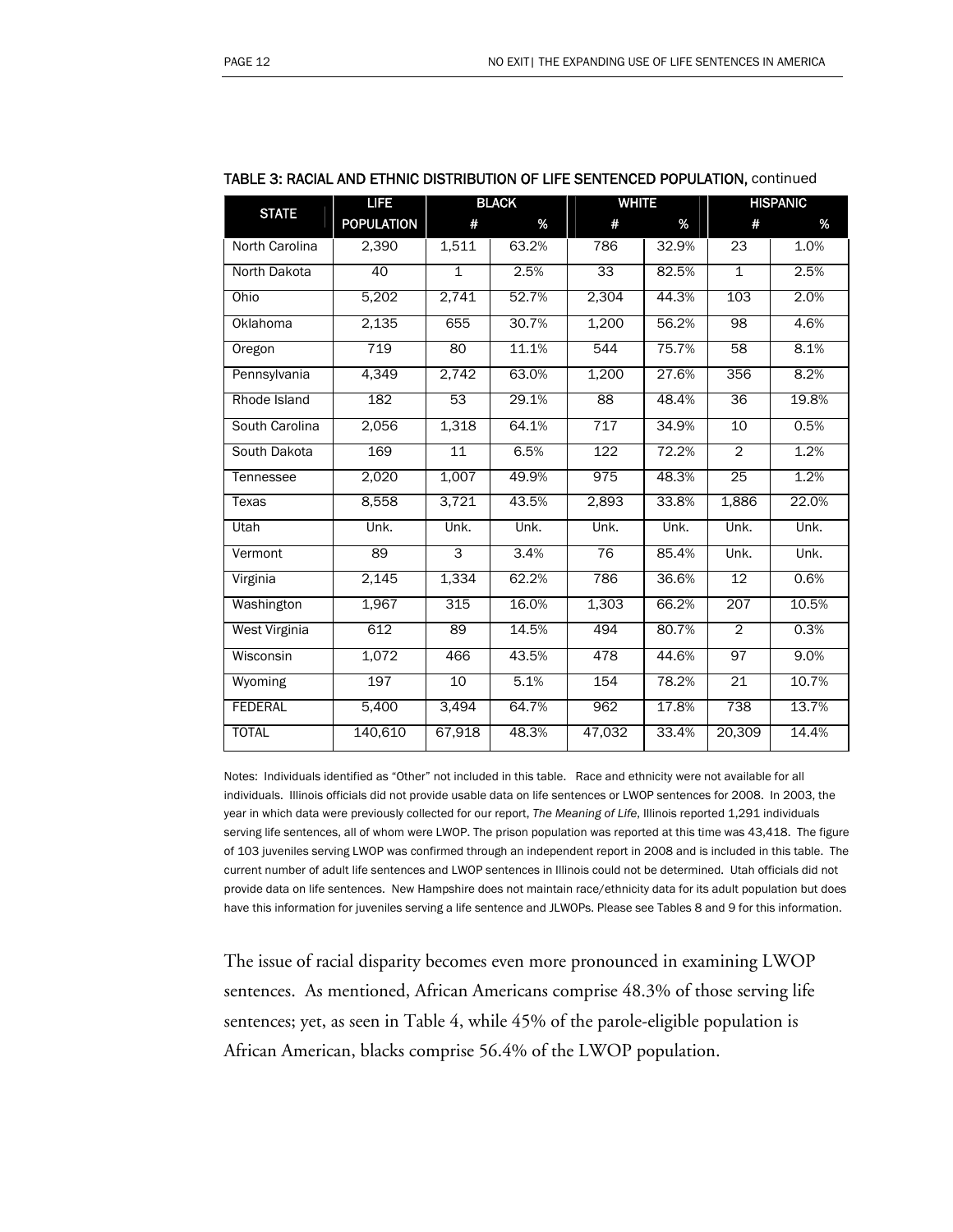**TABLE 3: RACIAL AND ETHNIC DISTRIBUTION OF LIFE SENTENCED POPULATION,** continued

| STATE | LIFE POPULATION | BLACK | | WHITE | | HISPANIC | |
|---|---|---|---|---|---|---|---|
| | | # | % | # | % | # | % |
| North Carolina | 2,390 | 1,511 | 63.2% | 786 | 32.9% | 23 | 1.0% |
| North Dakota | 40 | 1 | 2.5% | 33 | 82.5% | 1 | 2.5% |
| Ohio | 5,202 | 2,741 | 52.7% | 2,304 | 44.3% | 103 | 2.0% |
| Oklahoma | 2,135 | 655 | 30.7% | 1,200 | 56.2% | 98 | 4.6% |
| Oregon | 719 | 80 | 11.1% | 544 | 75.7% | 58 | 8.1% |
| Pennsylvania | 4,349 | 2,742 | 63.0% | 1,200 | 27.6% | 356 | 8.2% |
| Rhode Island | 182 | 53 | 29.1% | 88 | 48.4% | 36 | 19.8% |
| South Carolina | 2,056 | 1,318 | 64.1% | 717 | 34.9% | 10 | 0.5% |
| South Dakota | 169 | 11 | 6.5% | 122 | 72.2% | 2 | 1.2% |
| Tennessee | 2,020 | 1,007 | 49.9% | 975 | 48.3% | 25 | 1.2% |
| Texas | 8,558 | 3,721 | 43.5% | 2,893 | 33.8% | 1,886 | 22.0% |
| Utah | Unk. | Unk. | Unk. | Unk. | Unk. | Unk. | Unk. |
| Vermont | 89 | 3 | 3.4% | 76 | 85.4% | Unk. | Unk. |
| Virginia | 2,145 | 1,334 | 62.2% | 786 | 36.6% | 12 | 0.6% |
| Washington | 1,967 | 315 | 16.0% | 1,303 | 66.2% | 207 | 10.5% |
| West Virginia | 612 | 89 | 14.5% | 494 | 80.7% | 2 | 0.3% |
| Wisconsin | 1,072 | 466 | 43.5% | 478 | 44.6% | 97 | 9.0% |
| Wyoming | 197 | 10 | 5.1% | 154 | 78.2% | 21 | 10.7% |
| FEDERAL | 5,400 | 3,494 | 64.7% | 962 | 17.8% | 738 | 13.7% |
| TOTAL | 140,610 | 67,918 | 48.3% | 47,032 | 33.4% | 20,309 | 14.4% |

Notes: Individuals identified as "Other" not included in this table. Race and ethnicity were not available for all individuals. Illinois officials did not provide usable data on life sentences or LWOP sentences for 2008. In 2003, the year in which data were previously collected for our report, *The Meaning of Life*, Illinois reported 1,291 individuals serving life sentences, all of whom were LWOP. The prison population was reported at this time was 43,418. The figure of 103 juveniles serving LWOP was confirmed through an independent report in 2008 and is included in this table. The current number of adult life sentences and LWOP sentences in Illinois could not be determined. Utah officials did not provide data on life sentences. New Hampshire does not maintain race/ethnicity data for its adult population but does have this information for juveniles serving a life sentence and JLWOPs. Please see Tables 8 and 9 for this information.

The issue of racial disparity becomes even more pronounced in examining LWOP sentences. As mentioned, African Americans comprise 48.3% of those serving life sentences; yet, as seen in Table 4, while 45% of the parole-eligible population is African American, blacks comprise 56.4% of the LWOP population.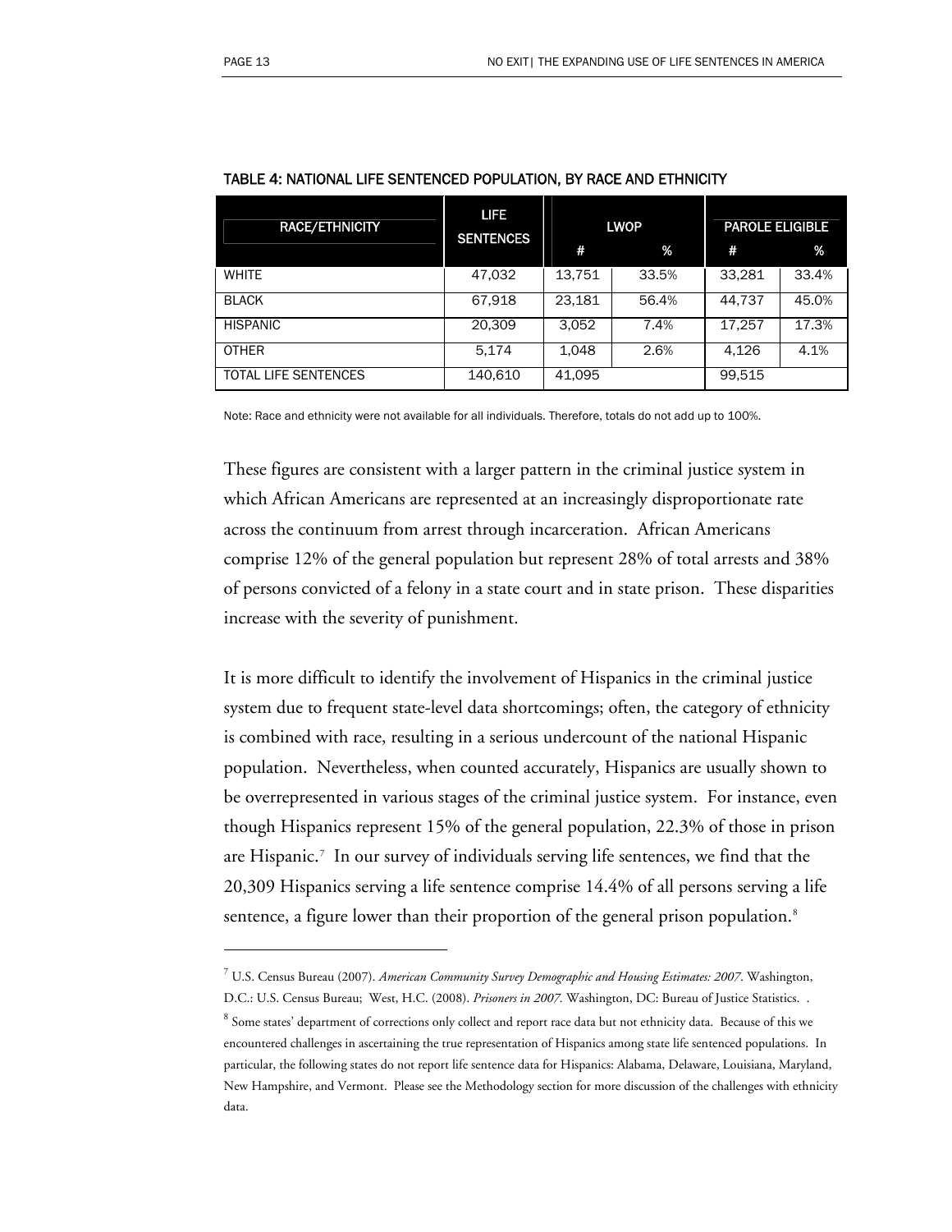TABLE 4: NATIONAL LIFE SENTENCED POPULATION, BY RACE AND ETHNICITY

| RACE/ETHNICITY | LIFE SENTENCES | LWOP | | PAROLE ELIGIBLE | |
|---|---|---|---|---|---|
| | | # | % | # | % |
| WHITE | 47,032 | 13,751 | 33.5% | 33,281 | 33.4% |
| BLACK | 67,918 | 23,181 | 56.4% | 44,737 | 45.0% |
| HISPANIC | 20,309 | 3,052 | 7.4% | 17,257 | 17.3% |
| OTHER | 5,174 | 1,048 | 2.6% | 4,126 | 4.1% |
| TOTAL LIFE SENTENCES | 140,610 | 41,095 | | 99,515 | |

Note: Race and ethnicity were not available for all individuals. Therefore, totals do not add up to 100%.

These figures are consistent with a larger pattern in the criminal justice system in which African Americans are represented at an increasingly disproportionate rate across the continuum from arrest through incarceration. African Americans comprise 12% of the general population but represent 28% of total arrests and 38% of persons convicted of a felony in a state court and in state prison. These disparities increase with the severity of punishment.

It is more difficult to identify the involvement of Hispanics in the criminal justice system due to frequent state-level data shortcomings; often, the category of ethnicity is combined with race, resulting in a serious undercount of the national Hispanic population. Nevertheless, when counted accurately, Hispanics are usually shown to be overrepresented in various stages of the criminal justice system. For instance, even though Hispanics represent 15% of the general population, 22.3% of those in prison are Hispanic.[7] In our survey of individuals serving life sentences, we find that the 20,309 Hispanics serving a life sentence comprise 14.4% of all persons serving a life sentence, a figure lower than their proportion of the general prison population.[8]

---

[7] U.S. Census Bureau (2007). *American Community Survey Demographic and Housing Estimates: 2007*. Washington, D.C.: U.S. Census Bureau; West, H.C. (2008). *Prisoners in 2007.* Washington, DC: Bureau of Justice Statistics. .

[8] Some states' department of corrections only collect and report race data but not ethnicity data. Because of this we encountered challenges in ascertaining the true representation of Hispanics among state life sentenced populations. In particular, the following states do not report life sentence data for Hispanics: Alabama, Delaware, Louisiana, Maryland, New Hampshire, and Vermont. Please see the Methodology section for more discussion of the challenges with ethnicity data.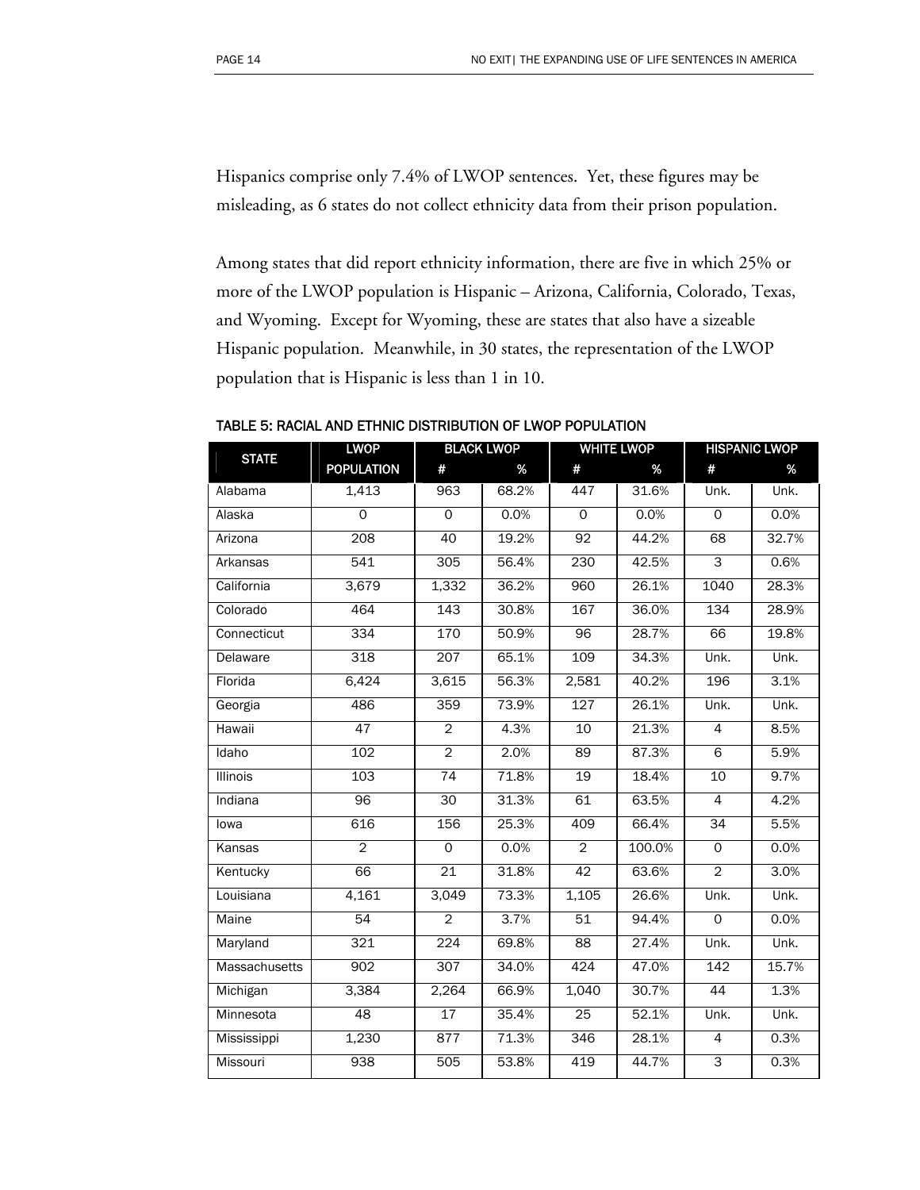Hispanics comprise only 7.4% of LWOP sentences. Yet, these figures may be misleading, as 6 states do not collect ethnicity data from their prison population.

Among states that did report ethnicity information, there are five in which 25% or more of the LWOP population is Hispanic – Arizona, California, Colorado, Texas, and Wyoming. Except for Wyoming, these are states that also have a sizeable Hispanic population. Meanwhile, in 30 states, the representation of the LWOP population that is Hispanic is less than 1 in 10.

**TABLE 5: RACIAL AND ETHNIC DISTRIBUTION OF LWOP POPULATION**

| STATE | LWOP POPULATION | BLACK LWOP | | WHITE LWOP | | HISPANIC LWOP | |
|---|---|---|---|---|---|---|---|
| | | # | % | # | % | # | % |
| Alabama | 1,413 | 963 | 68.2% | 447 | 31.6% | Unk. | Unk. |
| Alaska | 0 | 0 | 0.0% | 0 | 0.0% | 0 | 0.0% |
| Arizona | 208 | 40 | 19.2% | 92 | 44.2% | 68 | 32.7% |
| Arkansas | 541 | 305 | 56.4% | 230 | 42.5% | 3 | 0.6% |
| California | 3,679 | 1,332 | 36.2% | 960 | 26.1% | 1040 | 28.3% |
| Colorado | 464 | 143 | 30.8% | 167 | 36.0% | 134 | 28.9% |
| Connecticut | 334 | 170 | 50.9% | 96 | 28.7% | 66 | 19.8% |
| Delaware | 318 | 207 | 65.1% | 109 | 34.3% | Unk. | Unk. |
| Florida | 6,424 | 3,615 | 56.3% | 2,581 | 40.2% | 196 | 3.1% |
| Georgia | 486 | 359 | 73.9% | 127 | 26.1% | Unk. | Unk. |
| Hawaii | 47 | 2 | 4.3% | 10 | 21.3% | 4 | 8.5% |
| Idaho | 102 | 2 | 2.0% | 89 | 87.3% | 6 | 5.9% |
| Illinois | 103 | 74 | 71.8% | 19 | 18.4% | 10 | 9.7% |
| Indiana | 96 | 30 | 31.3% | 61 | 63.5% | 4 | 4.2% |
| Iowa | 616 | 156 | 25.3% | 409 | 66.4% | 34 | 5.5% |
| Kansas | 2 | 0 | 0.0% | 2 | 100.0% | 0 | 0.0% |
| Kentucky | 66 | 21 | 31.8% | 42 | 63.6% | 2 | 3.0% |
| Louisiana | 4,161 | 3,049 | 73.3% | 1,105 | 26.6% | Unk. | Unk. |
| Maine | 54 | 2 | 3.7% | 51 | 94.4% | 0 | 0.0% |
| Maryland | 321 | 224 | 69.8% | 88 | 27.4% | Unk. | Unk. |
| Massachusetts | 902 | 307 | 34.0% | 424 | 47.0% | 142 | 15.7% |
| Michigan | 3,384 | 2,264 | 66.9% | 1,040 | 30.7% | 44 | 1.3% |
| Minnesota | 48 | 17 | 35.4% | 25 | 52.1% | Unk. | Unk. |
| Mississippi | 1,230 | 877 | 71.3% | 346 | 28.1% | 4 | 0.3% |
| Missouri | 938 | 505 | 53.8% | 419 | 44.7% | 3 | 0.3% |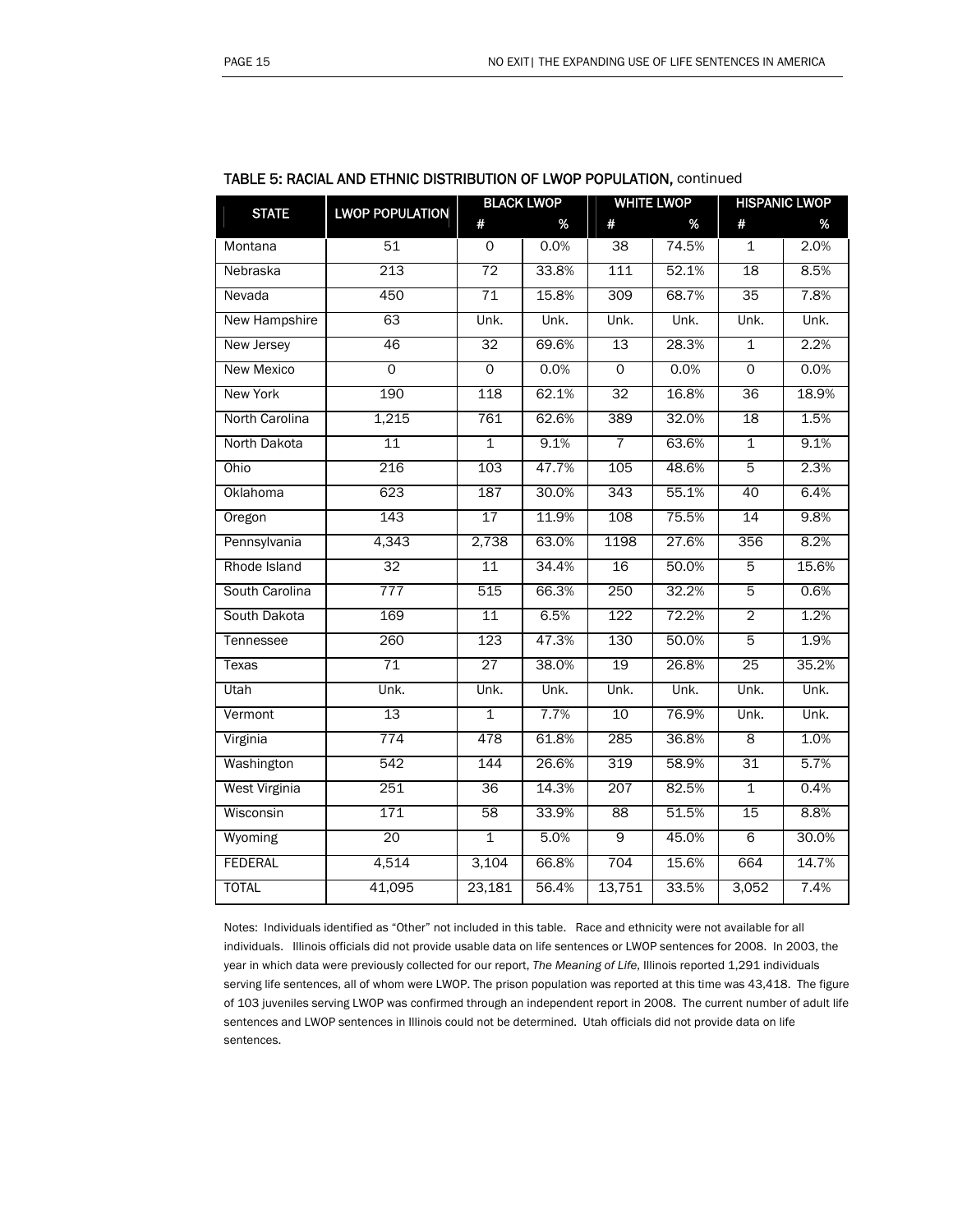### TABLE 5: RACIAL AND ETHNIC DISTRIBUTION OF LWOP POPULATION, continued

| STATE | LWOP POPULATION | BLACK LWOP | | WHITE LWOP | | HISPANIC LWOP | |
|---|---|---|---|---|---|---|---|
| | | # | % | # | % | # | % |
| Montana | 51 | 0 | 0.0% | 38 | 74.5% | 1 | 2.0% |
| Nebraska | 213 | 72 | 33.8% | 111 | 52.1% | 18 | 8.5% |
| Nevada | 450 | 71 | 15.8% | 309 | 68.7% | 35 | 7.8% |
| New Hampshire | 63 | Unk. | Unk. | Unk. | Unk. | Unk. | Unk. |
| New Jersey | 46 | 32 | 69.6% | 13 | 28.3% | 1 | 2.2% |
| New Mexico | 0 | 0 | 0.0% | 0 | 0.0% | 0 | 0.0% |
| New York | 190 | 118 | 62.1% | 32 | 16.8% | 36 | 18.9% |
| North Carolina | 1,215 | 761 | 62.6% | 389 | 32.0% | 18 | 1.5% |
| North Dakota | 11 | 1 | 9.1% | 7 | 63.6% | 1 | 9.1% |
| Ohio | 216 | 103 | 47.7% | 105 | 48.6% | 5 | 2.3% |
| Oklahoma | 623 | 187 | 30.0% | 343 | 55.1% | 40 | 6.4% |
| Oregon | 143 | 17 | 11.9% | 108 | 75.5% | 14 | 9.8% |
| Pennsylvania | 4,343 | 2,738 | 63.0% | 1198 | 27.6% | 356 | 8.2% |
| Rhode Island | 32 | 11 | 34.4% | 16 | 50.0% | 5 | 15.6% |
| South Carolina | 777 | 515 | 66.3% | 250 | 32.2% | 5 | 0.6% |
| South Dakota | 169 | 11 | 6.5% | 122 | 72.2% | 2 | 1.2% |
| Tennessee | 260 | 123 | 47.3% | 130 | 50.0% | 5 | 1.9% |
| Texas | 71 | 27 | 38.0% | 19 | 26.8% | 25 | 35.2% |
| Utah | Unk. | Unk. | Unk. | Unk. | Unk. | Unk. | Unk. |
| Vermont | 13 | 1 | 7.7% | 10 | 76.9% | Unk. | Unk. |
| Virginia | 774 | 478 | 61.8% | 285 | 36.8% | 8 | 1.0% |
| Washington | 542 | 144 | 26.6% | 319 | 58.9% | 31 | 5.7% |
| West Virginia | 251 | 36 | 14.3% | 207 | 82.5% | 1 | 0.4% |
| Wisconsin | 171 | 58 | 33.9% | 88 | 51.5% | 15 | 8.8% |
| Wyoming | 20 | 1 | 5.0% | 9 | 45.0% | 6 | 30.0% |
| FEDERAL | 4,514 | 3,104 | 66.8% | 704 | 15.6% | 664 | 14.7% |
| TOTAL | 41,095 | 23,181 | 56.4% | 13,751 | 33.5% | 3,052 | 7.4% |

Notes: Individuals identified as "Other" not included in this table. Race and ethnicity were not available for all individuals. Illinois officials did not provide usable data on life sentences or LWOP sentences for 2008. In 2003, the year in which data were previously collected for our report, *The Meaning of Life*, Illinois reported 1,291 individuals serving life sentences, all of whom were LWOP. The prison population was reported at this time was 43,418. The figure of 103 juveniles serving LWOP was confirmed through an independent report in 2008. The current number of adult life sentences and LWOP sentences in Illinois could not be determined. Utah officials did not provide data on life sentences.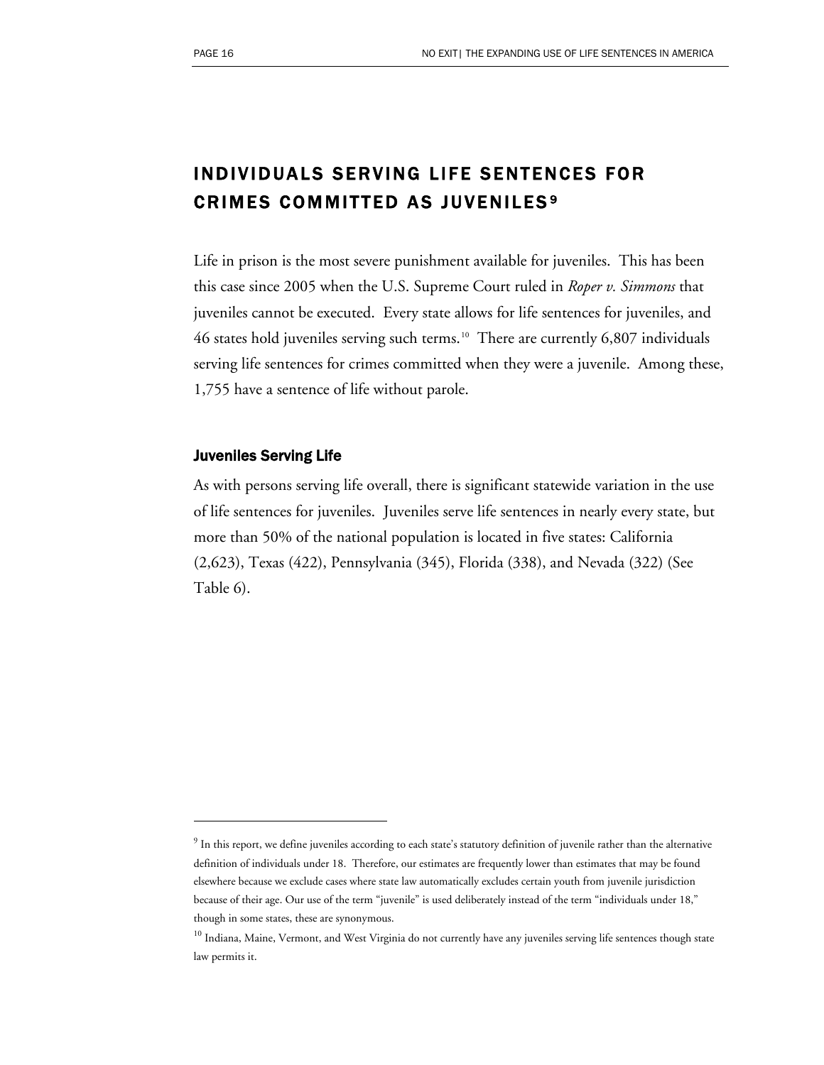## INDIVIDUALS SERVING LIFE SENTENCES FOR CRIMES COMMITTED AS JUVENILES[9]

Life in prison is the most severe punishment available for juveniles. This has been this case since 2005 when the U.S. Supreme Court ruled in *Roper v. Simmons* that juveniles cannot be executed. Every state allows for life sentences for juveniles, and 46 states hold juveniles serving such terms.[10] There are currently 6,807 individuals serving life sentences for crimes committed when they were a juvenile. Among these, 1,755 have a sentence of life without parole.

### Juveniles Serving Life

As with persons serving life overall, there is significant statewide variation in the use of life sentences for juveniles. Juveniles serve life sentences in nearly every state, but more than 50% of the national population is located in five states: California (2,623), Texas (422), Pennsylvania (345), Florida (338), and Nevada (322) (See Table 6).

---

[9] In this report, we define juveniles according to each state's statutory definition of juvenile rather than the alternative definition of individuals under 18. Therefore, our estimates are frequently lower than estimates that may be found elsewhere because we exclude cases where state law automatically excludes certain youth from juvenile jurisdiction because of their age. Our use of the term "juvenile" is used deliberately instead of the term "individuals under 18," though in some states, these are synonymous.

[10] Indiana, Maine, Vermont, and West Virginia do not currently have any juveniles serving life sentences though state law permits it.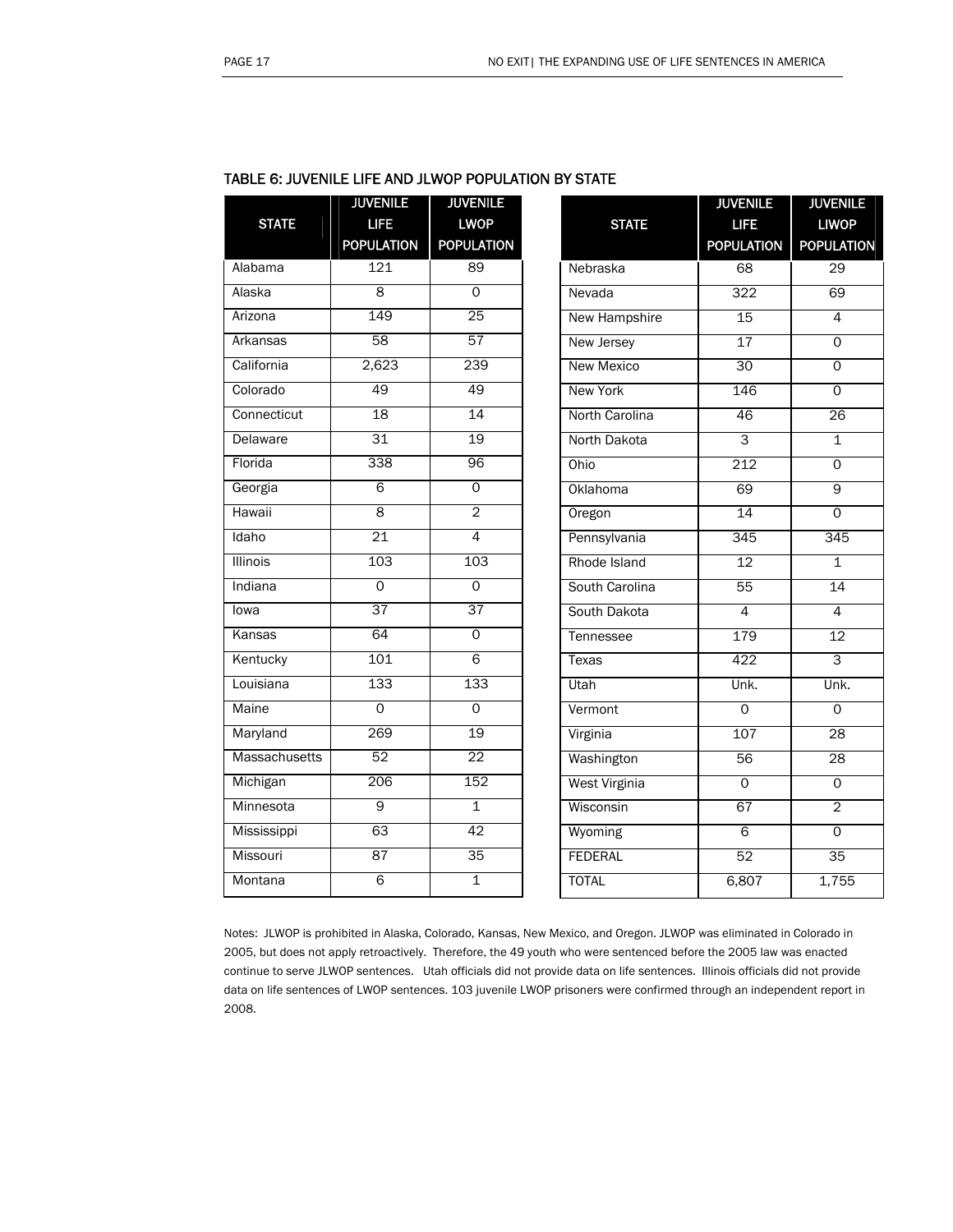### TABLE 6: JUVENILE LIFE AND JLWOP POPULATION BY STATE

| STATE | JUVENILE LIFE POPULATION | JUVENILE LWOP POPULATION |
|---|---|---|
| Alabama | 121 | 89 |
| Alaska | 8 | 0 |
| Arizona | 149 | 25 |
| Arkansas | 58 | 57 |
| California | 2,623 | 239 |
| Colorado | 49 | 49 |
| Connecticut | 18 | 14 |
| Delaware | 31 | 19 |
| Florida | 338 | 96 |
| Georgia | 6 | 0 |
| Hawaii | 8 | 2 |
| Idaho | 21 | 4 |
| Illinois | 103 | 103 |
| Indiana | 0 | 0 |
| Iowa | 37 | 37 |
| Kansas | 64 | 0 |
| Kentucky | 101 | 6 |
| Louisiana | 133 | 133 |
| Maine | 0 | 0 |
| Maryland | 269 | 19 |
| Massachusetts | 52 | 22 |
| Michigan | 206 | 152 |
| Minnesota | 9 | 1 |
| Mississippi | 63 | 42 |
| Missouri | 87 | 35 |
| Montana | 6 | 1 |

| STATE | JUVENILE LIFE POPULATION | JUVENILE LIWOP POPULATION |
|---|---|---|
| Nebraska | 68 | 29 |
| Nevada | 322 | 69 |
| New Hampshire | 15 | 4 |
| New Jersey | 17 | 0 |
| New Mexico | 30 | 0 |
| New York | 146 | 0 |
| North Carolina | 46 | 26 |
| North Dakota | 3 | 1 |
| Ohio | 212 | 0 |
| Oklahoma | 69 | 9 |
| Oregon | 14 | 0 |
| Pennsylvania | 345 | 345 |
| Rhode Island | 12 | 1 |
| South Carolina | 55 | 14 |
| South Dakota | 4 | 4 |
| Tennessee | 179 | 12 |
| Texas | 422 | 3 |
| Utah | Unk. | Unk. |
| Vermont | 0 | 0 |
| Virginia | 107 | 28 |
| Washington | 56 | 28 |
| West Virginia | 0 | 0 |
| Wisconsin | 67 | 2 |
| Wyoming | 6 | 0 |
| FEDERAL | 52 | 35 |
| TOTAL | 6,807 | 1,755 |

Notes: JLWOP is prohibited in Alaska, Colorado, Kansas, New Mexico, and Oregon. JLWOP was eliminated in Colorado in 2005, but does not apply retroactively. Therefore, the 49 youth who were sentenced before the 2005 law was enacted continue to serve JLWOP sentences. Utah officials did not provide data on life sentences. Illinois officials did not provide data on life sentences of LWOP sentences. 103 juvenile LWOP prisoners were confirmed through an independent report in 2008.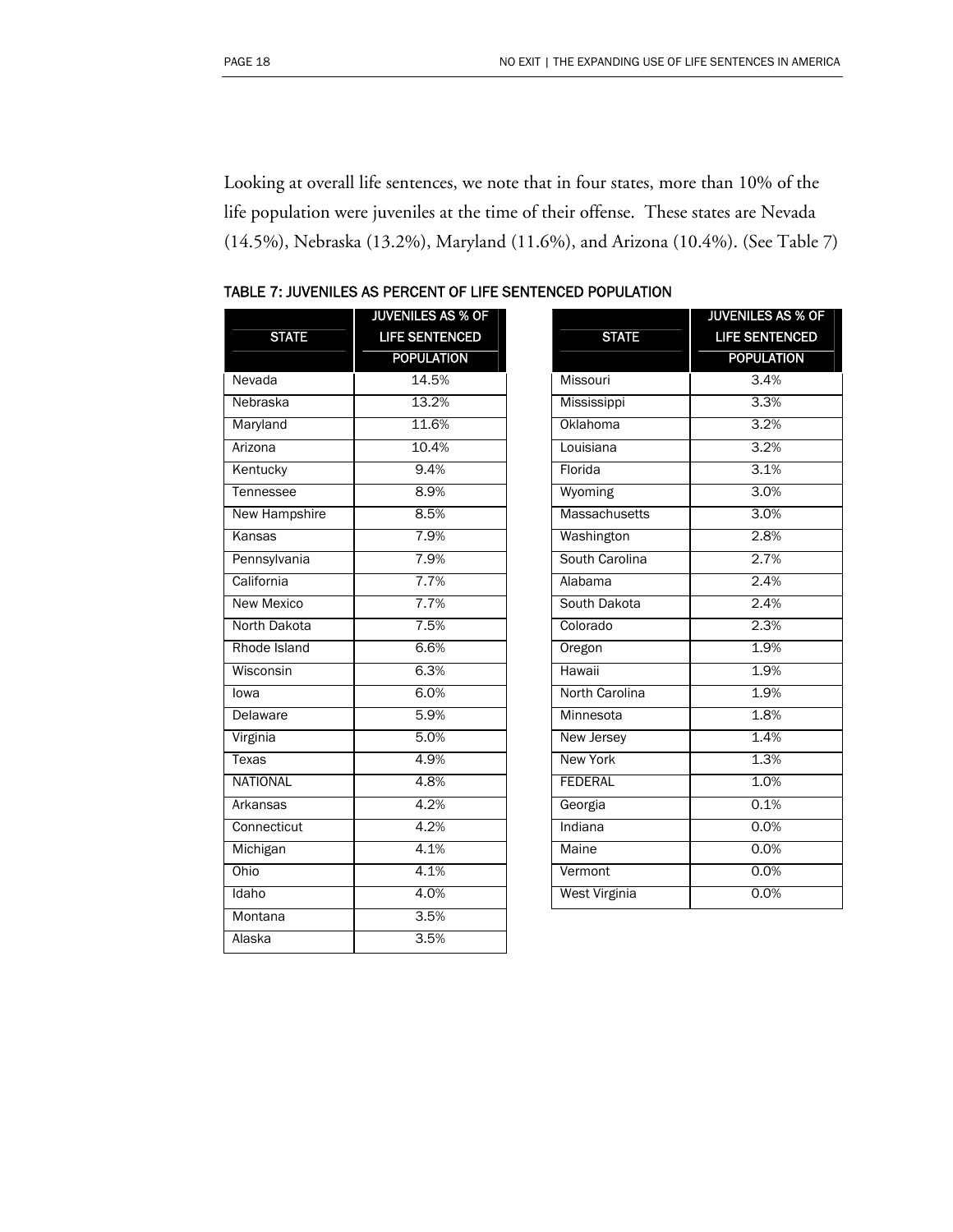Looking at overall life sentences, we note that in four states, more than 10% of the life population were juveniles at the time of their offense. These states are Nevada (14.5%), Nebraska (13.2%), Maryland (11.6%), and Arizona (10.4%). (See Table 7)

TABLE 7: JUVENILES AS PERCENT OF LIFE SENTENCED POPULATION

| STATE | JUVENILES AS % OF LIFE SENTENCED POPULATION |
|---|---|
| Nevada | 14.5% |
| Nebraska | 13.2% |
| Maryland | 11.6% |
| Arizona | 10.4% |
| Kentucky | 9.4% |
| Tennessee | 8.9% |
| New Hampshire | 8.5% |
| Kansas | 7.9% |
| Pennsylvania | 7.9% |
| California | 7.7% |
| New Mexico | 7.7% |
| North Dakota | 7.5% |
| Rhode Island | 6.6% |
| Wisconsin | 6.3% |
| Iowa | 6.0% |
| Delaware | 5.9% |
| Virginia | 5.0% |
| Texas | 4.9% |
| NATIONAL | 4.8% |
| Arkansas | 4.2% |
| Connecticut | 4.2% |
| Michigan | 4.1% |
| Ohio | 4.1% |
| Idaho | 4.0% |
| Montana | 3.5% |
| Alaska | 3.5% |
| Missouri | 3.4% |
| Mississippi | 3.3% |
| Oklahoma | 3.2% |
| Louisiana | 3.2% |
| Florida | 3.1% |
| Wyoming | 3.0% |
| Massachusetts | 3.0% |
| Washington | 2.8% |
| South Carolina | 2.7% |
| Alabama | 2.4% |
| South Dakota | 2.4% |
| Colorado | 2.3% |
| Oregon | 1.9% |
| Hawaii | 1.9% |
| North Carolina | 1.9% |
| Minnesota | 1.8% |
| New Jersey | 1.4% |
| New York | 1.3% |
| FEDERAL | 1.0% |
| Georgia | 0.1% |
| Indiana | 0.0% |
| Maine | 0.0% |
| Vermont | 0.0% |
| West Virginia | 0.0% |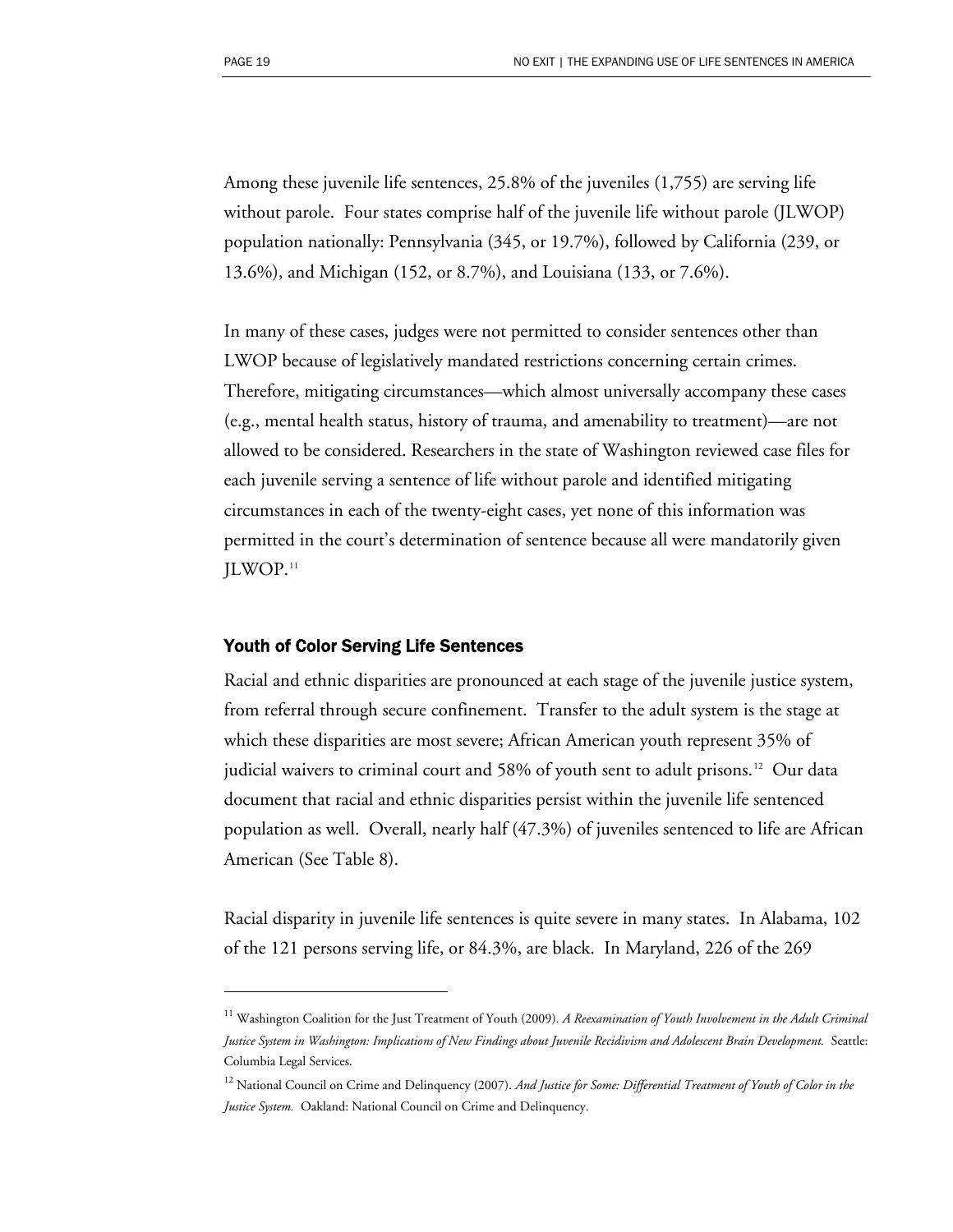Among these juvenile life sentences, 25.8% of the juveniles (1,755) are serving life without parole. Four states comprise half of the juvenile life without parole (JLWOP) population nationally: Pennsylvania (345, or 19.7%), followed by California (239, or 13.6%), and Michigan (152, or 8.7%), and Louisiana (133, or 7.6%).

In many of these cases, judges were not permitted to consider sentences other than LWOP because of legislatively mandated restrictions concerning certain crimes. Therefore, mitigating circumstances—which almost universally accompany these cases (e.g., mental health status, history of trauma, and amenability to treatment)—are not allowed to be considered. Researchers in the state of Washington reviewed case files for each juvenile serving a sentence of life without parole and identified mitigating circumstances in each of the twenty-eight cases, yet none of this information was permitted in the court's determination of sentence because all were mandatorily given JLWOP.[11]

### Youth of Color Serving Life Sentences

Racial and ethnic disparities are pronounced at each stage of the juvenile justice system, from referral through secure confinement. Transfer to the adult system is the stage at which these disparities are most severe; African American youth represent 35% of judicial waivers to criminal court and 58% of youth sent to adult prisons.[12] Our data document that racial and ethnic disparities persist within the juvenile life sentenced population as well. Overall, nearly half (47.3%) of juveniles sentenced to life are African American (See Table 8).

Racial disparity in juvenile life sentences is quite severe in many states. In Alabama, 102 of the 121 persons serving life, or 84.3%, are black. In Maryland, 226 of the 269

---

[11] Washington Coalition for the Just Treatment of Youth (2009). *A Reexamination of Youth Involvement in the Adult Criminal Justice System in Washington: Implications of New Findings about Juvenile Recidivism and Adolescent Brain Development.* Seattle: Columbia Legal Services.

[12] National Council on Crime and Delinquency (2007). *And Justice for Some: Differential Treatment of Youth of Color in the Justice System.* Oakland: National Council on Crime and Delinquency.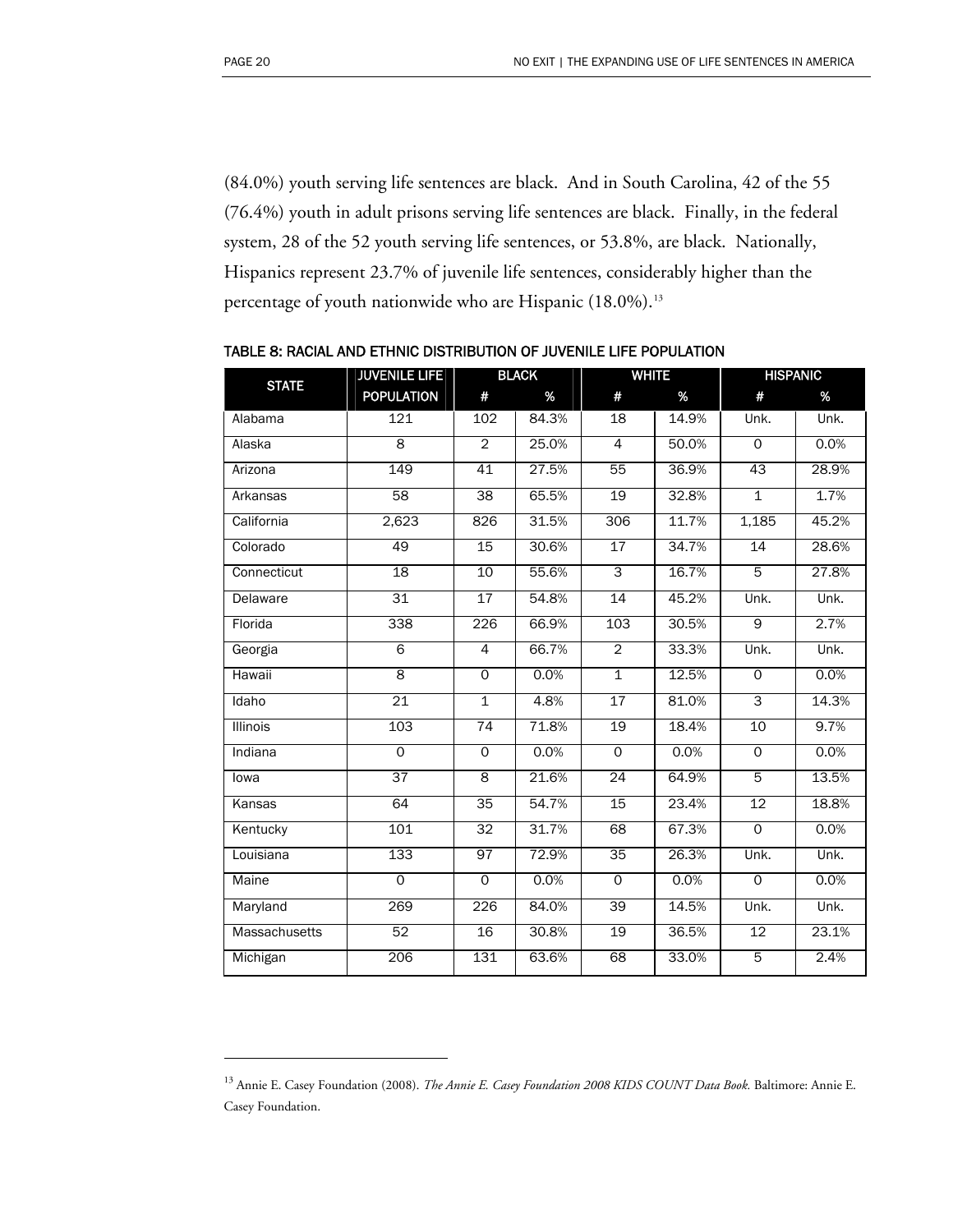(84.0%) youth serving life sentences are black. And in South Carolina, 42 of the 55 (76.4%) youth in adult prisons serving life sentences are black. Finally, in the federal system, 28 of the 52 youth serving life sentences, or 53.8%, are black. Nationally, Hispanics represent 23.7% of juvenile life sentences, considerably higher than the percentage of youth nationwide who are Hispanic (18.0%).[13]

TABLE 8: RACIAL AND ETHNIC DISTRIBUTION OF JUVENILE LIFE POPULATION

| STATE | JUVENILE LIFE POPULATION | BLACK | | WHITE | | HISPANIC | |
|---|---|---|---|---|---|---|---|
| | | # | % | # | % | # | % |
| Alabama | 121 | 102 | 84.3% | 18 | 14.9% | Unk. | Unk. |
| Alaska | 8 | 2 | 25.0% | 4 | 50.0% | 0 | 0.0% |
| Arizona | 149 | 41 | 27.5% | 55 | 36.9% | 43 | 28.9% |
| Arkansas | 58 | 38 | 65.5% | 19 | 32.8% | 1 | 1.7% |
| California | 2,623 | 826 | 31.5% | 306 | 11.7% | 1,185 | 45.2% |
| Colorado | 49 | 15 | 30.6% | 17 | 34.7% | 14 | 28.6% |
| Connecticut | 18 | 10 | 55.6% | 3 | 16.7% | 5 | 27.8% |
| Delaware | 31 | 17 | 54.8% | 14 | 45.2% | Unk. | Unk. |
| Florida | 338 | 226 | 66.9% | 103 | 30.5% | 9 | 2.7% |
| Georgia | 6 | 4 | 66.7% | 2 | 33.3% | Unk. | Unk. |
| Hawaii | 8 | 0 | 0.0% | 1 | 12.5% | 0 | 0.0% |
| Idaho | 21 | 1 | 4.8% | 17 | 81.0% | 3 | 14.3% |
| Illinois | 103 | 74 | 71.8% | 19 | 18.4% | 10 | 9.7% |
| Indiana | 0 | 0 | 0.0% | 0 | 0.0% | 0 | 0.0% |
| Iowa | 37 | 8 | 21.6% | 24 | 64.9% | 5 | 13.5% |
| Kansas | 64 | 35 | 54.7% | 15 | 23.4% | 12 | 18.8% |
| Kentucky | 101 | 32 | 31.7% | 68 | 67.3% | 0 | 0.0% |
| Louisiana | 133 | 97 | 72.9% | 35 | 26.3% | Unk. | Unk. |
| Maine | 0 | 0 | 0.0% | 0 | 0.0% | 0 | 0.0% |
| Maryland | 269 | 226 | 84.0% | 39 | 14.5% | Unk. | Unk. |
| Massachusetts | 52 | 16 | 30.8% | 19 | 36.5% | 12 | 23.1% |
| Michigan | 206 | 131 | 63.6% | 68 | 33.0% | 5 | 2.4% |

[13] Annie E. Casey Foundation (2008). *The Annie E. Casey Foundation 2008 KIDS COUNT Data Book.* Baltimore: Annie E. Casey Foundation.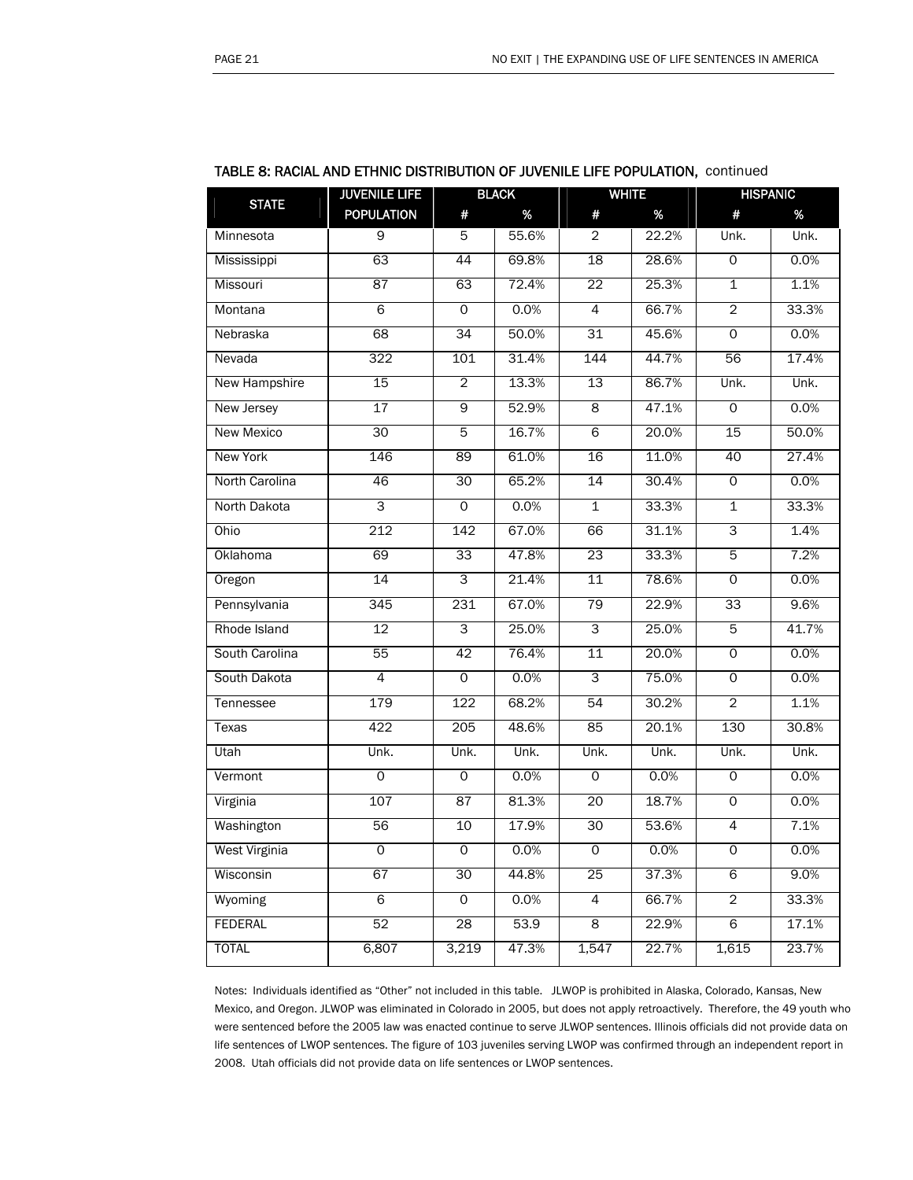TABLE 8: RACIAL AND ETHNIC DISTRIBUTION OF JUVENILE LIFE POPULATION, continued

| STATE | JUVENILE LIFE POPULATION | BLACK | | WHITE | | HISPANIC | |
|---|---|---|---|---|---|---|---|
| | | # | % | # | % | # | % |
| Minnesota | 9 | 5 | 55.6% | 2 | 22.2% | Unk. | Unk. |
| Mississippi | 63 | 44 | 69.8% | 18 | 28.6% | 0 | 0.0% |
| Missouri | 87 | 63 | 72.4% | 22 | 25.3% | 1 | 1.1% |
| Montana | 6 | 0 | 0.0% | 4 | 66.7% | 2 | 33.3% |
| Nebraska | 68 | 34 | 50.0% | 31 | 45.6% | 0 | 0.0% |
| Nevada | 322 | 101 | 31.4% | 144 | 44.7% | 56 | 17.4% |
| New Hampshire | 15 | 2 | 13.3% | 13 | 86.7% | Unk. | Unk. |
| New Jersey | 17 | 9 | 52.9% | 8 | 47.1% | 0 | 0.0% |
| New Mexico | 30 | 5 | 16.7% | 6 | 20.0% | 15 | 50.0% |
| New York | 146 | 89 | 61.0% | 16 | 11.0% | 40 | 27.4% |
| North Carolina | 46 | 30 | 65.2% | 14 | 30.4% | 0 | 0.0% |
| North Dakota | 3 | 0 | 0.0% | 1 | 33.3% | 1 | 33.3% |
| Ohio | 212 | 142 | 67.0% | 66 | 31.1% | 3 | 1.4% |
| Oklahoma | 69 | 33 | 47.8% | 23 | 33.3% | 5 | 7.2% |
| Oregon | 14 | 3 | 21.4% | 11 | 78.6% | 0 | 0.0% |
| Pennsylvania | 345 | 231 | 67.0% | 79 | 22.9% | 33 | 9.6% |
| Rhode Island | 12 | 3 | 25.0% | 3 | 25.0% | 5 | 41.7% |
| South Carolina | 55 | 42 | 76.4% | 11 | 20.0% | 0 | 0.0% |
| South Dakota | 4 | 0 | 0.0% | 3 | 75.0% | 0 | 0.0% |
| Tennessee | 179 | 122 | 68.2% | 54 | 30.2% | 2 | 1.1% |
| Texas | 422 | 205 | 48.6% | 85 | 20.1% | 130 | 30.8% |
| Utah | Unk. | Unk. | Unk. | Unk. | Unk. | Unk. | Unk. |
| Vermont | 0 | 0 | 0.0% | 0 | 0.0% | 0 | 0.0% |
| Virginia | 107 | 87 | 81.3% | 20 | 18.7% | 0 | 0.0% |
| Washington | 56 | 10 | 17.9% | 30 | 53.6% | 4 | 7.1% |
| West Virginia | 0 | 0 | 0.0% | 0 | 0.0% | 0 | 0.0% |
| Wisconsin | 67 | 30 | 44.8% | 25 | 37.3% | 6 | 9.0% |
| Wyoming | 6 | 0 | 0.0% | 4 | 66.7% | 2 | 33.3% |
| FEDERAL | 52 | 28 | 53.9 | 8 | 22.9% | 6 | 17.1% |
| TOTAL | 6,807 | 3,219 | 47.3% | 1,547 | 22.7% | 1,615 | 23.7% |

Notes: Individuals identified as "Other" not included in this table. JLWOP is prohibited in Alaska, Colorado, Kansas, New Mexico, and Oregon. JLWOP was eliminated in Colorado in 2005, but does not apply retroactively. Therefore, the 49 youth who were sentenced before the 2005 law was enacted continue to serve JLWOP sentences. Illinois officials did not provide data on life sentences of LWOP sentences. The figure of 103 juveniles serving LWOP was confirmed through an independent report in 2008. Utah officials did not provide data on life sentences or LWOP sentences.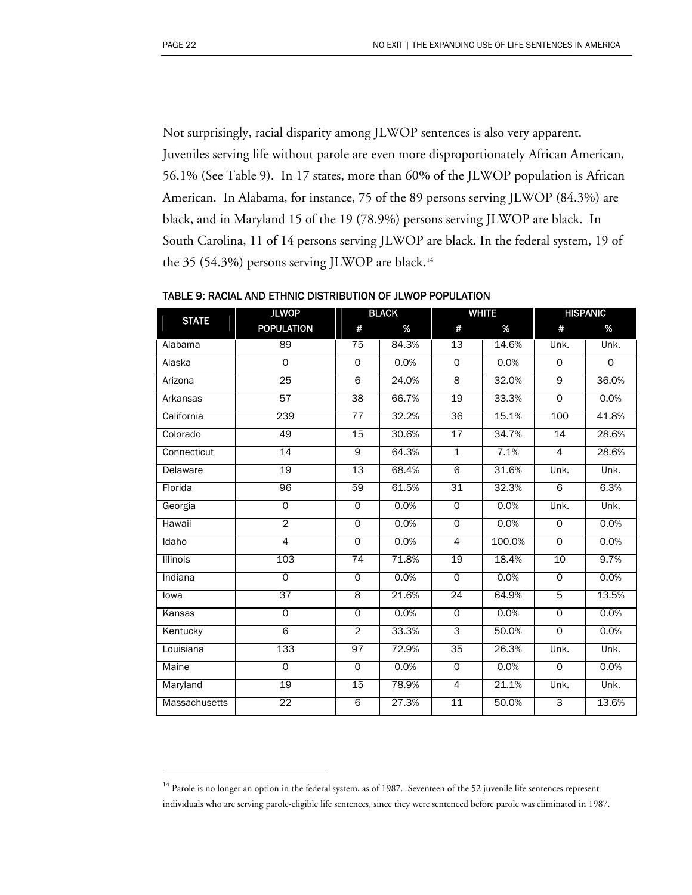Not surprisingly, racial disparity among JLWOP sentences is also very apparent. Juveniles serving life without parole are even more disproportionately African American, 56.1% (See Table 9). In 17 states, more than 60% of the JLWOP population is African American. In Alabama, for instance, 75 of the 89 persons serving JLWOP (84.3%) are black, and in Maryland 15 of the 19 (78.9%) persons serving JLWOP are black. In South Carolina, 11 of 14 persons serving JLWOP are black. In the federal system, 19 of the 35 (54.3%) persons serving JLWOP are black.[14]

TABLE 9: RACIAL AND ETHNIC DISTRIBUTION OF JLWOP POPULATION

| STATE | JLWOP POPULATION | BLACK | | WHITE | | HISPANIC | |
|---|---|---|---|---|---|---|---|
| | | # | % | # | % | # | % |
| Alabama | 89 | 75 | 84.3% | 13 | 14.6% | Unk. | Unk. |
| Alaska | 0 | 0 | 0.0% | 0 | 0.0% | 0 | 0 |
| Arizona | 25 | 6 | 24.0% | 8 | 32.0% | 9 | 36.0% |
| Arkansas | 57 | 38 | 66.7% | 19 | 33.3% | 0 | 0.0% |
| California | 239 | 77 | 32.2% | 36 | 15.1% | 100 | 41.8% |
| Colorado | 49 | 15 | 30.6% | 17 | 34.7% | 14 | 28.6% |
| Connecticut | 14 | 9 | 64.3% | 1 | 7.1% | 4 | 28.6% |
| Delaware | 19 | 13 | 68.4% | 6 | 31.6% | Unk. | Unk. |
| Florida | 96 | 59 | 61.5% | 31 | 32.3% | 6 | 6.3% |
| Georgia | 0 | 0 | 0.0% | 0 | 0.0% | Unk. | Unk. |
| Hawaii | 2 | 0 | 0.0% | 0 | 0.0% | 0 | 0.0% |
| Idaho | 4 | 0 | 0.0% | 4 | 100.0% | 0 | 0.0% |
| Illinois | 103 | 74 | 71.8% | 19 | 18.4% | 10 | 9.7% |
| Indiana | 0 | 0 | 0.0% | 0 | 0.0% | 0 | 0.0% |
| Iowa | 37 | 8 | 21.6% | 24 | 64.9% | 5 | 13.5% |
| Kansas | 0 | 0 | 0.0% | 0 | 0.0% | 0 | 0.0% |
| Kentucky | 6 | 2 | 33.3% | 3 | 50.0% | 0 | 0.0% |
| Louisiana | 133 | 97 | 72.9% | 35 | 26.3% | Unk. | Unk. |
| Maine | 0 | 0 | 0.0% | 0 | 0.0% | 0 | 0.0% |
| Maryland | 19 | 15 | 78.9% | 4 | 21.1% | Unk. | Unk. |
| Massachusetts | 22 | 6 | 27.3% | 11 | 50.0% | 3 | 13.6% |

[14] Parole is no longer an option in the federal system, as of 1987. Seventeen of the 52 juvenile life sentences represent individuals who are serving parole-eligible life sentences, since they were sentenced before parole was eliminated in 1987.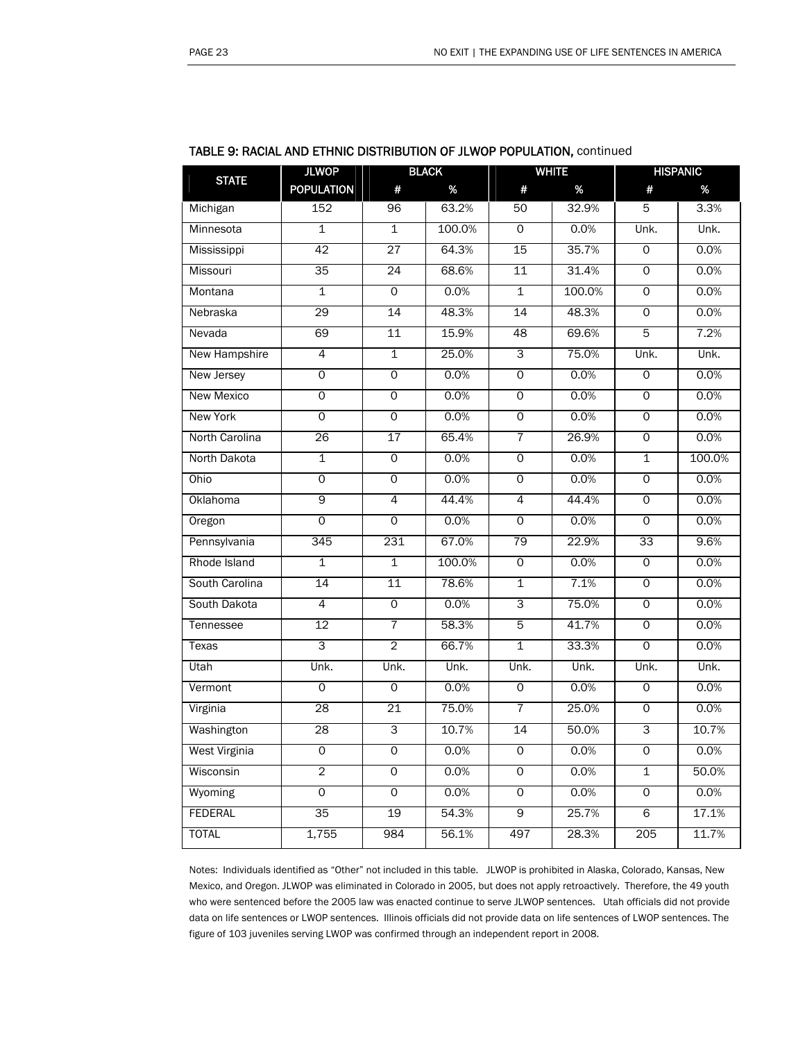**TABLE 9: RACIAL AND ETHNIC DISTRIBUTION OF JLWOP POPULATION,** continued

| STATE | JLWOP POPULATION | BLACK | | WHITE | | HISPANIC | |
|---|---|---|---|---|---|---|---|
| | | # | % | # | % | # | % |
| Michigan | 152 | 96 | 63.2% | 50 | 32.9% | 5 | 3.3% |
| Minnesota | 1 | 1 | 100.0% | 0 | 0.0% | Unk. | Unk. |
| Mississippi | 42 | 27 | 64.3% | 15 | 35.7% | 0 | 0.0% |
| Missouri | 35 | 24 | 68.6% | 11 | 31.4% | 0 | 0.0% |
| Montana | 1 | 0 | 0.0% | 1 | 100.0% | 0 | 0.0% |
| Nebraska | 29 | 14 | 48.3% | 14 | 48.3% | 0 | 0.0% |
| Nevada | 69 | 11 | 15.9% | 48 | 69.6% | 5 | 7.2% |
| New Hampshire | 4 | 1 | 25.0% | 3 | 75.0% | Unk. | Unk. |
| New Jersey | 0 | 0 | 0.0% | 0 | 0.0% | 0 | 0.0% |
| New Mexico | 0 | 0 | 0.0% | 0 | 0.0% | 0 | 0.0% |
| New York | 0 | 0 | 0.0% | 0 | 0.0% | 0 | 0.0% |
| North Carolina | 26 | 17 | 65.4% | 7 | 26.9% | 0 | 0.0% |
| North Dakota | 1 | 0 | 0.0% | 0 | 0.0% | 1 | 100.0% |
| Ohio | 0 | 0 | 0.0% | 0 | 0.0% | 0 | 0.0% |
| Oklahoma | 9 | 4 | 44.4% | 4 | 44.4% | 0 | 0.0% |
| Oregon | 0 | 0 | 0.0% | 0 | 0.0% | 0 | 0.0% |
| Pennsylvania | 345 | 231 | 67.0% | 79 | 22.9% | 33 | 9.6% |
| Rhode Island | 1 | 1 | 100.0% | 0 | 0.0% | 0 | 0.0% |
| South Carolina | 14 | 11 | 78.6% | 1 | 7.1% | 0 | 0.0% |
| South Dakota | 4 | 0 | 0.0% | 3 | 75.0% | 0 | 0.0% |
| Tennessee | 12 | 7 | 58.3% | 5 | 41.7% | 0 | 0.0% |
| Texas | 3 | 2 | 66.7% | 1 | 33.3% | 0 | 0.0% |
| Utah | Unk. | Unk. | Unk. | Unk. | Unk. | Unk. | Unk. |
| Vermont | 0 | 0 | 0.0% | 0 | 0.0% | 0 | 0.0% |
| Virginia | 28 | 21 | 75.0% | 7 | 25.0% | 0 | 0.0% |
| Washington | 28 | 3 | 10.7% | 14 | 50.0% | 3 | 10.7% |
| West Virginia | 0 | 0 | 0.0% | 0 | 0.0% | 0 | 0.0% |
| Wisconsin | 2 | 0 | 0.0% | 0 | 0.0% | 1 | 50.0% |
| Wyoming | 0 | 0 | 0.0% | 0 | 0.0% | 0 | 0.0% |
| FEDERAL | 35 | 19 | 54.3% | 9 | 25.7% | 6 | 17.1% |
| TOTAL | 1,755 | 984 | 56.1% | 497 | 28.3% | 205 | 11.7% |

Notes: Individuals identified as "Other" not included in this table. JLWOP is prohibited in Alaska, Colorado, Kansas, New Mexico, and Oregon. JLWOP was eliminated in Colorado in 2005, but does not apply retroactively. Therefore, the 49 youth who were sentenced before the 2005 law was enacted continue to serve JLWOP sentences. Utah officials did not provide data on life sentences or LWOP sentences. Illinois officials did not provide data on life sentences of LWOP sentences. The figure of 103 juveniles serving LWOP was confirmed through an independent report in 2008.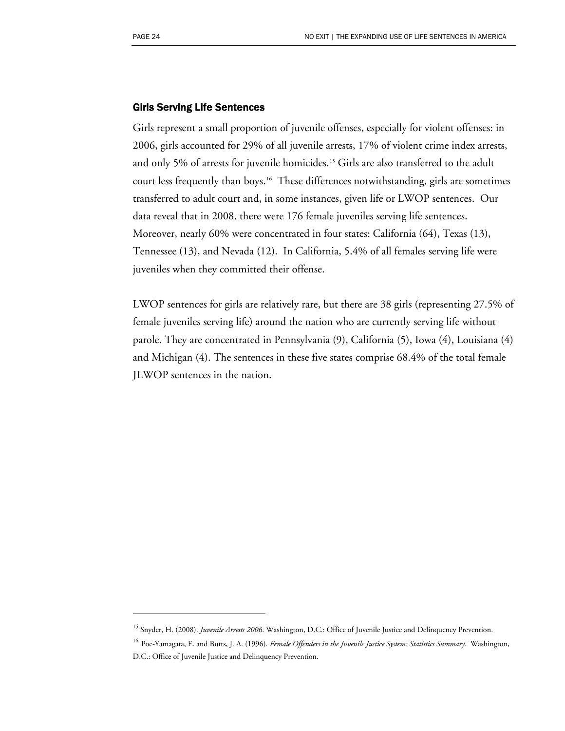### Girls Serving Life Sentences

Girls represent a small proportion of juvenile offenses, especially for violent offenses: in 2006, girls accounted for 29% of all juvenile arrests, 17% of violent crime index arrests, and only 5% of arrests for juvenile homicides.[15] Girls are also transferred to the adult court less frequently than boys.[16] These differences notwithstanding, girls are sometimes transferred to adult court and, in some instances, given life or LWOP sentences. Our data reveal that in 2008, there were 176 female juveniles serving life sentences. Moreover, nearly 60% were concentrated in four states: California (64), Texas (13), Tennessee (13), and Nevada (12). In California, 5.4% of all females serving life were juveniles when they committed their offense.

LWOP sentences for girls are relatively rare, but there are 38 girls (representing 27.5% of female juveniles serving life) around the nation who are currently serving life without parole. They are concentrated in Pennsylvania (9), California (5), Iowa (4), Louisiana (4) and Michigan (4). The sentences in these five states comprise 68.4% of the total female JLWOP sentences in the nation.

---

[15] Snyder, H. (2008). *Juvenile Arrests 2006*. Washington, D.C.: Office of Juvenile Justice and Delinquency Prevention.

[16] Poe-Yamagata, E. and Butts, J. A. (1996). *Female Offenders in the Juvenile Justice System: Statistics Summary.* Washington, D.C.: Office of Juvenile Justice and Delinquency Prevention.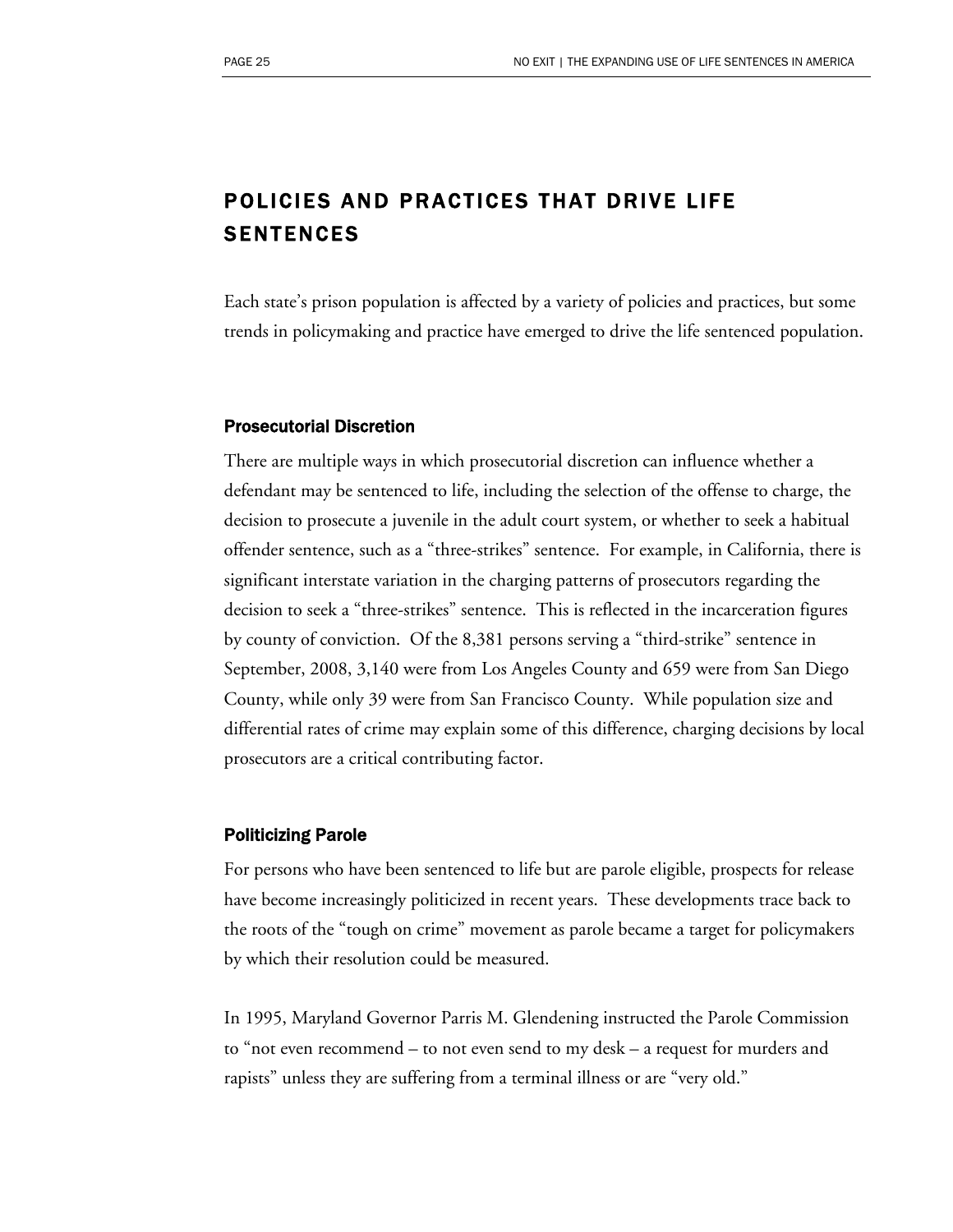# POLICIES AND PRACTICES THAT DRIVE LIFE SENTENCES

Each state's prison population is affected by a variety of policies and practices, but some trends in policymaking and practice have emerged to drive the life sentenced population.

### Prosecutorial Discretion

There are multiple ways in which prosecutorial discretion can influence whether a defendant may be sentenced to life, including the selection of the offense to charge, the decision to prosecute a juvenile in the adult court system, or whether to seek a habitual offender sentence, such as a "three-strikes" sentence. For example, in California, there is significant interstate variation in the charging patterns of prosecutors regarding the decision to seek a "three-strikes" sentence. This is reflected in the incarceration figures by county of conviction. Of the 8,381 persons serving a "third-strike" sentence in September, 2008, 3,140 were from Los Angeles County and 659 were from San Diego County, while only 39 were from San Francisco County. While population size and differential rates of crime may explain some of this difference, charging decisions by local prosecutors are a critical contributing factor.

### Politicizing Parole

For persons who have been sentenced to life but are parole eligible, prospects for release have become increasingly politicized in recent years. These developments trace back to the roots of the "tough on crime" movement as parole became a target for policymakers by which their resolution could be measured.

In 1995, Maryland Governor Parris M. Glendening instructed the Parole Commission to "not even recommend – to not even send to my desk – a request for murders and rapists" unless they are suffering from a terminal illness or are "very old."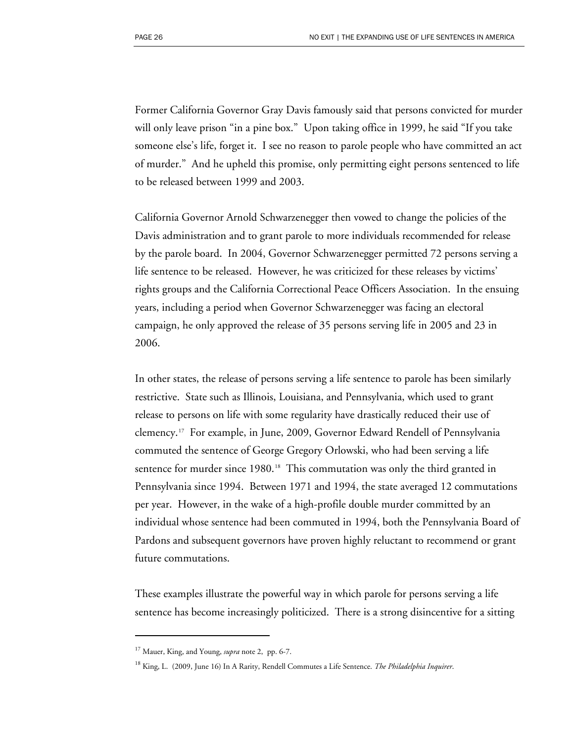Former California Governor Gray Davis famously said that persons convicted for murder will only leave prison "in a pine box." Upon taking office in 1999, he said "If you take someone else's life, forget it. I see no reason to parole people who have committed an act of murder." And he upheld this promise, only permitting eight persons sentenced to life to be released between 1999 and 2003.

California Governor Arnold Schwarzenegger then vowed to change the policies of the Davis administration and to grant parole to more individuals recommended for release by the parole board. In 2004, Governor Schwarzenegger permitted 72 persons serving a life sentence to be released. However, he was criticized for these releases by victims' rights groups and the California Correctional Peace Officers Association. In the ensuing years, including a period when Governor Schwarzenegger was facing an electoral campaign, he only approved the release of 35 persons serving life in 2005 and 23 in 2006.

In other states, the release of persons serving a life sentence to parole has been similarly restrictive. State such as Illinois, Louisiana, and Pennsylvania, which used to grant release to persons on life with some regularity have drastically reduced their use of clemency.[17] For example, in June, 2009, Governor Edward Rendell of Pennsylvania commuted the sentence of George Gregory Orlowski, who had been serving a life sentence for murder since 1980.[18] This commutation was only the third granted in Pennsylvania since 1994. Between 1971 and 1994, the state averaged 12 commutations per year. However, in the wake of a high-profile double murder committed by an individual whose sentence had been commuted in 1994, both the Pennsylvania Board of Pardons and subsequent governors have proven highly reluctant to recommend or grant future commutations.

These examples illustrate the powerful way in which parole for persons serving a life sentence has become increasingly politicized. There is a strong disincentive for a sitting

---

[17] Mauer, King, and Young, *supra* note 2, pp. 6-7.

[18] King, L. (2009, June 16) In A Rarity, Rendell Commutes a Life Sentence. *The Philadelphia Inquirer*.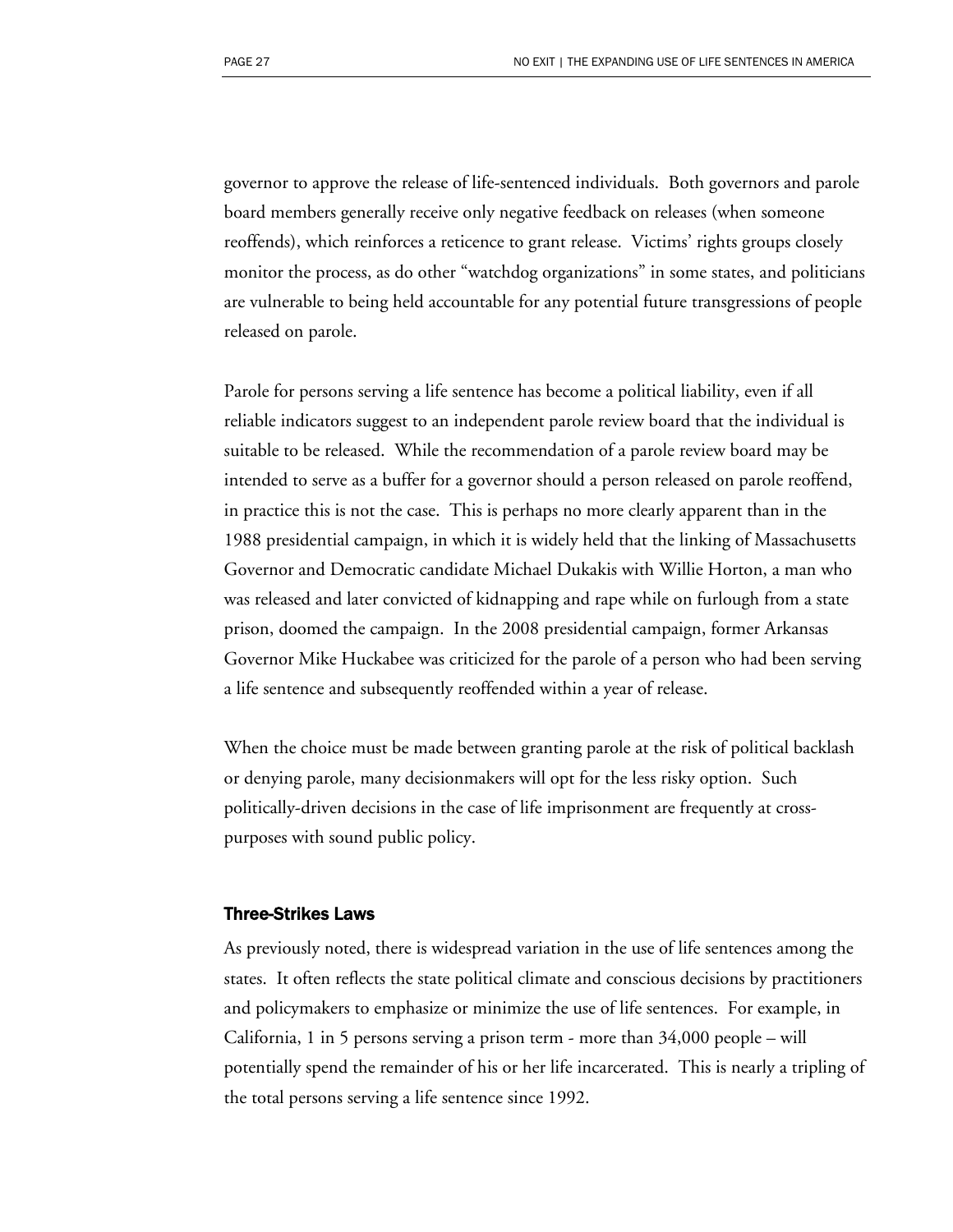governor to approve the release of life-sentenced individuals. Both governors and parole board members generally receive only negative feedback on releases (when someone reoffends), which reinforces a reticence to grant release. Victims' rights groups closely monitor the process, as do other "watchdog organizations" in some states, and politicians are vulnerable to being held accountable for any potential future transgressions of people released on parole.

Parole for persons serving a life sentence has become a political liability, even if all reliable indicators suggest to an independent parole review board that the individual is suitable to be released. While the recommendation of a parole review board may be intended to serve as a buffer for a governor should a person released on parole reoffend, in practice this is not the case. This is perhaps no more clearly apparent than in the 1988 presidential campaign, in which it is widely held that the linking of Massachusetts Governor and Democratic candidate Michael Dukakis with Willie Horton, a man who was released and later convicted of kidnapping and rape while on furlough from a state prison, doomed the campaign. In the 2008 presidential campaign, former Arkansas Governor Mike Huckabee was criticized for the parole of a person who had been serving a life sentence and subsequently reoffended within a year of release.

When the choice must be made between granting parole at the risk of political backlash or denying parole, many decisionmakers will opt for the less risky option. Such politically-driven decisions in the case of life imprisonment are frequently at cross-purposes with sound public policy.

### Three-Strikes Laws

As previously noted, there is widespread variation in the use of life sentences among the states. It often reflects the state political climate and conscious decisions by practitioners and policymakers to emphasize or minimize the use of life sentences. For example, in California, 1 in 5 persons serving a prison term - more than 34,000 people – will potentially spend the remainder of his or her life incarcerated. This is nearly a tripling of the total persons serving a life sentence since 1992.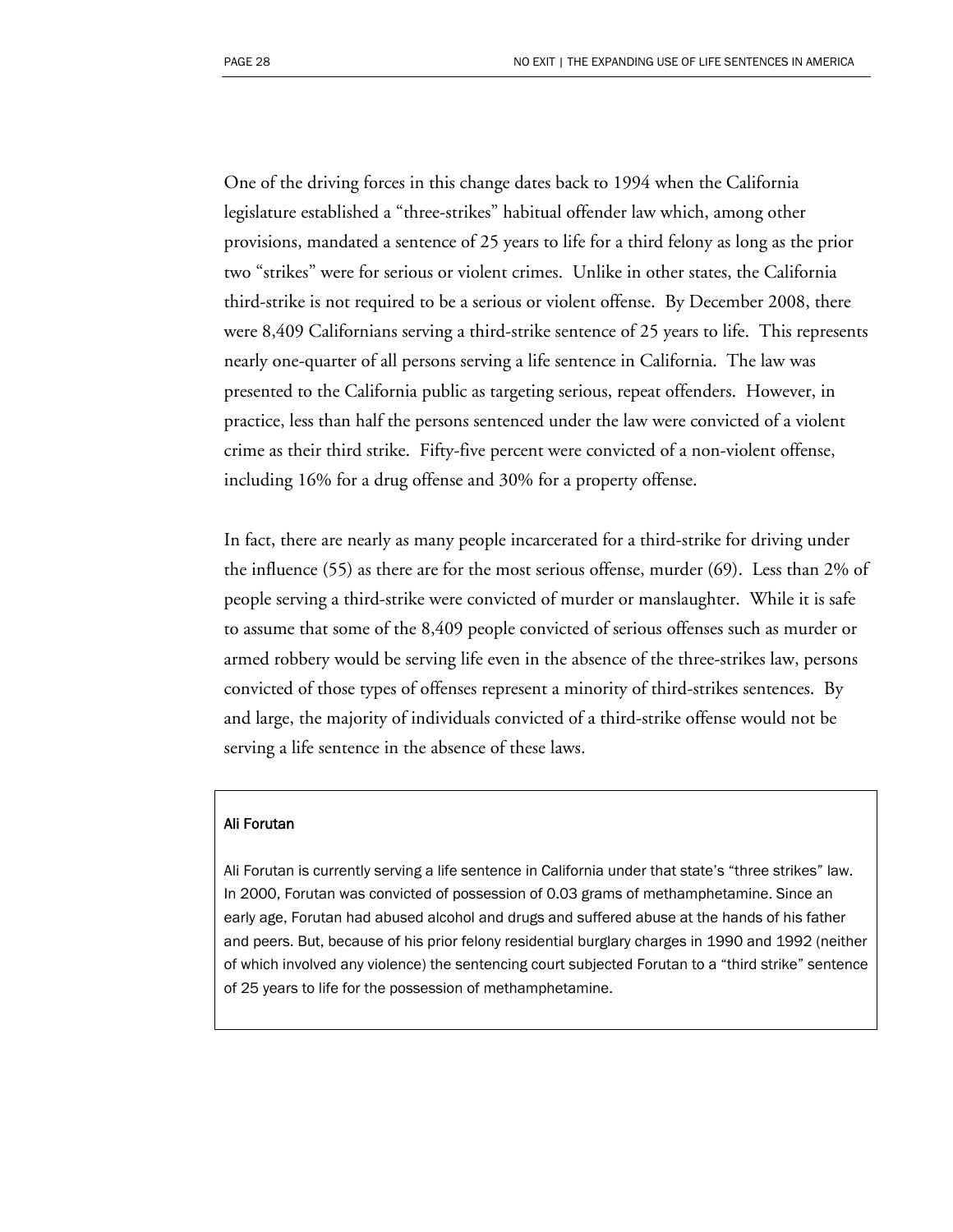One of the driving forces in this change dates back to 1994 when the California legislature established a "three-strikes" habitual offender law which, among other provisions, mandated a sentence of 25 years to life for a third felony as long as the prior two "strikes" were for serious or violent crimes. Unlike in other states, the California third-strike is not required to be a serious or violent offense. By December 2008, there were 8,409 Californians serving a third-strike sentence of 25 years to life. This represents nearly one-quarter of all persons serving a life sentence in California. The law was presented to the California public as targeting serious, repeat offenders. However, in practice, less than half the persons sentenced under the law were convicted of a violent crime as their third strike. Fifty-five percent were convicted of a non-violent offense, including 16% for a drug offense and 30% for a property offense.

In fact, there are nearly as many people incarcerated for a third-strike for driving under the influence (55) as there are for the most serious offense, murder (69). Less than 2% of people serving a third-strike were convicted of murder or manslaughter. While it is safe to assume that some of the 8,409 people convicted of serious offenses such as murder or armed robbery would be serving life even in the absence of the three-strikes law, persons convicted of those types of offenses represent a minority of third-strikes sentences. By and large, the majority of individuals convicted of a third-strike offense would not be serving a life sentence in the absence of these laws.

**Ali Forutan**

Ali Forutan is currently serving a life sentence in California under that state's "three strikes" law. In 2000, Forutan was convicted of possession of 0.03 grams of methamphetamine. Since an early age, Forutan had abused alcohol and drugs and suffered abuse at the hands of his father and peers. But, because of his prior felony residential burglary charges in 1990 and 1992 (neither of which involved any violence) the sentencing court subjected Forutan to a "third strike" sentence of 25 years to life for the possession of methamphetamine.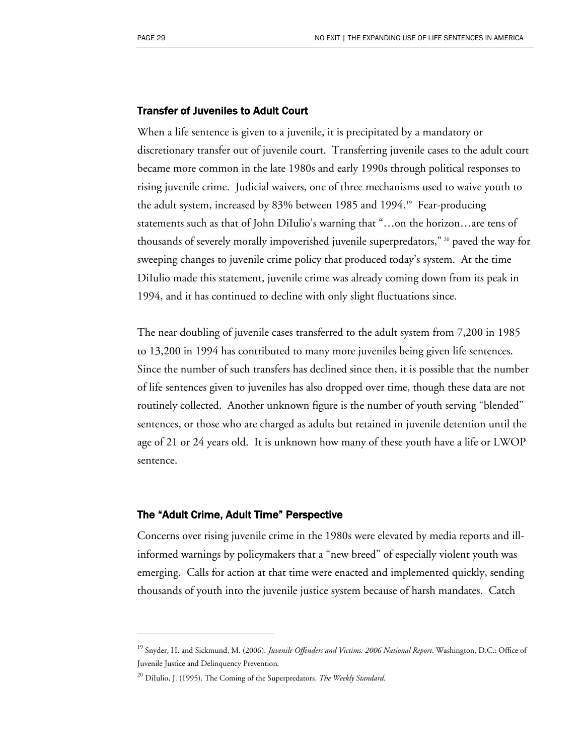### Transfer of Juveniles to Adult Court

When a life sentence is given to a juvenile, it is precipitated by a mandatory or discretionary transfer out of juvenile court. Transferring juvenile cases to the adult court became more common in the late 1980s and early 1990s through political responses to rising juvenile crime. Judicial waivers, one of three mechanisms used to waive youth to the adult system, increased by 83% between 1985 and 1994.[19] Fear-producing statements such as that of John DiIulio's warning that "…on the horizon…are tens of thousands of severely morally impoverished juvenile superpredators,"[20] paved the way for sweeping changes to juvenile crime policy that produced today's system. At the time DiIulio made this statement, juvenile crime was already coming down from its peak in 1994, and it has continued to decline with only slight fluctuations since.

The near doubling of juvenile cases transferred to the adult system from 7,200 in 1985 to 13,200 in 1994 has contributed to many more juveniles being given life sentences. Since the number of such transfers has declined since then, it is possible that the number of life sentences given to juveniles has also dropped over time, though these data are not routinely collected. Another unknown figure is the number of youth serving "blended" sentences, or those who are charged as adults but retained in juvenile detention until the age of 21 or 24 years old. It is unknown how many of these youth have a life or LWOP sentence.

### The "Adult Crime, Adult Time" Perspective

Concerns over rising juvenile crime in the 1980s were elevated by media reports and ill-informed warnings by policymakers that a "new breed" of especially violent youth was emerging. Calls for action at that time were enacted and implemented quickly, sending thousands of youth into the juvenile justice system because of harsh mandates. Catch

---

[19] Snyder, H. and Sickmund, M. (2006). *Juvenile Offenders and Victims: 2006 National Report.* Washington, D.C.: Office of Juvenile Justice and Delinquency Prevention.

[20] DiIulio, J. (1995). The Coming of the Superpredators. *The Weekly Standard.*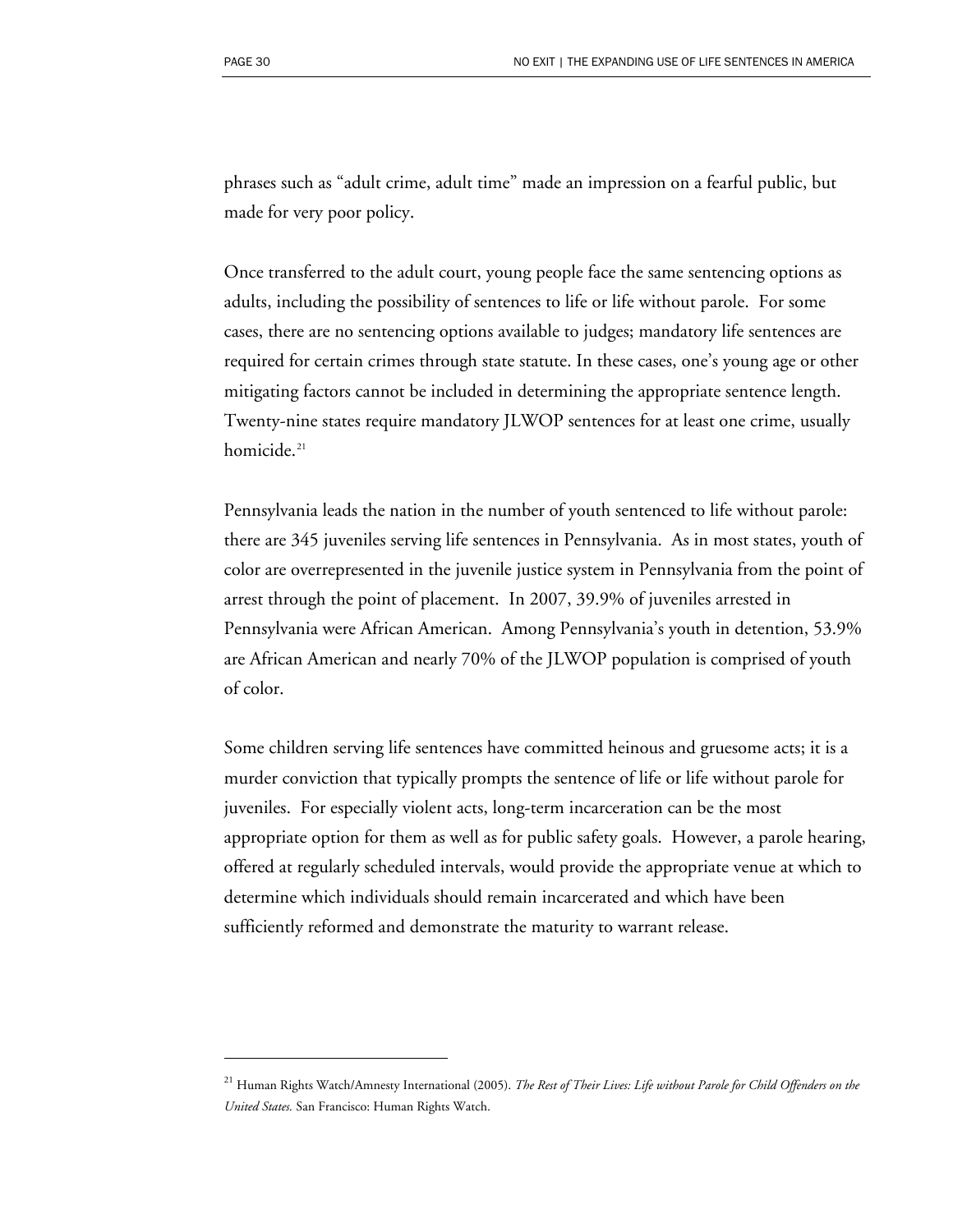phrases such as "adult crime, adult time" made an impression on a fearful public, but made for very poor policy.

Once transferred to the adult court, young people face the same sentencing options as adults, including the possibility of sentences to life or life without parole. For some cases, there are no sentencing options available to judges; mandatory life sentences are required for certain crimes through state statute. In these cases, one's young age or other mitigating factors cannot be included in determining the appropriate sentence length. Twenty-nine states require mandatory JLWOP sentences for at least one crime, usually homicide.[21]

Pennsylvania leads the nation in the number of youth sentenced to life without parole: there are 345 juveniles serving life sentences in Pennsylvania. As in most states, youth of color are overrepresented in the juvenile justice system in Pennsylvania from the point of arrest through the point of placement. In 2007, 39.9% of juveniles arrested in Pennsylvania were African American. Among Pennsylvania's youth in detention, 53.9% are African American and nearly 70% of the JLWOP population is comprised of youth of color.

Some children serving life sentences have committed heinous and gruesome acts; it is a murder conviction that typically prompts the sentence of life or life without parole for juveniles. For especially violent acts, long-term incarceration can be the most appropriate option for them as well as for public safety goals. However, a parole hearing, offered at regularly scheduled intervals, would provide the appropriate venue at which to determine which individuals should remain incarcerated and which have been sufficiently reformed and demonstrate the maturity to warrant release.

---

[21] Human Rights Watch/Amnesty International (2005). *The Rest of Their Lives: Life without Parole for Child Offenders on the United States.* San Francisco: Human Rights Watch.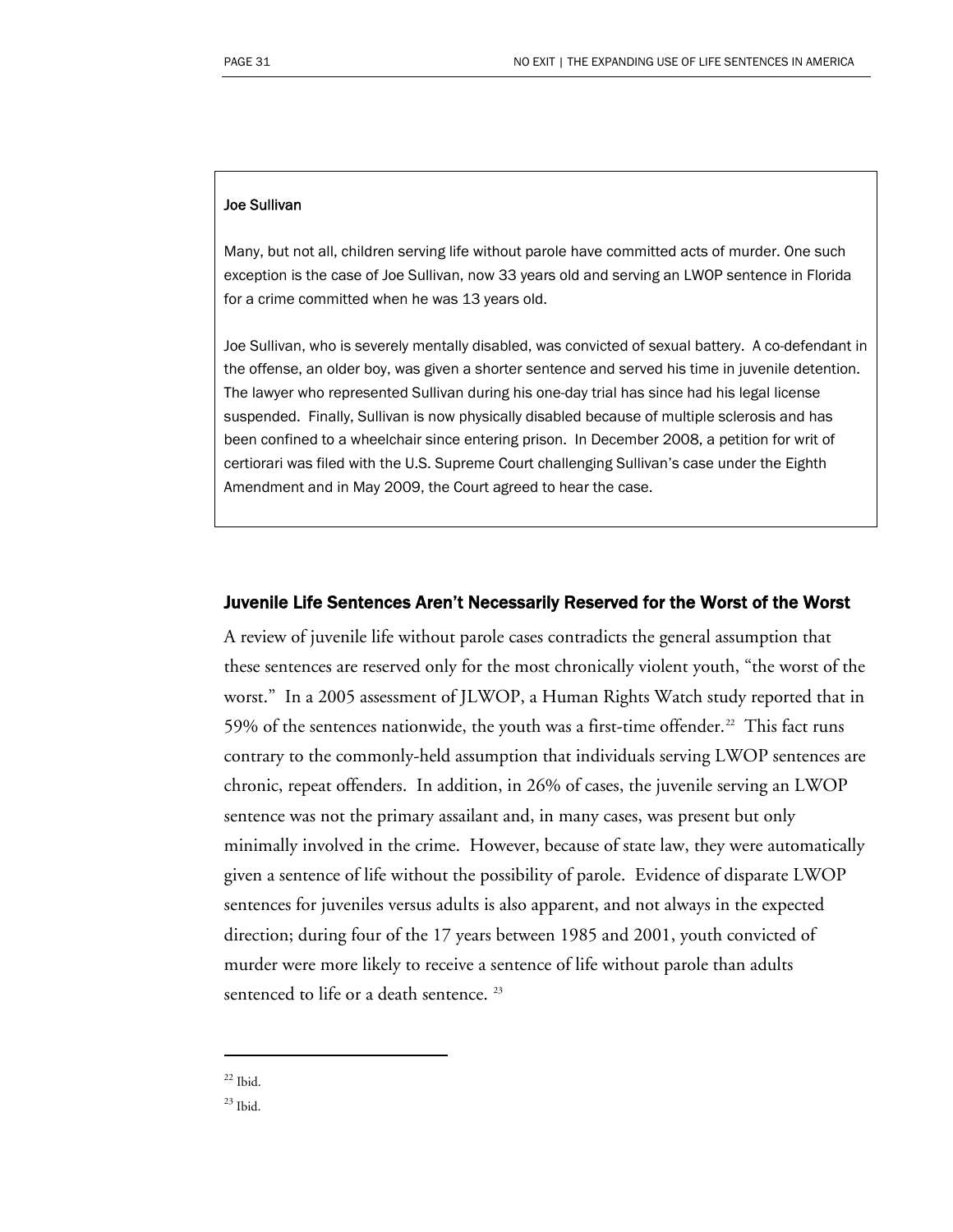**Joe Sullivan**

Many, but not all, children serving life without parole have committed acts of murder. One such exception is the case of Joe Sullivan, now 33 years old and serving an LWOP sentence in Florida for a crime committed when he was 13 years old.

Joe Sullivan, who is severely mentally disabled, was convicted of sexual battery. A co-defendant in the offense, an older boy, was given a shorter sentence and served his time in juvenile detention. The lawyer who represented Sullivan during his one-day trial has since had his legal license suspended. Finally, Sullivan is now physically disabled because of multiple sclerosis and has been confined to a wheelchair since entering prison. In December 2008, a petition for writ of certiorari was filed with the U.S. Supreme Court challenging Sullivan's case under the Eighth Amendment and in May 2009, the Court agreed to hear the case.

## Juvenile Life Sentences Aren't Necessarily Reserved for the Worst of the Worst

A review of juvenile life without parole cases contradicts the general assumption that these sentences are reserved only for the most chronically violent youth, "the worst of the worst." In a 2005 assessment of JLWOP, a Human Rights Watch study reported that in 59% of the sentences nationwide, the youth was a first-time offender.[22] This fact runs contrary to the commonly-held assumption that individuals serving LWOP sentences are chronic, repeat offenders. In addition, in 26% of cases, the juvenile serving an LWOP sentence was not the primary assailant and, in many cases, was present but only minimally involved in the crime. However, because of state law, they were automatically given a sentence of life without the possibility of parole. Evidence of disparate LWOP sentences for juveniles versus adults is also apparent, and not always in the expected direction; during four of the 17 years between 1985 and 2001, youth convicted of murder were more likely to receive a sentence of life without parole than adults sentenced to life or a death sentence.[23]

[22] Ibid.

[23] Ibid.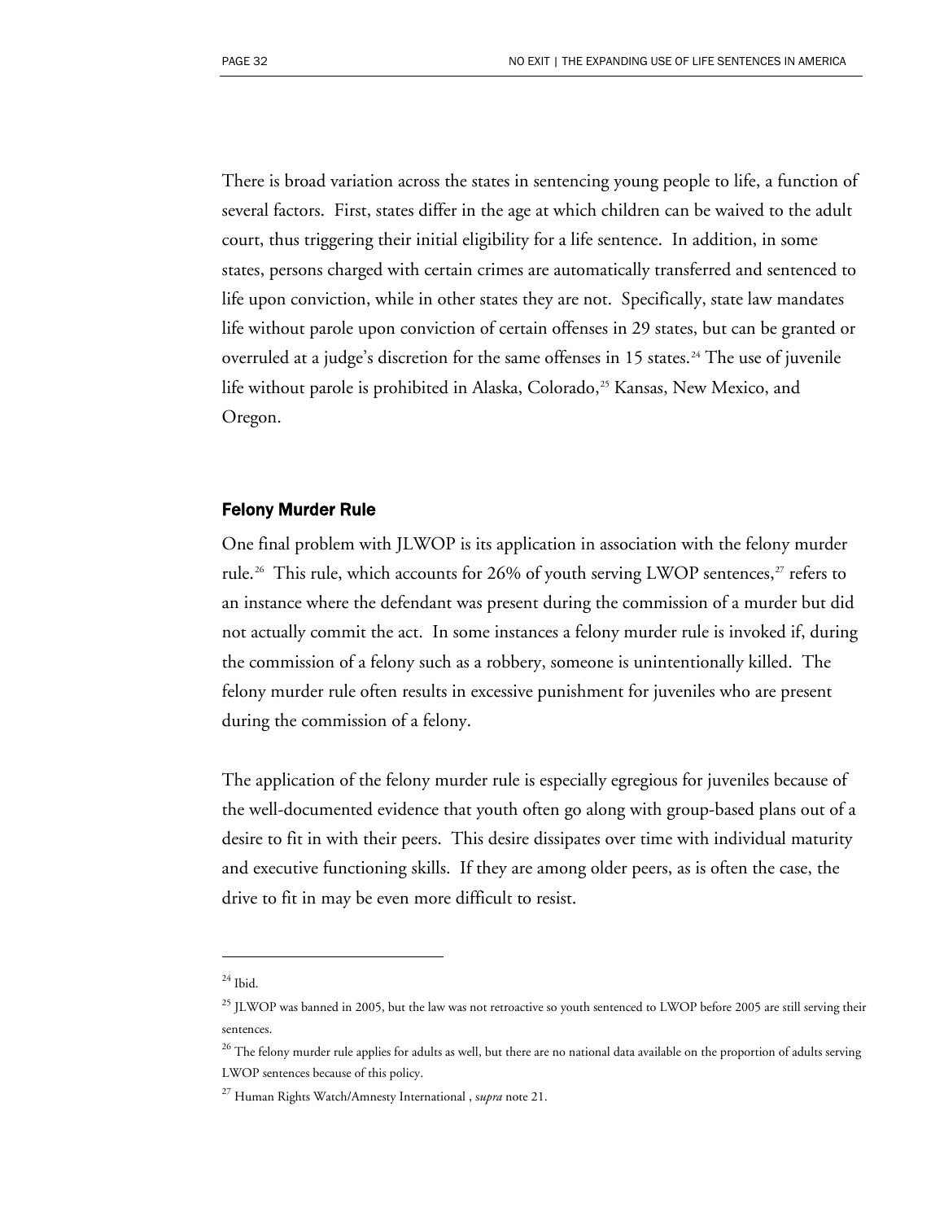There is broad variation across the states in sentencing young people to life, a function of several factors. First, states differ in the age at which children can be waived to the adult court, thus triggering their initial eligibility for a life sentence. In addition, in some states, persons charged with certain crimes are automatically transferred and sentenced to life upon conviction, while in other states they are not. Specifically, state law mandates life without parole upon conviction of certain offenses in 29 states, but can be granted or overruled at a judge's discretion for the same offenses in 15 states.[24] The use of juvenile life without parole is prohibited in Alaska, Colorado,[25] Kansas, New Mexico, and Oregon.

### Felony Murder Rule

One final problem with JLWOP is its application in association with the felony murder rule.[26] This rule, which accounts for 26% of youth serving LWOP sentences,[27] refers to an instance where the defendant was present during the commission of a murder but did not actually commit the act. In some instances a felony murder rule is invoked if, during the commission of a felony such as a robbery, someone is unintentionally killed. The felony murder rule often results in excessive punishment for juveniles who are present during the commission of a felony.

The application of the felony murder rule is especially egregious for juveniles because of the well-documented evidence that youth often go along with group-based plans out of a desire to fit in with their peers. This desire dissipates over time with individual maturity and executive functioning skills. If they are among older peers, as is often the case, the drive to fit in may be even more difficult to resist.

---

[24] Ibid.

[25] JLWOP was banned in 2005, but the law was not retroactive so youth sentenced to LWOP before 2005 are still serving their sentences.

[26] The felony murder rule applies for adults as well, but there are no national data available on the proportion of adults serving LWOP sentences because of this policy.

[27] Human Rights Watch/Amnesty International , s*upra* note 21.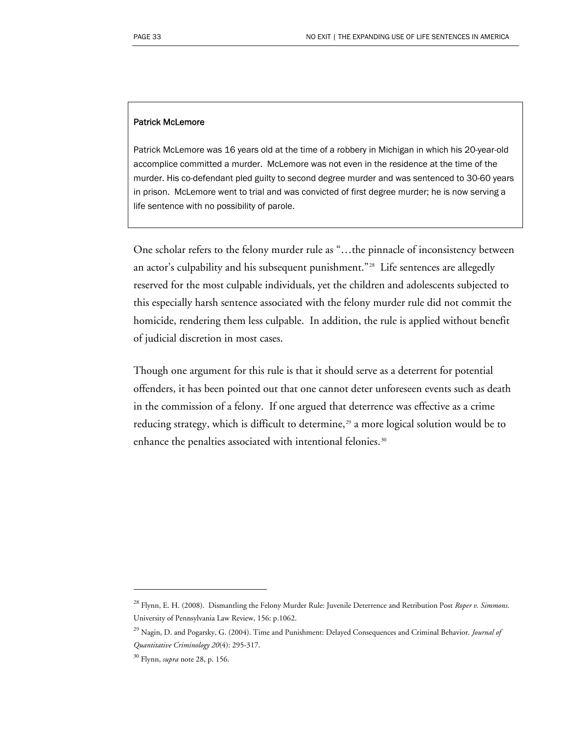**Patrick McLemore**

Patrick McLemore was 16 years old at the time of a robbery in Michigan in which his 20-year-old accomplice committed a murder. McLemore was not even in the residence at the time of the murder. His co-defendant pled guilty to second degree murder and was sentenced to 30-60 years in prison. McLemore went to trial and was convicted of first degree murder; he is now serving a life sentence with no possibility of parole.

One scholar refers to the felony murder rule as "…the pinnacle of inconsistency between an actor's culpability and his subsequent punishment."[28] Life sentences are allegedly reserved for the most culpable individuals, yet the children and adolescents subjected to this especially harsh sentence associated with the felony murder rule did not commit the homicide, rendering them less culpable. In addition, the rule is applied without benefit of judicial discretion in most cases.

Though one argument for this rule is that it should serve as a deterrent for potential offenders, it has been pointed out that one cannot deter unforeseen events such as death in the commission of a felony. If one argued that deterrence was effective as a crime reducing strategy, which is difficult to determine,[29] a more logical solution would be to enhance the penalties associated with intentional felonies.[30]

---

[28] Flynn, E. H. (2008). Dismantling the Felony Murder Rule: Juvenile Deterrence and Retribution Post *Roper v. Simmons*. University of Pennsylvania Law Review, 156: p.1062.

[29] Nagin, D. and Pogarsky, G. (2004). Time and Punishment: Delayed Consequences and Criminal Behavior. *Journal of Quantitative Criminology 20*(4): 295-317.

[30] Flynn, *supra* note 28, p. 156.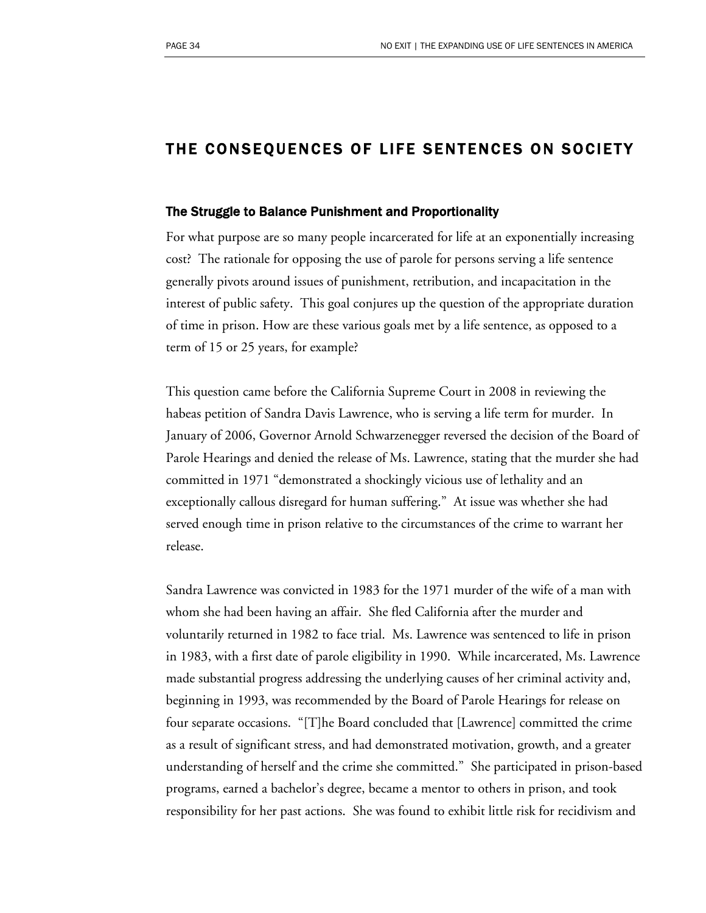## THE CONSEQUENCES OF LIFE SENTENCES ON SOCIETY

### The Struggle to Balance Punishment and Proportionality

For what purpose are so many people incarcerated for life at an exponentially increasing cost? The rationale for opposing the use of parole for persons serving a life sentence generally pivots around issues of punishment, retribution, and incapacitation in the interest of public safety. This goal conjures up the question of the appropriate duration of time in prison. How are these various goals met by a life sentence, as opposed to a term of 15 or 25 years, for example?

This question came before the California Supreme Court in 2008 in reviewing the habeas petition of Sandra Davis Lawrence, who is serving a life term for murder. In January of 2006, Governor Arnold Schwarzenegger reversed the decision of the Board of Parole Hearings and denied the release of Ms. Lawrence, stating that the murder she had committed in 1971 "demonstrated a shockingly vicious use of lethality and an exceptionally callous disregard for human suffering." At issue was whether she had served enough time in prison relative to the circumstances of the crime to warrant her release.

Sandra Lawrence was convicted in 1983 for the 1971 murder of the wife of a man with whom she had been having an affair. She fled California after the murder and voluntarily returned in 1982 to face trial. Ms. Lawrence was sentenced to life in prison in 1983, with a first date of parole eligibility in 1990. While incarcerated, Ms. Lawrence made substantial progress addressing the underlying causes of her criminal activity and, beginning in 1993, was recommended by the Board of Parole Hearings for release on four separate occasions. "[T]he Board concluded that [Lawrence] committed the crime as a result of significant stress, and had demonstrated motivation, growth, and a greater understanding of herself and the crime she committed." She participated in prison-based programs, earned a bachelor's degree, became a mentor to others in prison, and took responsibility for her past actions. She was found to exhibit little risk for recidivism and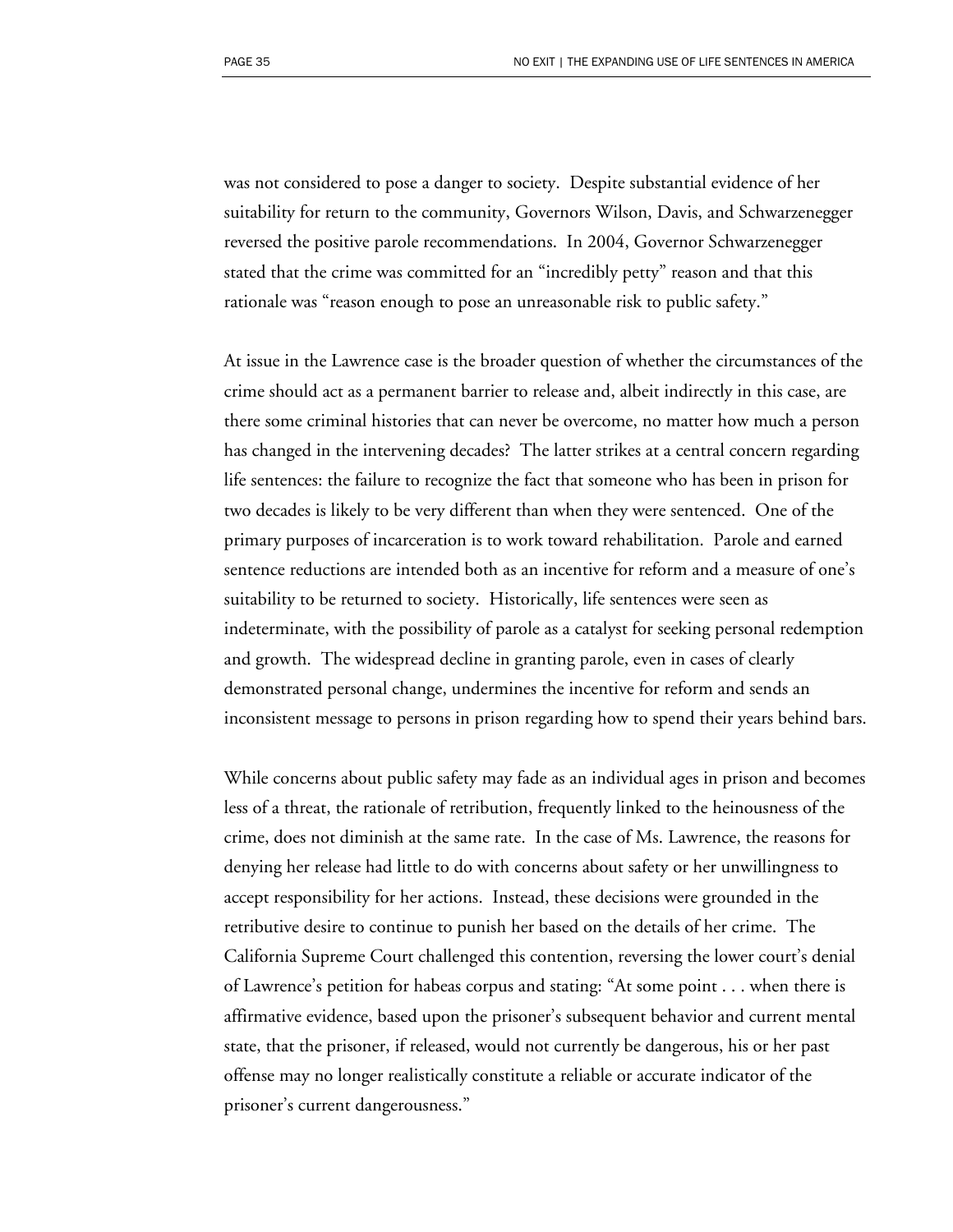was not considered to pose a danger to society. Despite substantial evidence of her suitability for return to the community, Governors Wilson, Davis, and Schwarzenegger reversed the positive parole recommendations. In 2004, Governor Schwarzenegger stated that the crime was committed for an "incredibly petty" reason and that this rationale was "reason enough to pose an unreasonable risk to public safety."

At issue in the Lawrence case is the broader question of whether the circumstances of the crime should act as a permanent barrier to release and, albeit indirectly in this case, are there some criminal histories that can never be overcome, no matter how much a person has changed in the intervening decades? The latter strikes at a central concern regarding life sentences: the failure to recognize the fact that someone who has been in prison for two decades is likely to be very different than when they were sentenced. One of the primary purposes of incarceration is to work toward rehabilitation. Parole and earned sentence reductions are intended both as an incentive for reform and a measure of one's suitability to be returned to society. Historically, life sentences were seen as indeterminate, with the possibility of parole as a catalyst for seeking personal redemption and growth. The widespread decline in granting parole, even in cases of clearly demonstrated personal change, undermines the incentive for reform and sends an inconsistent message to persons in prison regarding how to spend their years behind bars.

While concerns about public safety may fade as an individual ages in prison and becomes less of a threat, the rationale of retribution, frequently linked to the heinousness of the crime, does not diminish at the same rate. In the case of Ms. Lawrence, the reasons for denying her release had little to do with concerns about safety or her unwillingness to accept responsibility for her actions. Instead, these decisions were grounded in the retributive desire to continue to punish her based on the details of her crime. The California Supreme Court challenged this contention, reversing the lower court's denial of Lawrence's petition for habeas corpus and stating: "At some point . . . when there is affirmative evidence, based upon the prisoner's subsequent behavior and current mental state, that the prisoner, if released, would not currently be dangerous, his or her past offense may no longer realistically constitute a reliable or accurate indicator of the prisoner's current dangerousness."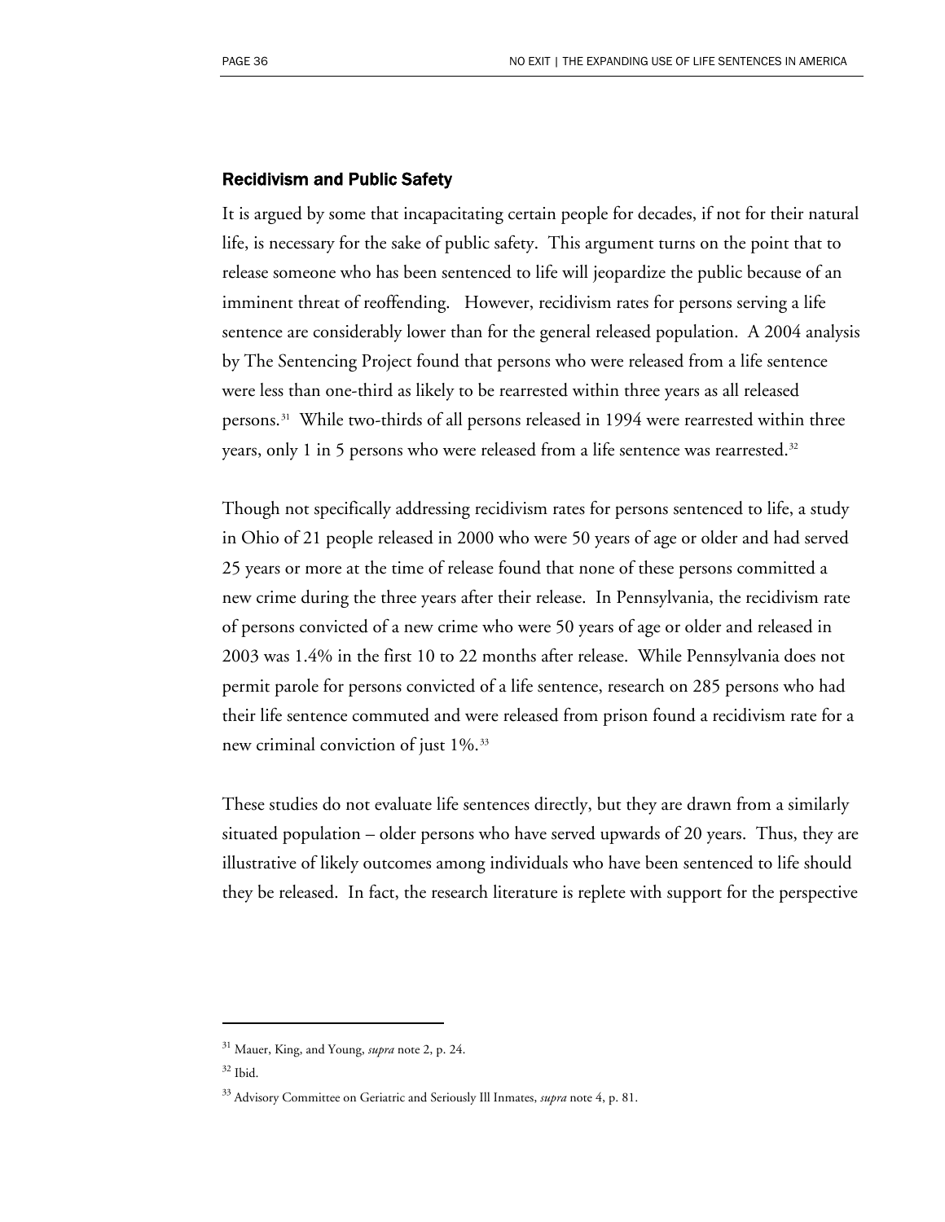### Recidivism and Public Safety

It is argued by some that incapacitating certain people for decades, if not for their natural life, is necessary for the sake of public safety. This argument turns on the point that to release someone who has been sentenced to life will jeopardize the public because of an imminent threat of reoffending. However, recidivism rates for persons serving a life sentence are considerably lower than for the general released population. A 2004 analysis by The Sentencing Project found that persons who were released from a life sentence were less than one-third as likely to be rearrested within three years as all released persons.[31] While two-thirds of all persons released in 1994 were rearrested within three years, only 1 in 5 persons who were released from a life sentence was rearrested.[32]

Though not specifically addressing recidivism rates for persons sentenced to life, a study in Ohio of 21 people released in 2000 who were 50 years of age or older and had served 25 years or more at the time of release found that none of these persons committed a new crime during the three years after their release. In Pennsylvania, the recidivism rate of persons convicted of a new crime who were 50 years of age or older and released in 2003 was 1.4% in the first 10 to 22 months after release. While Pennsylvania does not permit parole for persons convicted of a life sentence, research on 285 persons who had their life sentence commuted and were released from prison found a recidivism rate for a new criminal conviction of just 1%.[33]

These studies do not evaluate life sentences directly, but they are drawn from a similarly situated population – older persons who have served upwards of 20 years. Thus, they are illustrative of likely outcomes among individuals who have been sentenced to life should they be released. In fact, the research literature is replete with support for the perspective

---

[31] Mauer, King, and Young, *supra* note 2, p. 24.

[32] Ibid.

[33] Advisory Committee on Geriatric and Seriously Ill Inmates, *supra* note 4, p. 81.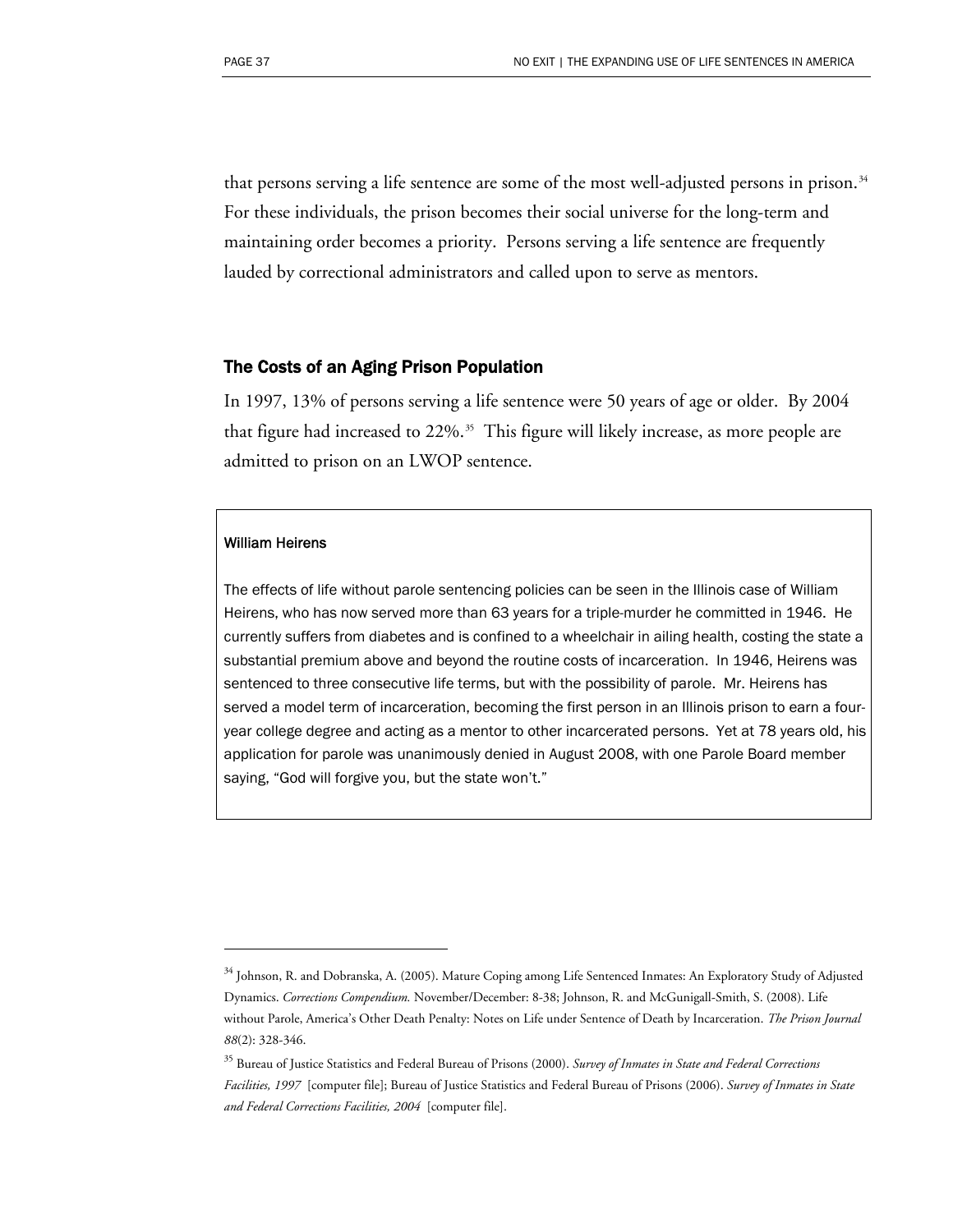that persons serving a life sentence are some of the most well-adjusted persons in prison.[34] For these individuals, the prison becomes their social universe for the long-term and maintaining order becomes a priority. Persons serving a life sentence are frequently lauded by correctional administrators and called upon to serve as mentors.

## The Costs of an Aging Prison Population

In 1997, 13% of persons serving a life sentence were 50 years of age or older. By 2004 that figure had increased to 22%.[35] This figure will likely increase, as more people are admitted to prison on an LWOP sentence.

> **William Heirens**
>
> The effects of life without parole sentencing policies can be seen in the Illinois case of William Heirens, who has now served more than 63 years for a triple-murder he committed in 1946. He currently suffers from diabetes and is confined to a wheelchair in ailing health, costing the state a substantial premium above and beyond the routine costs of incarceration. In 1946, Heirens was sentenced to three consecutive life terms, but with the possibility of parole. Mr. Heirens has served a model term of incarceration, becoming the first person in an Illinois prison to earn a four-year college degree and acting as a mentor to other incarcerated persons. Yet at 78 years old, his application for parole was unanimously denied in August 2008, with one Parole Board member saying, "God will forgive you, but the state won't."

---

[34] Johnson, R. and Dobranska, A. (2005). Mature Coping among Life Sentenced Inmates: An Exploratory Study of Adjusted Dynamics. *Corrections Compendium.* November/December: 8-38; Johnson, R. and McGunigall-Smith, S. (2008). Life without Parole, America's Other Death Penalty: Notes on Life under Sentence of Death by Incarceration. *The Prison Journal 88*(2): 328-346.

[35] Bureau of Justice Statistics and Federal Bureau of Prisons (2000). *Survey of Inmates in State and Federal Corrections Facilities, 1997* [computer file]; Bureau of Justice Statistics and Federal Bureau of Prisons (2006). *Survey of Inmates in State and Federal Corrections Facilities, 2004* [computer file].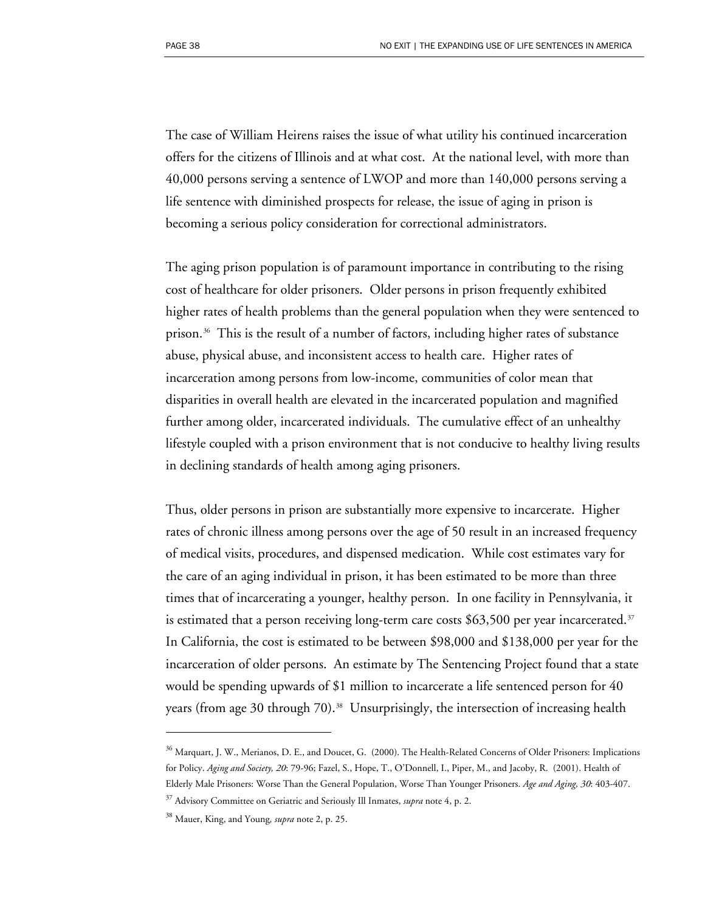The case of William Heirens raises the issue of what utility his continued incarceration offers for the citizens of Illinois and at what cost. At the national level, with more than 40,000 persons serving a sentence of LWOP and more than 140,000 persons serving a life sentence with diminished prospects for release, the issue of aging in prison is becoming a serious policy consideration for correctional administrators.

The aging prison population is of paramount importance in contributing to the rising cost of healthcare for older prisoners. Older persons in prison frequently exhibited higher rates of health problems than the general population when they were sentenced to prison.[36] This is the result of a number of factors, including higher rates of substance abuse, physical abuse, and inconsistent access to health care. Higher rates of incarceration among persons from low-income, communities of color mean that disparities in overall health are elevated in the incarcerated population and magnified further among older, incarcerated individuals. The cumulative effect of an unhealthy lifestyle coupled with a prison environment that is not conducive to healthy living results in declining standards of health among aging prisoners.

Thus, older persons in prison are substantially more expensive to incarcerate. Higher rates of chronic illness among persons over the age of 50 result in an increased frequency of medical visits, procedures, and dispensed medication. While cost estimates vary for the care of an aging individual in prison, it has been estimated to be more than three times that of incarcerating a younger, healthy person. In one facility in Pennsylvania, it is estimated that a person receiving long-term care costs $63,500 per year incarcerated.[37] In California, the cost is estimated to be between $98,000 and $138,000 per year for the incarceration of older persons. An estimate by The Sentencing Project found that a state would be spending upwards of $1 million to incarcerate a life sentenced person for 40 years (from age 30 through 70).[38] Unsurprisingly, the intersection of increasing health

---

[36] Marquart, J. W., Merianos, D. E., and Doucet, G. (2000). The Health-Related Concerns of Older Prisoners: Implications for Policy. *Aging and Society, 20*: 79-96; Fazel, S., Hope, T., O'Donnell, I., Piper, M., and Jacoby, R. (2001). Health of Elderly Male Prisoners: Worse Than the General Population, Worse Than Younger Prisoners. *Age and Aging, 30*: 403-407.

[37] Advisory Committee on Geriatric and Seriously Ill Inmates, *supra* note 4, p. 2.

[38] Mauer, King, and Young, *supra* note 2, p. 25.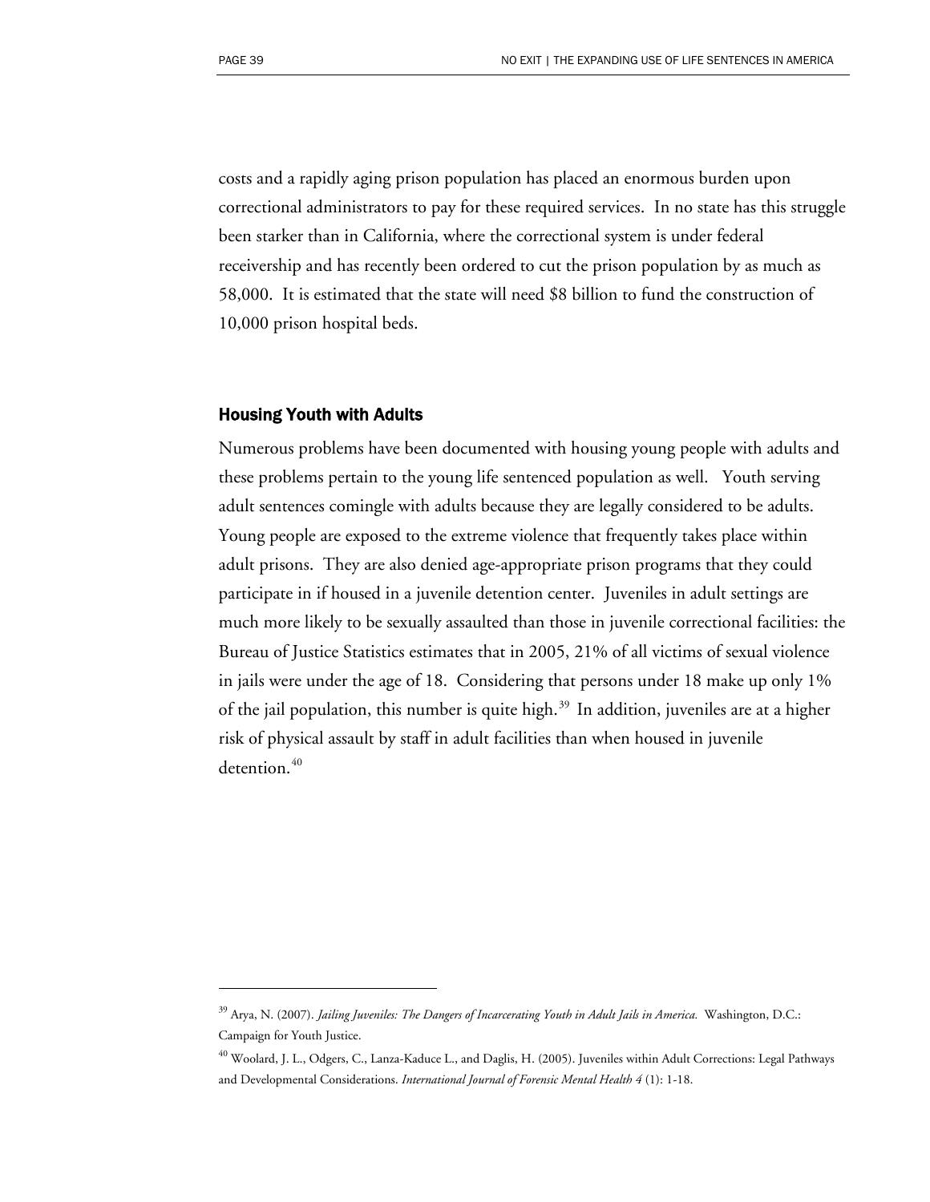costs and a rapidly aging prison population has placed an enormous burden upon correctional administrators to pay for these required services. In no state has this struggle been starker than in California, where the correctional system is under federal receivership and has recently been ordered to cut the prison population by as much as 58,000. It is estimated that the state will need $8 billion to fund the construction of 10,000 prison hospital beds.

### Housing Youth with Adults

Numerous problems have been documented with housing young people with adults and these problems pertain to the young life sentenced population as well. Youth serving adult sentences comingle with adults because they are legally considered to be adults. Young people are exposed to the extreme violence that frequently takes place within adult prisons. They are also denied age-appropriate prison programs that they could participate in if housed in a juvenile detention center. Juveniles in adult settings are much more likely to be sexually assaulted than those in juvenile correctional facilities: the Bureau of Justice Statistics estimates that in 2005, 21% of all victims of sexual violence in jails were under the age of 18. Considering that persons under 18 make up only 1% of the jail population, this number is quite high.[39] In addition, juveniles are at a higher risk of physical assault by staff in adult facilities than when housed in juvenile detention.[40]

---

[39] Arya, N. (2007). *Jailing Juveniles: The Dangers of Incarcerating Youth in Adult Jails in America.* Washington, D.C.: Campaign for Youth Justice.

[40] Woolard, J. L., Odgers, C., Lanza-Kaduce L., and Daglis, H. (2005). Juveniles within Adult Corrections: Legal Pathways and Developmental Considerations. *International Journal of Forensic Mental Health 4* (1): 1-18.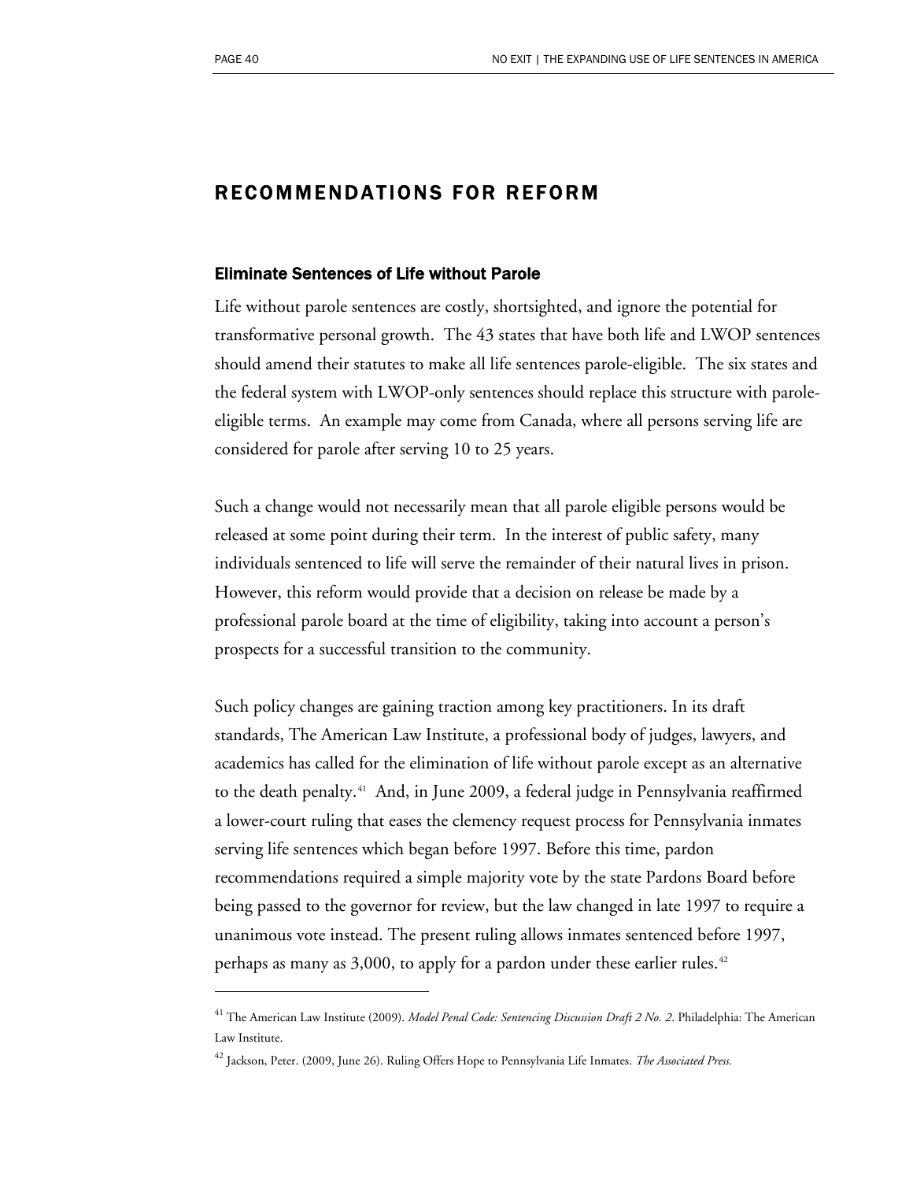## RECOMMENDATIONS FOR REFORM

### Eliminate Sentences of Life without Parole

Life without parole sentences are costly, shortsighted, and ignore the potential for transformative personal growth. The 43 states that have both life and LWOP sentences should amend their statutes to make all life sentences parole-eligible. The six states and the federal system with LWOP-only sentences should replace this structure with parole-eligible terms. An example may come from Canada, where all persons serving life are considered for parole after serving 10 to 25 years.

Such a change would not necessarily mean that all parole eligible persons would be released at some point during their term. In the interest of public safety, many individuals sentenced to life will serve the remainder of their natural lives in prison. However, this reform would provide that a decision on release be made by a professional parole board at the time of eligibility, taking into account a person's prospects for a successful transition to the community.

Such policy changes are gaining traction among key practitioners. In its draft standards, The American Law Institute, a professional body of judges, lawyers, and academics has called for the elimination of life without parole except as an alternative to the death penalty.[41] And, in June 2009, a federal judge in Pennsylvania reaffirmed a lower-court ruling that eases the clemency request process for Pennsylvania inmates serving life sentences which began before 1997. Before this time, pardon recommendations required a simple majority vote by the state Pardons Board before being passed to the governor for review, but the law changed in late 1997 to require a unanimous vote instead. The present ruling allows inmates sentenced before 1997, perhaps as many as 3,000, to apply for a pardon under these earlier rules.[42]

---

[41] The American Law Institute (2009). *Model Penal Code: Sentencing Discussion Draft 2 No. 2*. Philadelphia: The American Law Institute.

[42] Jackson, Peter. (2009, June 26). Ruling Offers Hope to Pennsylvania Life Inmates. *The Associated Press.*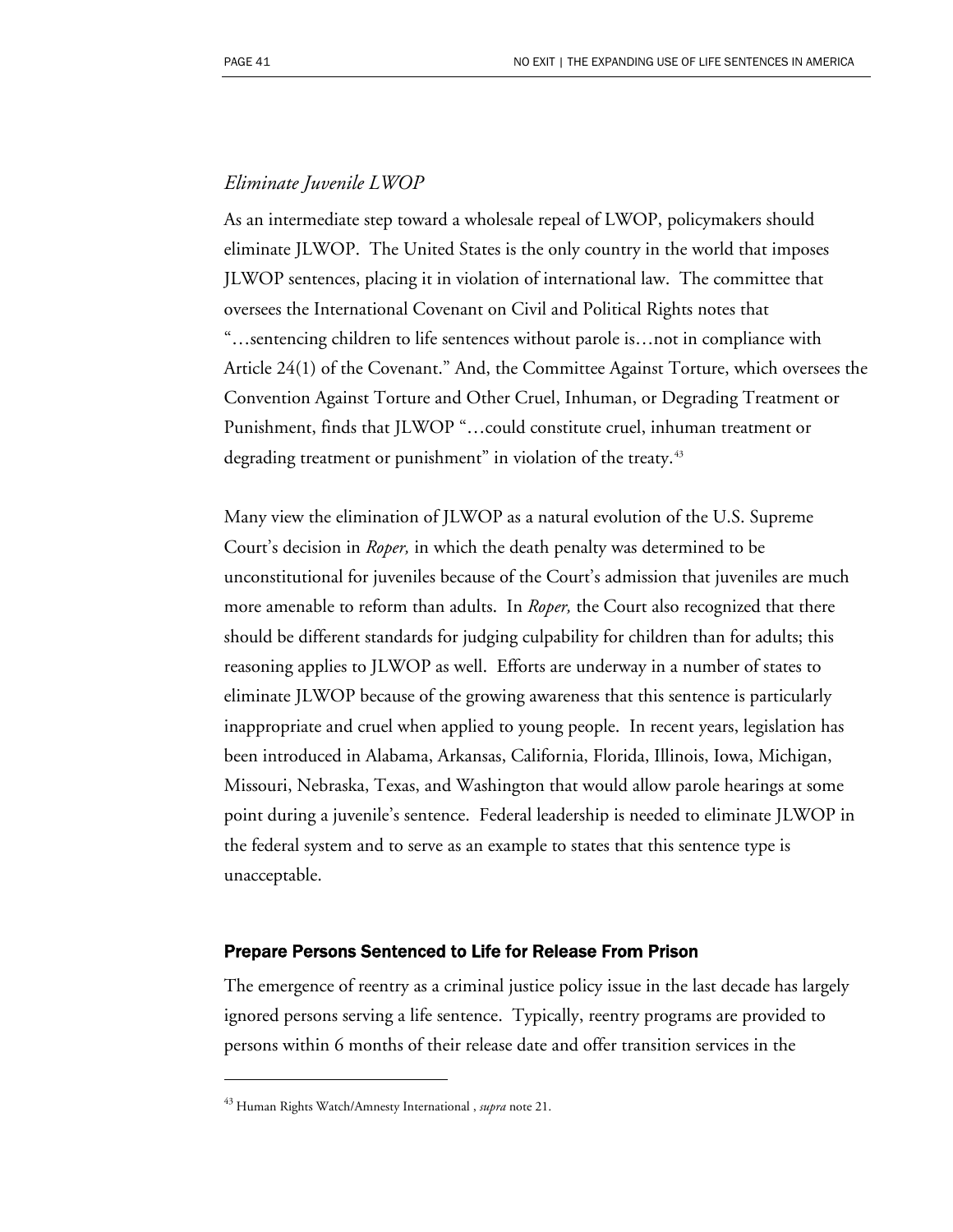### *Eliminate Juvenile LWOP*

As an intermediate step toward a wholesale repeal of LWOP, policymakers should eliminate JLWOP. The United States is the only country in the world that imposes JLWOP sentences, placing it in violation of international law. The committee that oversees the International Covenant on Civil and Political Rights notes that "…sentencing children to life sentences without parole is…not in compliance with Article 24(1) of the Covenant." And, the Committee Against Torture, which oversees the Convention Against Torture and Other Cruel, Inhuman, or Degrading Treatment or Punishment, finds that JLWOP "…could constitute cruel, inhuman treatment or degrading treatment or punishment" in violation of the treaty.[43]

Many view the elimination of JLWOP as a natural evolution of the U.S. Supreme Court's decision in *Roper,* in which the death penalty was determined to be unconstitutional for juveniles because of the Court's admission that juveniles are much more amenable to reform than adults. In *Roper,* the Court also recognized that there should be different standards for judging culpability for children than for adults; this reasoning applies to JLWOP as well. Efforts are underway in a number of states to eliminate JLWOP because of the growing awareness that this sentence is particularly inappropriate and cruel when applied to young people. In recent years, legislation has been introduced in Alabama, Arkansas, California, Florida, Illinois, Iowa, Michigan, Missouri, Nebraska, Texas, and Washington that would allow parole hearings at some point during a juvenile's sentence. Federal leadership is needed to eliminate JLWOP in the federal system and to serve as an example to states that this sentence type is unacceptable.

## Prepare Persons Sentenced to Life for Release From Prison

The emergence of reentry as a criminal justice policy issue in the last decade has largely ignored persons serving a life sentence. Typically, reentry programs are provided to persons within 6 months of their release date and offer transition services in the

---

[43] Human Rights Watch/Amnesty International , *supra* note 21.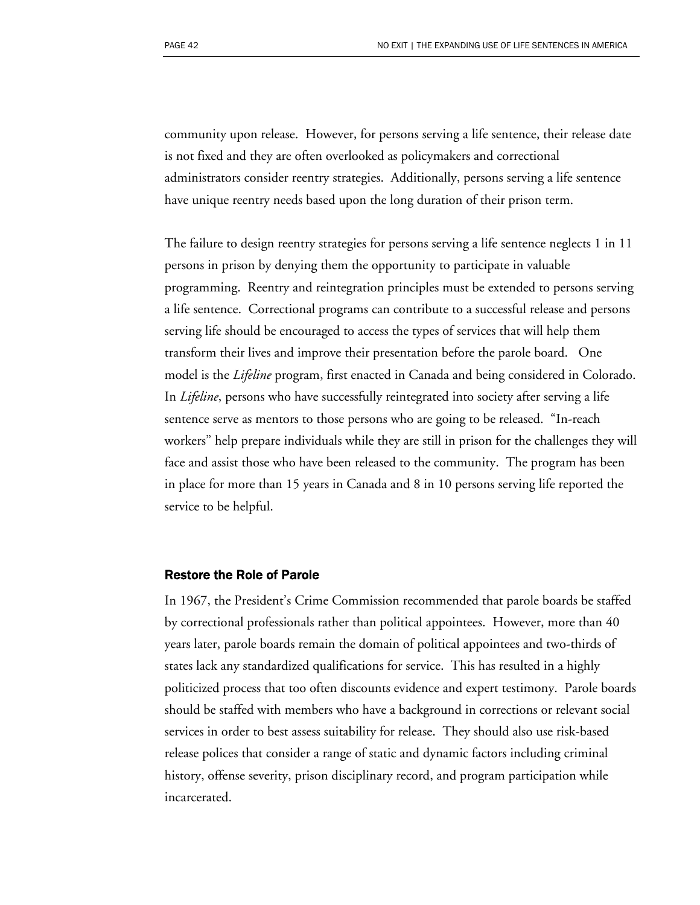community upon release. However, for persons serving a life sentence, their release date is not fixed and they are often overlooked as policymakers and correctional administrators consider reentry strategies. Additionally, persons serving a life sentence have unique reentry needs based upon the long duration of their prison term.

The failure to design reentry strategies for persons serving a life sentence neglects 1 in 11 persons in prison by denying them the opportunity to participate in valuable programming. Reentry and reintegration principles must be extended to persons serving a life sentence. Correctional programs can contribute to a successful release and persons serving life should be encouraged to access the types of services that will help them transform their lives and improve their presentation before the parole board. One model is the *Lifeline* program, first enacted in Canada and being considered in Colorado. In *Lifeline*, persons who have successfully reintegrated into society after serving a life sentence serve as mentors to those persons who are going to be released. "In-reach workers" help prepare individuals while they are still in prison for the challenges they will face and assist those who have been released to the community. The program has been in place for more than 15 years in Canada and 8 in 10 persons serving life reported the service to be helpful.

### Restore the Role of Parole

In 1967, the President's Crime Commission recommended that parole boards be staffed by correctional professionals rather than political appointees. However, more than 40 years later, parole boards remain the domain of political appointees and two-thirds of states lack any standardized qualifications for service. This has resulted in a highly politicized process that too often discounts evidence and expert testimony. Parole boards should be staffed with members who have a background in corrections or relevant social services in order to best assess suitability for release. They should also use risk-based release polices that consider a range of static and dynamic factors including criminal history, offense severity, prison disciplinary record, and program participation while incarcerated.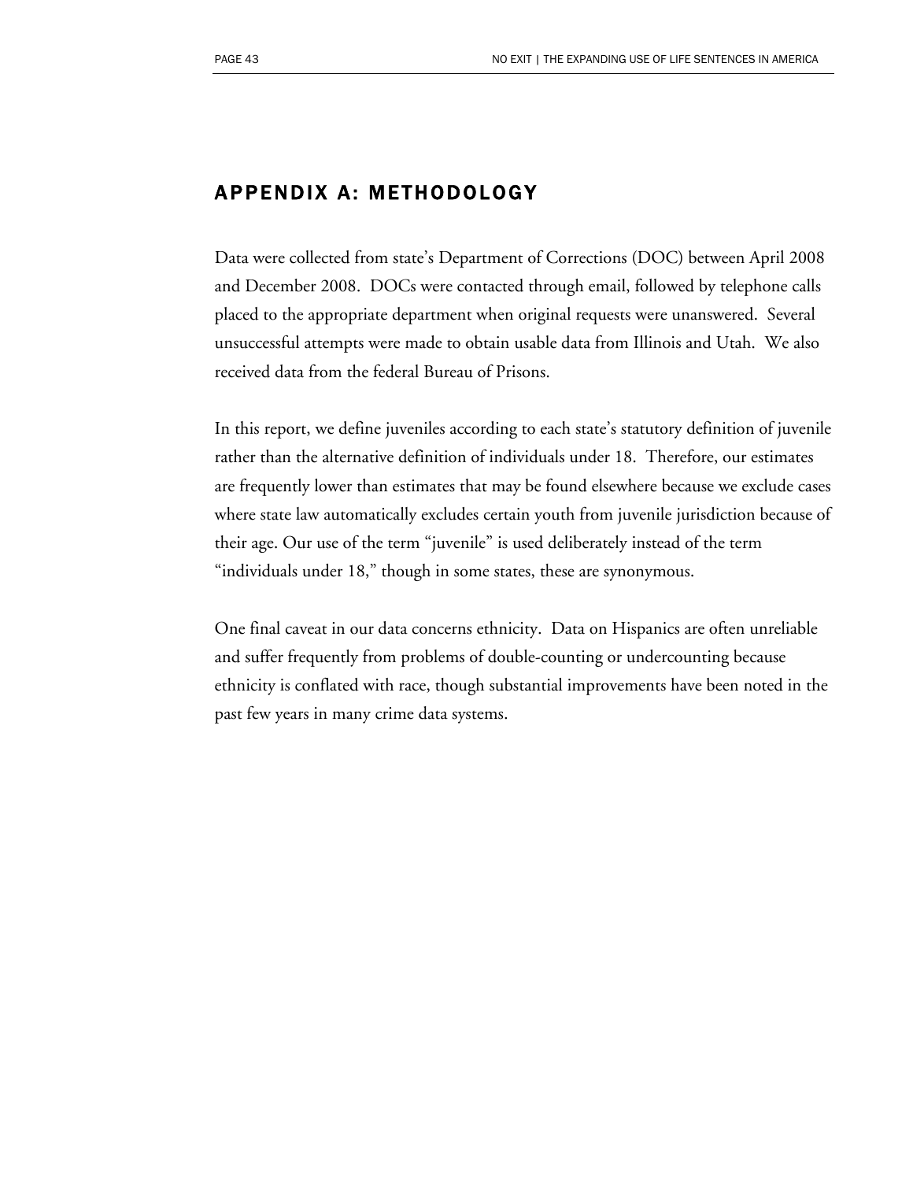## APPENDIX A: METHODOLOGY

Data were collected from state's Department of Corrections (DOC) between April 2008 and December 2008. DOCs were contacted through email, followed by telephone calls placed to the appropriate department when original requests were unanswered. Several unsuccessful attempts were made to obtain usable data from Illinois and Utah. We also received data from the federal Bureau of Prisons.

In this report, we define juveniles according to each state's statutory definition of juvenile rather than the alternative definition of individuals under 18. Therefore, our estimates are frequently lower than estimates that may be found elsewhere because we exclude cases where state law automatically excludes certain youth from juvenile jurisdiction because of their age. Our use of the term "juvenile" is used deliberately instead of the term "individuals under 18," though in some states, these are synonymous.

One final caveat in our data concerns ethnicity. Data on Hispanics are often unreliable and suffer frequently from problems of double-counting or undercounting because ethnicity is conflated with race, though substantial improvements have been noted in the past few years in many crime data systems.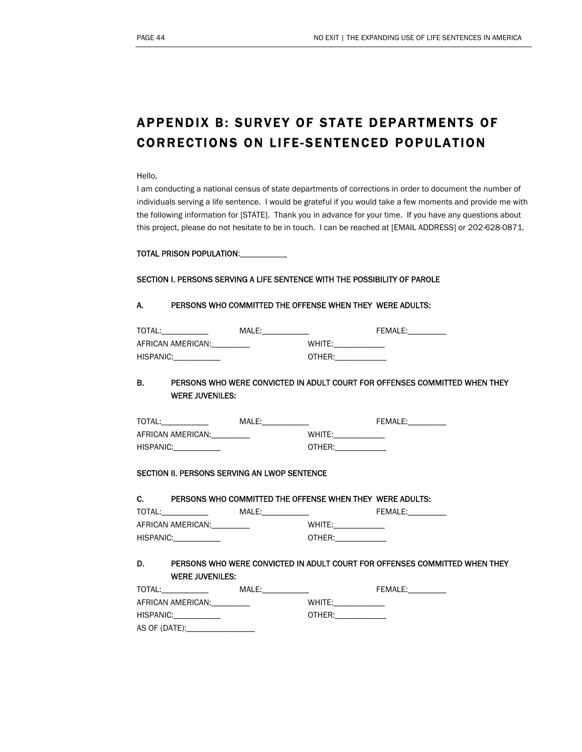# APPENDIX B: SURVEY OF STATE DEPARTMENTS OF CORRECTIONS ON LIFE-SENTENCED POPULATION

Hello,

I am conducting a national census of state departments of corrections in order to document the number of individuals serving a life sentence. I would be grateful if you would take a few moments and provide me with the following information for [STATE]. Thank you in advance for your time. If you have any questions about this project, please do not hesitate to be in touch. I can be reached at [EMAIL ADDRESS] or 202-628-0871.

**TOTAL PRISON POPULATION:___________**

**SECTION I. PERSONS SERVING A LIFE SENTENCE WITH THE POSSIBILITY OF PAROLE**

**A. PERSONS WHO COMMITTED THE OFFENSE WHEN THEY WERE ADULTS:**

TOTAL:___________ MALE:___________ FEMALE:_________

AFRICAN AMERICAN:_________ WHITE:____________

HISPANIC:___________ OTHER:____________

**B. PERSONS WHO WERE CONVICTED IN ADULT COURT FOR OFFENSES COMMITTED WHEN THEY WERE JUVENILES:**

TOTAL:___________ MALE:___________ FEMALE:_________

AFRICAN AMERICAN:_________ WHITE:____________

HISPANIC:___________ OTHER:____________

**SECTION II. PERSONS SERVING AN LWOP SENTENCE**

**C. PERSONS WHO COMMITTED THE OFFENSE WHEN THEY WERE ADULTS:**

TOTAL:___________ MALE:___________ FEMALE:_________

AFRICAN AMERICAN:_________ WHITE:____________

HISPANIC:___________ OTHER:____________

**D. PERSONS WHO WERE CONVICTED IN ADULT COURT FOR OFFENSES COMMITTED WHEN THEY WERE JUVENILES:**

TOTAL:___________ MALE:___________ FEMALE:_________

AFRICAN AMERICAN:_________ WHITE:____________

HISPANIC:___________ OTHER:____________

AS OF (DATE):________________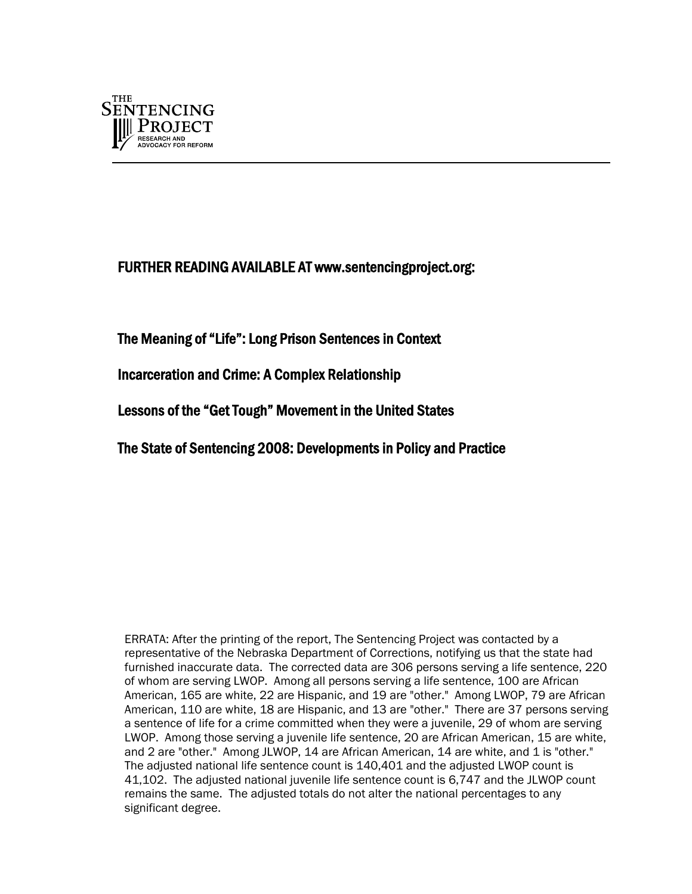THE SENTENCING PROJECT
RESEARCH AND ADVOCACY FOR REFORM

---

## FURTHER READING AVAILABLE AT www.sentencingproject.org:

**The Meaning of "Life": Long Prison Sentences in Context**

**Incarceration and Crime: A Complex Relationship**

**Lessons of the "Get Tough" Movement in the United States**

**The State of Sentencing 2008: Developments in Policy and Practice**

ERRATA: After the printing of the report, The Sentencing Project was contacted by a representative of the Nebraska Department of Corrections, notifying us that the state had furnished inaccurate data. The corrected data are 306 persons serving a life sentence, 220 of whom are serving LWOP. Among all persons serving a life sentence, 100 are African American, 165 are white, 22 are Hispanic, and 19 are "other." Among LWOP, 79 are African American, 110 are white, 18 are Hispanic, and 13 are "other." There are 37 persons serving a sentence of life for a crime committed when they were a juvenile, 29 of whom are serving LWOP. Among those serving a juvenile life sentence, 20 are African American, 15 are white, and 2 are "other." Among JLWOP, 14 are African American, 14 are white, and 1 is "other." The adjusted national life sentence count is 140,401 and the adjusted LWOP count is 41,102. The adjusted national juvenile life sentence count is 6,747 and the JLWOP count remains the same. The adjusted totals do not alter the national percentages to any significant degree.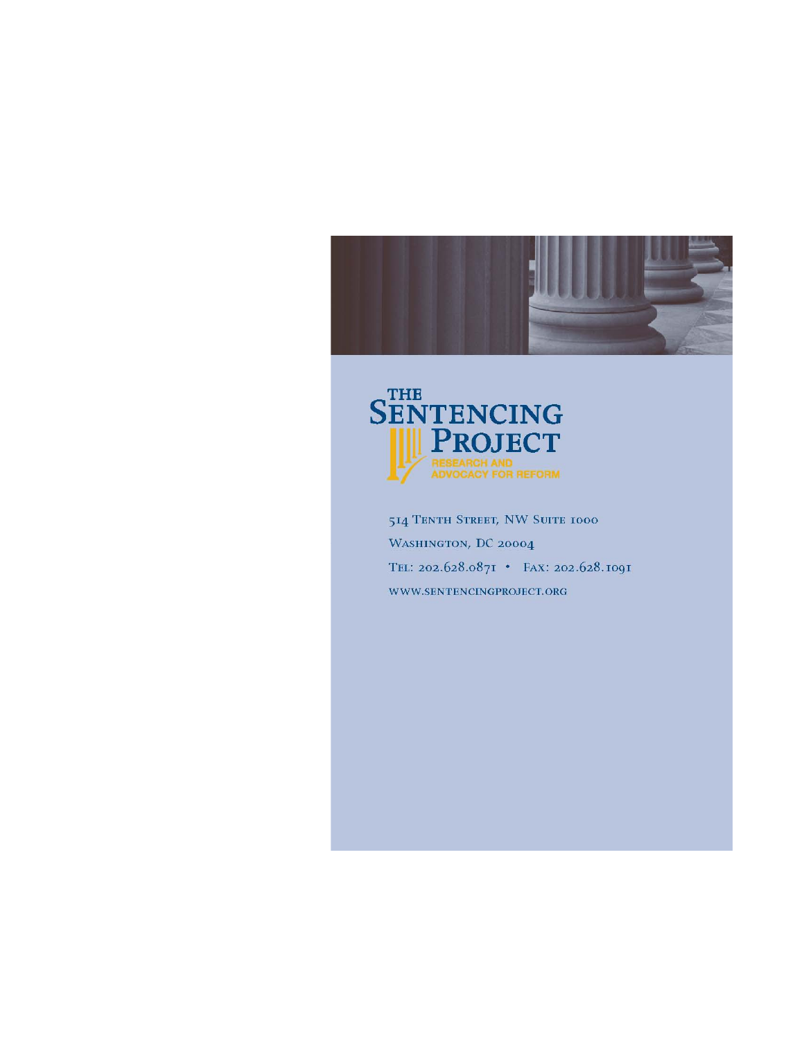THE SENTENCING PROJECT

RESEARCH AND ADVOCACY FOR REFORM

514 Tenth Street, NW Suite 1000

Washington, DC 20004

Tel: 202.628.0871 • Fax: 202.628.1091

www.sentencingproject.org